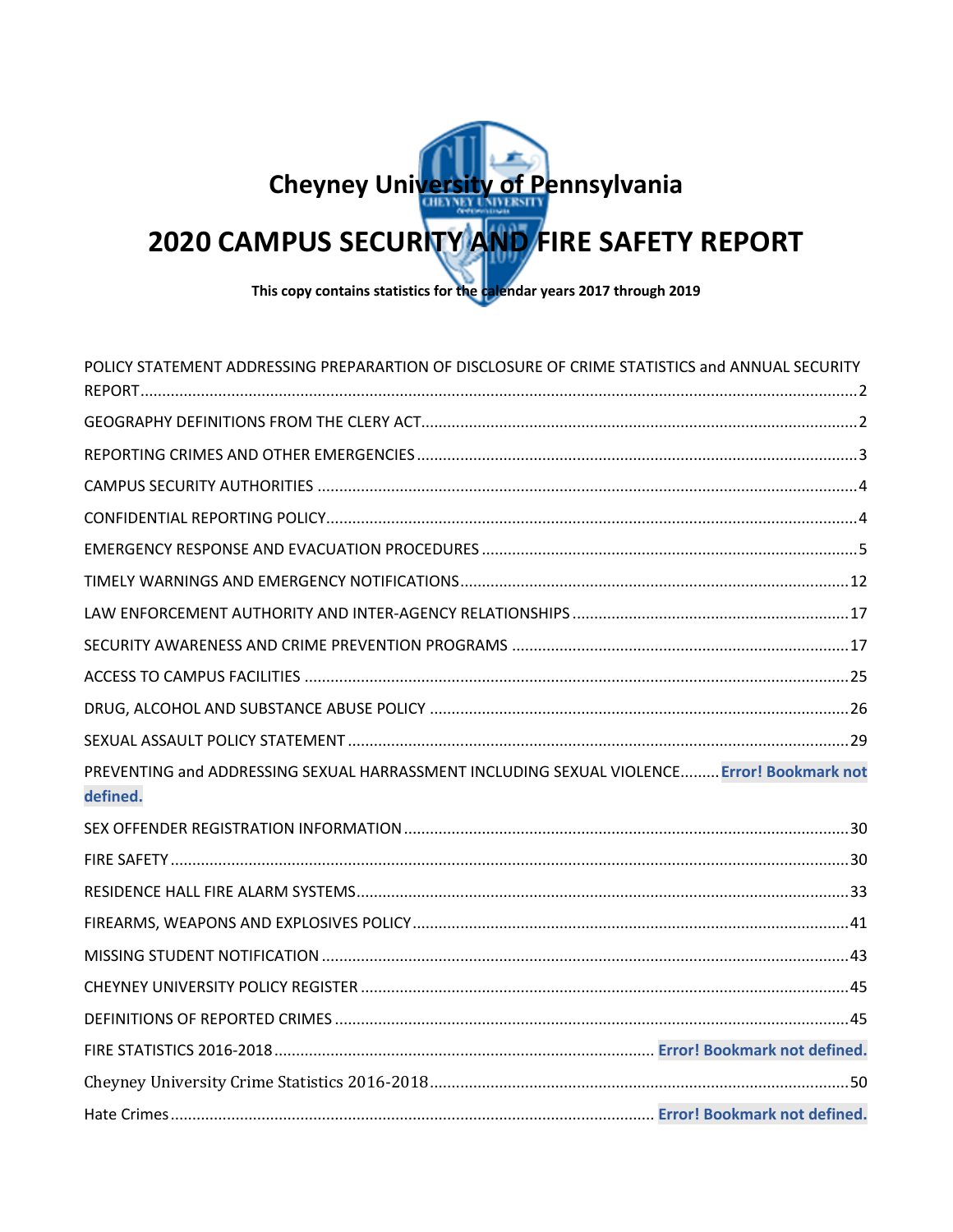# Cheyney University of Pennsylvania

# 2020 CAMPUS SECURITY AND FIRE SAFETY REPORT

**This copy contains statistics for the calendar years 2017 through 2019**

POLICY STATEMENT ADDRESSING PREPARARTION OF DISCLOSURE OF CRIME STATISTICS and ANNUAL SECURITY REPORT .......... 2

GEOGRAPHY DEFINITIONS FROM THE CLERY ACT .......... 2

REPORTING CRIMES AND OTHER EMERGENCIES .......... 3

CAMPUS SECURITY AUTHORITIES .......... 4

CONFIDENTIAL REPORTING POLICY .......... 4

EMERGENCY RESPONSE AND EVACUATION PROCEDURES .......... 5

TIMELY WARNINGS AND EMERGENCY NOTIFICATIONS .......... 12

LAW ENFORCEMENT AUTHORITY AND INTER-AGENCY RELATIONSHIPS .......... 17

SECURITY AWARENESS AND CRIME PREVENTION PROGRAMS .......... 17

ACCESS TO CAMPUS FACILITIES .......... 25

DRUG, ALCOHOL AND SUBSTANCE ABUSE POLICY .......... 26

SEXUAL ASSAULT POLICY STATEMENT .......... 29

PREVENTING and ADDRESSING SEXUAL HARRASSMENT INCLUDING SEXUAL VIOLENCE .......... **Error! Bookmark not defined.**

SEX OFFENDER REGISTRATION INFORMATION .......... 30

FIRE SAFETY .......... 30

RESIDENCE HALL FIRE ALARM SYSTEMS .......... 33

FIREARMS, WEAPONS AND EXPLOSIVES POLICY .......... 41

MISSING STUDENT NOTIFICATION .......... 43

CHEYNEY UNIVERSITY POLICY REGISTER .......... 45

DEFINITIONS OF REPORTED CRIMES .......... 45

FIRE STATISTICS 2016-2018 .......... **Error! Bookmark not defined.**

Cheyney University Crime Statistics 2016-2018 .......... 50

Hate Crimes .......... **Error! Bookmark not defined.**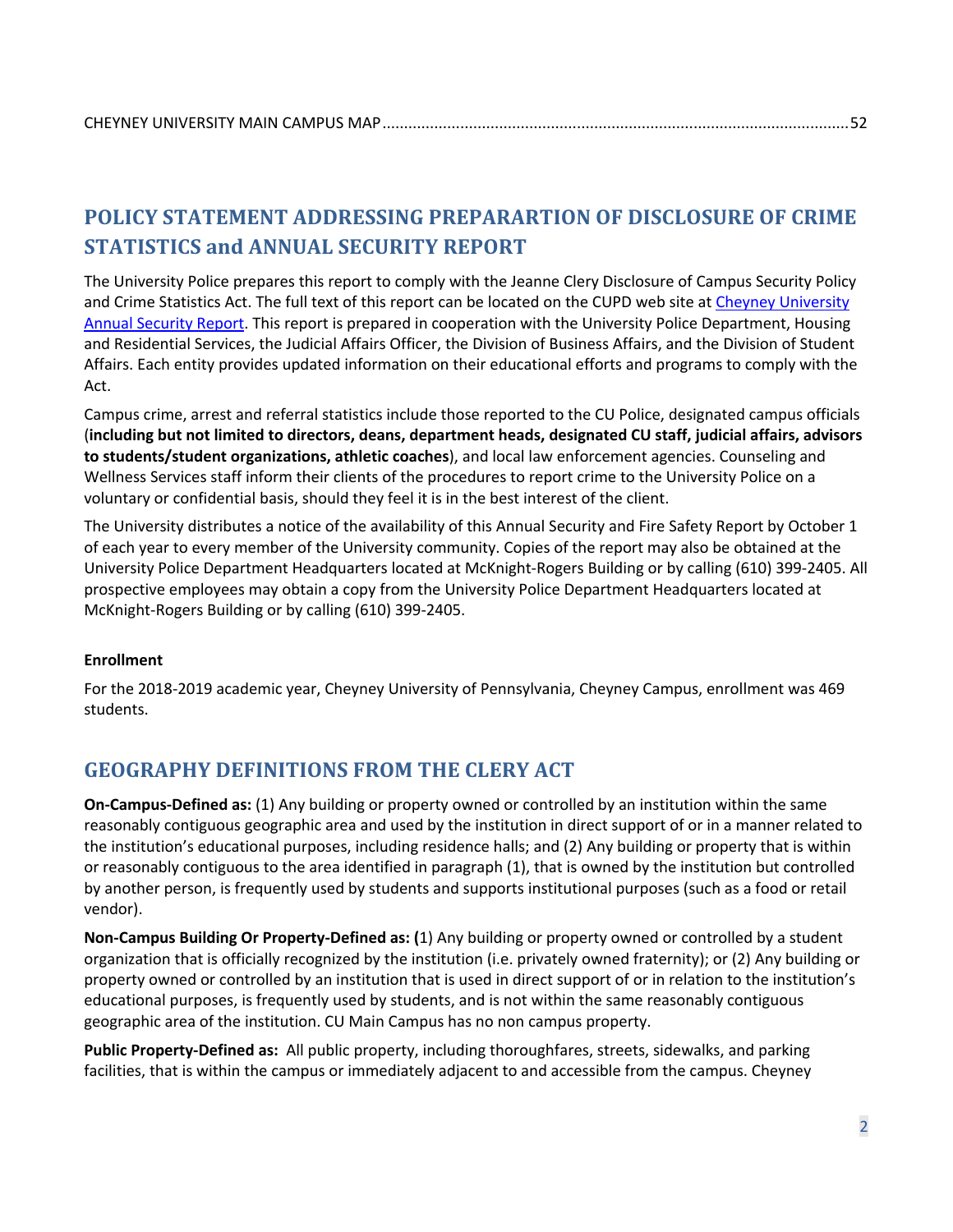CHEYNEY UNIVERSITY MAIN CAMPUS MAP ........................................................................................................... 52

## POLICY STATEMENT ADDRESSING PREPARARTION OF DISCLOSURE OF CRIME STATISTICS and ANNUAL SECURITY REPORT

The University Police prepares this report to comply with the Jeanne Clery Disclosure of Campus Security Policy and Crime Statistics Act. The full text of this report can be located on the CUPD web site at Cheyney University Annual Security Report. This report is prepared in cooperation with the University Police Department, Housing and Residential Services, the Judicial Affairs Officer, the Division of Business Affairs, and the Division of Student Affairs. Each entity provides updated information on their educational efforts and programs to comply with the Act.

Campus crime, arrest and referral statistics include those reported to the CU Police, designated campus officials (**including but not limited to directors, deans, department heads, designated CU staff, judicial affairs, advisors to students/student organizations, athletic coaches**), and local law enforcement agencies. Counseling and Wellness Services staff inform their clients of the procedures to report crime to the University Police on a voluntary or confidential basis, should they feel it is in the best interest of the client.

The University distributes a notice of the availability of this Annual Security and Fire Safety Report by October 1 of each year to every member of the University community. Copies of the report may also be obtained at the University Police Department Headquarters located at McKnight-Rogers Building or by calling (610) 399-2405. All prospective employees may obtain a copy from the University Police Department Headquarters located at McKnight-Rogers Building or by calling (610) 399-2405.

**Enrollment**

For the 2018-2019 academic year, Cheyney University of Pennsylvania, Cheyney Campus, enrollment was 469 students.

## GEOGRAPHY DEFINITIONS FROM THE CLERY ACT

**On-Campus-Defined as:** (1) Any building or property owned or controlled by an institution within the same reasonably contiguous geographic area and used by the institution in direct support of or in a manner related to the institution's educational purposes, including residence halls; and (2) Any building or property that is within or reasonably contiguous to the area identified in paragraph (1), that is owned by the institution but controlled by another person, is frequently used by students and supports institutional purposes (such as a food or retail vendor).

**Non-Campus Building Or Property-Defined as: (**1) Any building or property owned or controlled by a student organization that is officially recognized by the institution (i.e. privately owned fraternity); or (2) Any building or property owned or controlled by an institution that is used in direct support of or in relation to the institution's educational purposes, is frequently used by students, and is not within the same reasonably contiguous geographic area of the institution. CU Main Campus has no non campus property.

**Public Property-Defined as:** All public property, including thoroughfares, streets, sidewalks, and parking facilities, that is within the campus or immediately adjacent to and accessible from the campus. Cheyney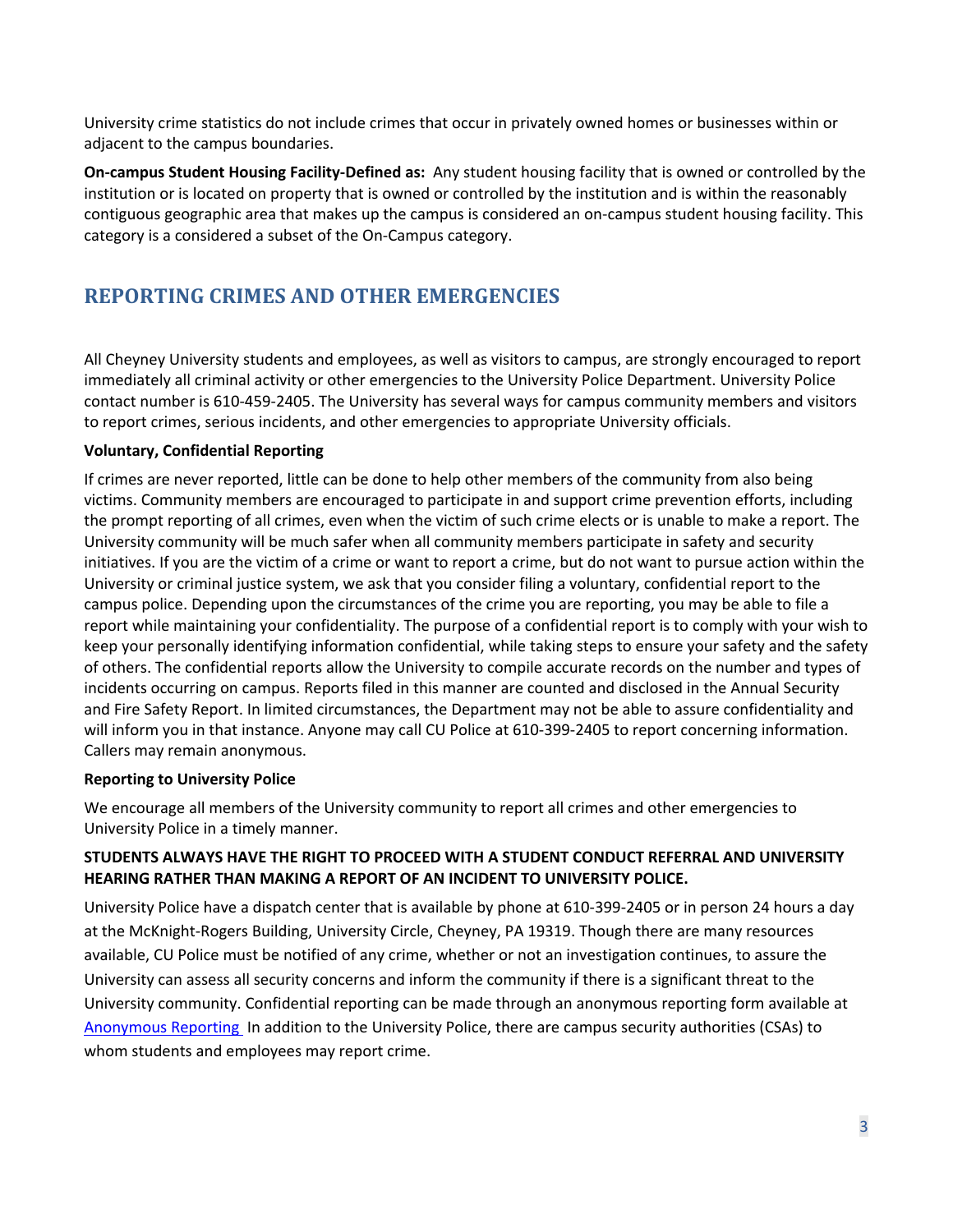University crime statistics do not include crimes that occur in privately owned homes or businesses within or adjacent to the campus boundaries.

**On-campus Student Housing Facility-Defined as:** Any student housing facility that is owned or controlled by the institution or is located on property that is owned or controlled by the institution and is within the reasonably contiguous geographic area that makes up the campus is considered an on-campus student housing facility. This category is a considered a subset of the On-Campus category.

## REPORTING CRIMES AND OTHER EMERGENCIES

All Cheyney University students and employees, as well as visitors to campus, are strongly encouraged to report immediately all criminal activity or other emergencies to the University Police Department. University Police contact number is 610-459-2405. The University has several ways for campus community members and visitors to report crimes, serious incidents, and other emergencies to appropriate University officials.

**Voluntary, Confidential Reporting**

If crimes are never reported, little can be done to help other members of the community from also being victims. Community members are encouraged to participate in and support crime prevention efforts, including the prompt reporting of all crimes, even when the victim of such crime elects or is unable to make a report. The University community will be much safer when all community members participate in safety and security initiatives. If you are the victim of a crime or want to report a crime, but do not want to pursue action within the University or criminal justice system, we ask that you consider filing a voluntary, confidential report to the campus police. Depending upon the circumstances of the crime you are reporting, you may be able to file a report while maintaining your confidentiality. The purpose of a confidential report is to comply with your wish to keep your personally identifying information confidential, while taking steps to ensure your safety and the safety of others. The confidential reports allow the University to compile accurate records on the number and types of incidents occurring on campus. Reports filed in this manner are counted and disclosed in the Annual Security and Fire Safety Report. In limited circumstances, the Department may not be able to assure confidentiality and will inform you in that instance. Anyone may call CU Police at 610-399-2405 to report concerning information. Callers may remain anonymous.

**Reporting to University Police**

We encourage all members of the University community to report all crimes and other emergencies to University Police in a timely manner.

**STUDENTS ALWAYS HAVE THE RIGHT TO PROCEED WITH A STUDENT CONDUCT REFERRAL AND UNIVERSITY HEARING RATHER THAN MAKING A REPORT OF AN INCIDENT TO UNIVERSITY POLICE.**

University Police have a dispatch center that is available by phone at 610-399-2405 or in person 24 hours a day at the McKnight-Rogers Building, University Circle, Cheyney, PA 19319. Though there are many resources available, CU Police must be notified of any crime, whether or not an investigation continues, to assure the University can assess all security concerns and inform the community if there is a significant threat to the University community. Confidential reporting can be made through an anonymous reporting form available at Anonymous Reporting In addition to the University Police, there are campus security authorities (CSAs) to whom students and employees may report crime.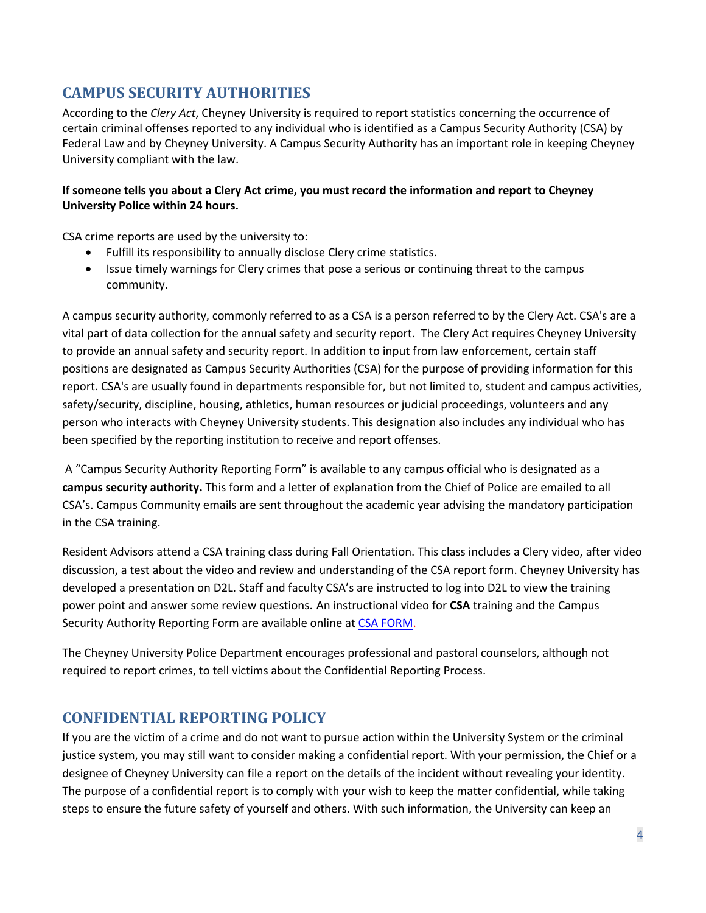## CAMPUS SECURITY AUTHORITIES

According to the *Clery Act*, Cheyney University is required to report statistics concerning the occurrence of certain criminal offenses reported to any individual who is identified as a Campus Security Authority (CSA) by Federal Law and by Cheyney University. A Campus Security Authority has an important role in keeping Cheyney University compliant with the law.

**If someone tells you about a Clery Act crime, you must record the information and report to Cheyney University Police within 24 hours.**

CSA crime reports are used by the university to:

- Fulfill its responsibility to annually disclose Clery crime statistics.
- Issue timely warnings for Clery crimes that pose a serious or continuing threat to the campus community.

A campus security authority, commonly referred to as a CSA is a person referred to by the Clery Act. CSA's are a vital part of data collection for the annual safety and security report. The Clery Act requires Cheyney University to provide an annual safety and security report. In addition to input from law enforcement, certain staff positions are designated as Campus Security Authorities (CSA) for the purpose of providing information for this report. CSA's are usually found in departments responsible for, but not limited to, student and campus activities, safety/security, discipline, housing, athletics, human resources or judicial proceedings, volunteers and any person who interacts with Cheyney University students. This designation also includes any individual who has been specified by the reporting institution to receive and report offenses.

A "Campus Security Authority Reporting Form" is available to any campus official who is designated as a **campus security authority.** This form and a letter of explanation from the Chief of Police are emailed to all CSA's. Campus Community emails are sent throughout the academic year advising the mandatory participation in the CSA training.

Resident Advisors attend a CSA training class during Fall Orientation. This class includes a Clery video, after video discussion, a test about the video and review and understanding of the CSA report form. Cheyney University has developed a presentation on D2L. Staff and faculty CSA's are instructed to log into D2L to view the training power point and answer some review questions. An instructional video for **CSA** training and the Campus Security Authority Reporting Form are available online at CSA FORM.

The Cheyney University Police Department encourages professional and pastoral counselors, although not required to report crimes, to tell victims about the Confidential Reporting Process.

## CONFIDENTIAL REPORTING POLICY

If you are the victim of a crime and do not want to pursue action within the University System or the criminal justice system, you may still want to consider making a confidential report. With your permission, the Chief or a designee of Cheyney University can file a report on the details of the incident without revealing your identity. The purpose of a confidential report is to comply with your wish to keep the matter confidential, while taking steps to ensure the future safety of yourself and others. With such information, the University can keep an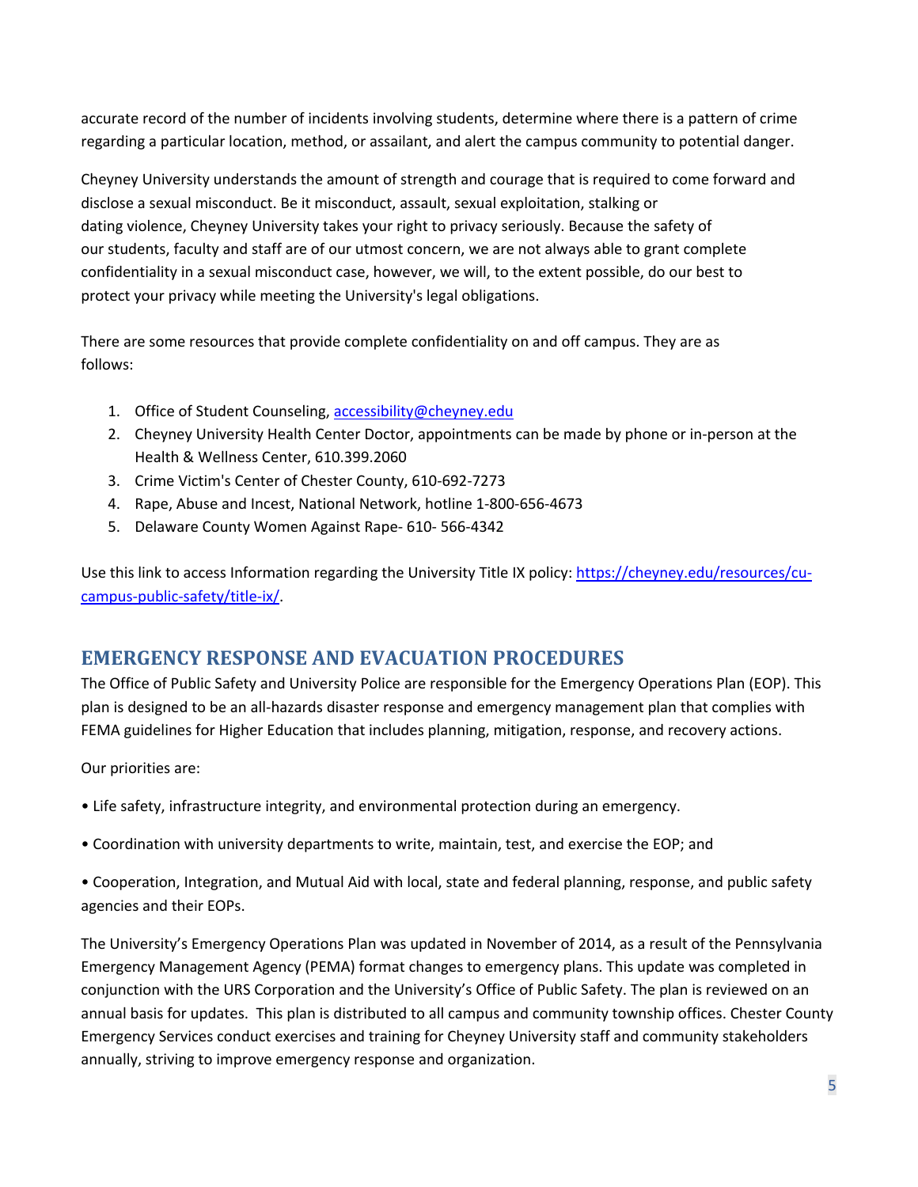accurate record of the number of incidents involving students, determine where there is a pattern of crime regarding a particular location, method, or assailant, and alert the campus community to potential danger.

Cheyney University understands the amount of strength and courage that is required to come forward and disclose a sexual misconduct. Be it misconduct, assault, sexual exploitation, stalking or dating violence, Cheyney University takes your right to privacy seriously. Because the safety of our students, faculty and staff are of our utmost concern, we are not always able to grant complete confidentiality in a sexual misconduct case, however, we will, to the extent possible, do our best to protect your privacy while meeting the University's legal obligations.

There are some resources that provide complete confidentiality on and off campus. They are as follows:

1. Office of Student Counseling, accessibility@cheyney.edu
2. Cheyney University Health Center Doctor, appointments can be made by phone or in-person at the Health & Wellness Center, 610.399.2060
3. Crime Victim's Center of Chester County, 610-692-7273
4. Rape, Abuse and Incest, National Network, hotline 1-800-656-4673
5. Delaware County Women Against Rape- 610- 566-4342

Use this link to access Information regarding the University Title IX policy: https://cheyney.edu/resources/cu-campus-public-safety/title-ix/.

## EMERGENCY RESPONSE AND EVACUATION PROCEDURES

The Office of Public Safety and University Police are responsible for the Emergency Operations Plan (EOP). This plan is designed to be an all-hazards disaster response and emergency management plan that complies with FEMA guidelines for Higher Education that includes planning, mitigation, response, and recovery actions.

Our priorities are:

- Life safety, infrastructure integrity, and environmental protection during an emergency.
- Coordination with university departments to write, maintain, test, and exercise the EOP; and
- Cooperation, Integration, and Mutual Aid with local, state and federal planning, response, and public safety agencies and their EOPs.

The University's Emergency Operations Plan was updated in November of 2014, as a result of the Pennsylvania Emergency Management Agency (PEMA) format changes to emergency plans. This update was completed in conjunction with the URS Corporation and the University's Office of Public Safety. The plan is reviewed on an annual basis for updates. This plan is distributed to all campus and community township offices. Chester County Emergency Services conduct exercises and training for Cheyney University staff and community stakeholders annually, striving to improve emergency response and organization.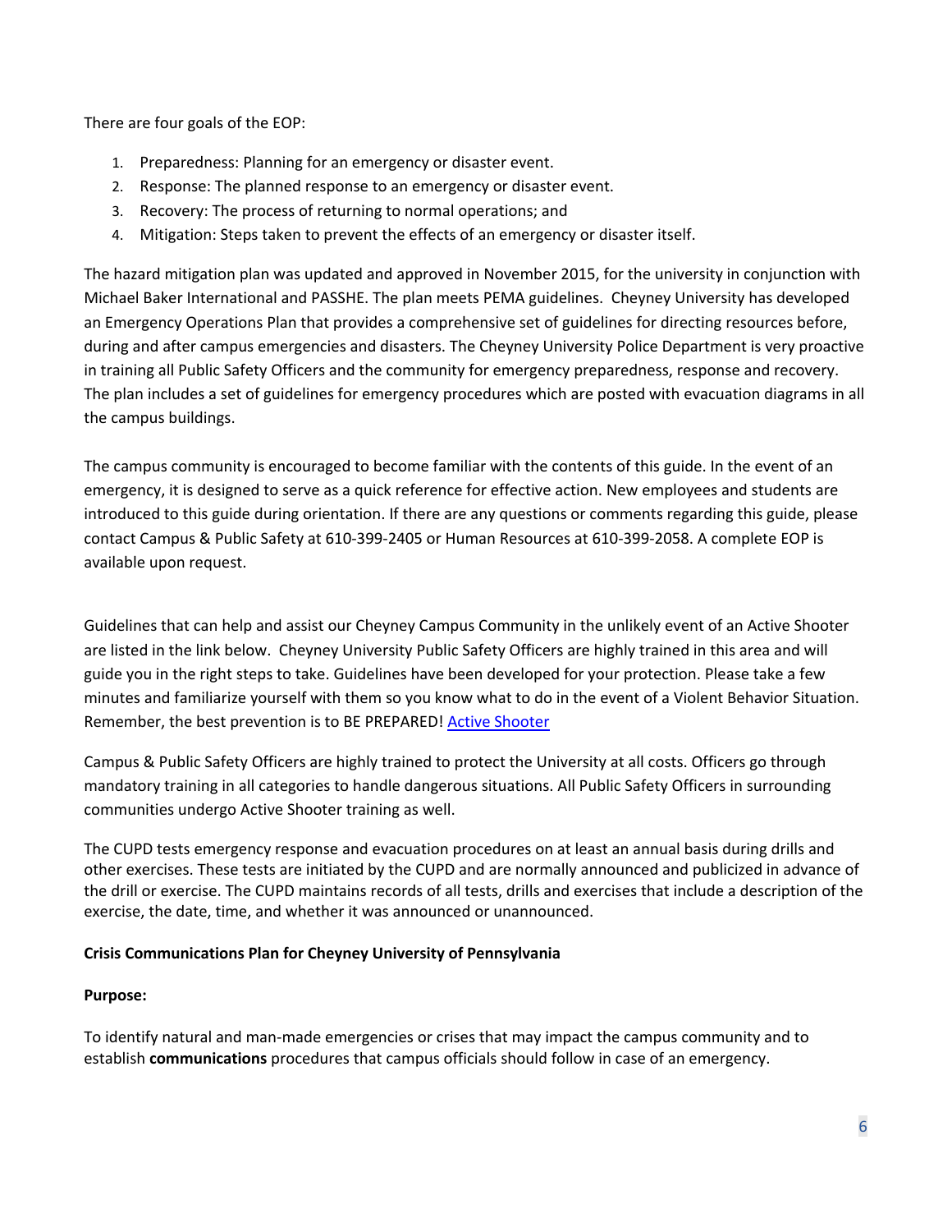There are four goals of the EOP:

1. Preparedness: Planning for an emergency or disaster event.
2. Response: The planned response to an emergency or disaster event.
3. Recovery: The process of returning to normal operations; and
4. Mitigation: Steps taken to prevent the effects of an emergency or disaster itself.

The hazard mitigation plan was updated and approved in November 2015, for the university in conjunction with Michael Baker International and PASSHE. The plan meets PEMA guidelines. Cheyney University has developed an Emergency Operations Plan that provides a comprehensive set of guidelines for directing resources before, during and after campus emergencies and disasters. The Cheyney University Police Department is very proactive in training all Public Safety Officers and the community for emergency preparedness, response and recovery. The plan includes a set of guidelines for emergency procedures which are posted with evacuation diagrams in all the campus buildings.

The campus community is encouraged to become familiar with the contents of this guide. In the event of an emergency, it is designed to serve as a quick reference for effective action. New employees and students are introduced to this guide during orientation. If there are any questions or comments regarding this guide, please contact Campus & Public Safety at 610-399-2405 or Human Resources at 610-399-2058. A complete EOP is available upon request.

Guidelines that can help and assist our Cheyney Campus Community in the unlikely event of an Active Shooter are listed in the link below. Cheyney University Public Safety Officers are highly trained in this area and will guide you in the right steps to take. Guidelines have been developed for your protection. Please take a few minutes and familiarize yourself with them so you know what to do in the event of a Violent Behavior Situation. Remember, the best prevention is to BE PREPARED! Active Shooter

Campus & Public Safety Officers are highly trained to protect the University at all costs. Officers go through mandatory training in all categories to handle dangerous situations. All Public Safety Officers in surrounding communities undergo Active Shooter training as well.

The CUPD tests emergency response and evacuation procedures on at least an annual basis during drills and other exercises. These tests are initiated by the CUPD and are normally announced and publicized in advance of the drill or exercise. The CUPD maintains records of all tests, drills and exercises that include a description of the exercise, the date, time, and whether it was announced or unannounced.

**Crisis Communications Plan for Cheyney University of Pennsylvania**

**Purpose:**

To identify natural and man-made emergencies or crises that may impact the campus community and to establish **communications** procedures that campus officials should follow in case of an emergency.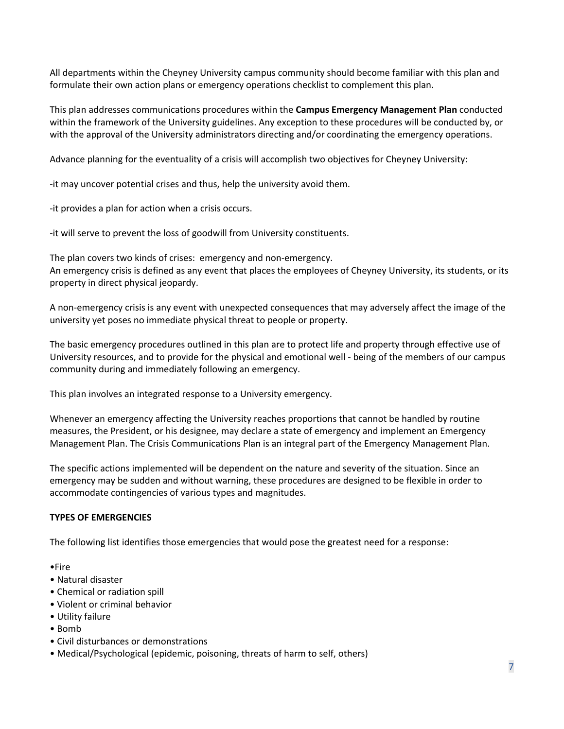All departments within the Cheyney University campus community should become familiar with this plan and formulate their own action plans or emergency operations checklist to complement this plan.

This plan addresses communications procedures within the **Campus Emergency Management Plan** conducted within the framework of the University guidelines. Any exception to these procedures will be conducted by, or with the approval of the University administrators directing and/or coordinating the emergency operations.

Advance planning for the eventuality of a crisis will accomplish two objectives for Cheyney University:

-it may uncover potential crises and thus, help the university avoid them.

-it provides a plan for action when a crisis occurs.

-it will serve to prevent the loss of goodwill from University constituents.

The plan covers two kinds of crises: emergency and non-emergency.
An emergency crisis is defined as any event that places the employees of Cheyney University, its students, or its property in direct physical jeopardy.

A non-emergency crisis is any event with unexpected consequences that may adversely affect the image of the university yet poses no immediate physical threat to people or property.

The basic emergency procedures outlined in this plan are to protect life and property through effective use of University resources, and to provide for the physical and emotional well - being of the members of our campus community during and immediately following an emergency.

This plan involves an integrated response to a University emergency.

Whenever an emergency affecting the University reaches proportions that cannot be handled by routine measures, the President, or his designee, may declare a state of emergency and implement an Emergency Management Plan. The Crisis Communications Plan is an integral part of the Emergency Management Plan.

The specific actions implemented will be dependent on the nature and severity of the situation. Since an emergency may be sudden and without warning, these procedures are designed to be flexible in order to accommodate contingencies of various types and magnitudes.

**TYPES OF EMERGENCIES**

The following list identifies those emergencies that would pose the greatest need for a response:

- Fire
- Natural disaster
- Chemical or radiation spill
- Violent or criminal behavior
- Utility failure
- Bomb
- Civil disturbances or demonstrations
- Medical/Psychological (epidemic, poisoning, threats of harm to self, others)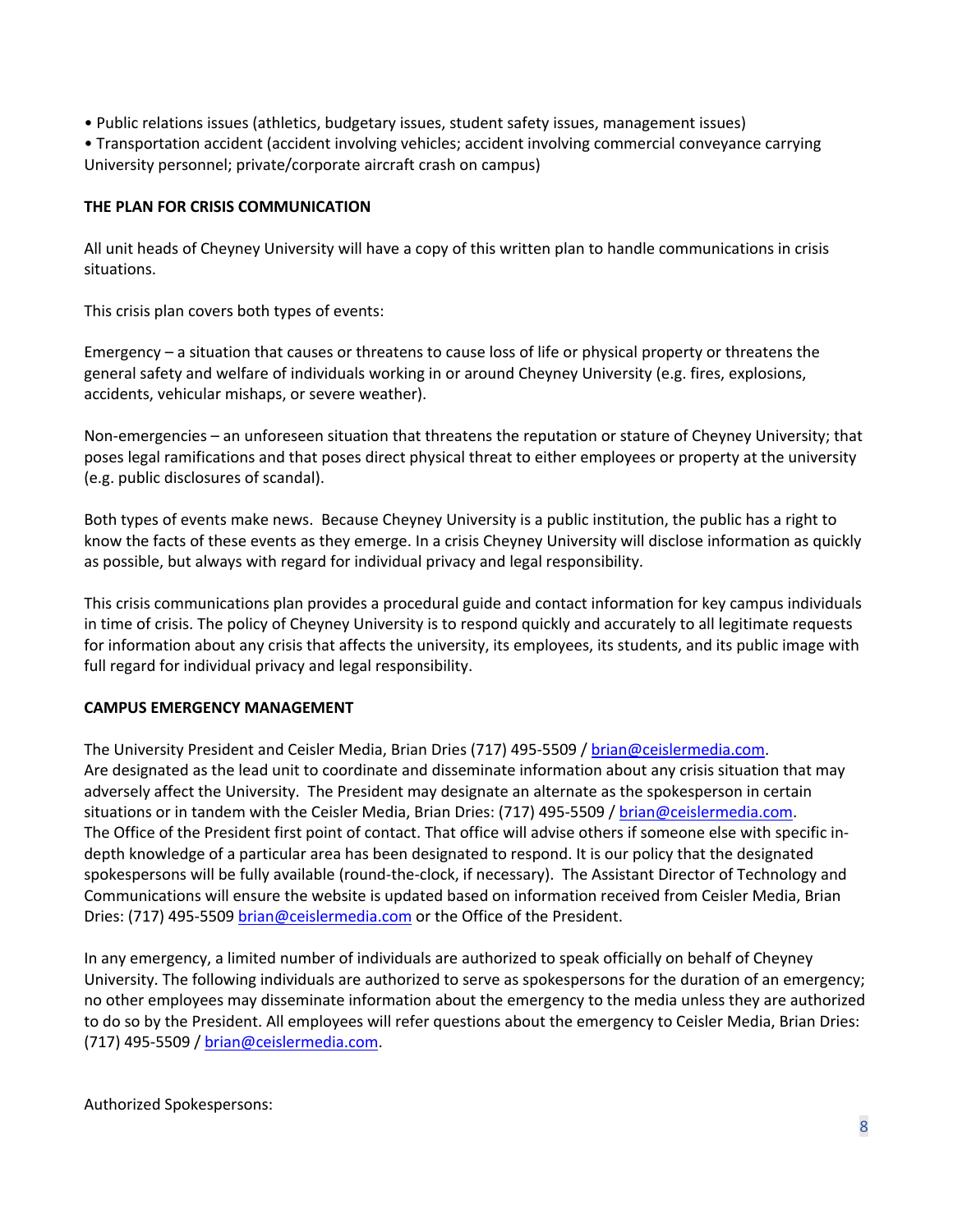- Public relations issues (athletics, budgetary issues, student safety issues, management issues)
- Transportation accident (accident involving vehicles; accident involving commercial conveyance carrying University personnel; private/corporate aircraft crash on campus)

**THE PLAN FOR CRISIS COMMUNICATION**

All unit heads of Cheyney University will have a copy of this written plan to handle communications in crisis situations.

This crisis plan covers both types of events:

Emergency – a situation that causes or threatens to cause loss of life or physical property or threatens the general safety and welfare of individuals working in or around Cheyney University (e.g. fires, explosions, accidents, vehicular mishaps, or severe weather).

Non-emergencies – an unforeseen situation that threatens the reputation or stature of Cheyney University; that poses legal ramifications and that poses direct physical threat to either employees or property at the university (e.g. public disclosures of scandal).

Both types of events make news. Because Cheyney University is a public institution, the public has a right to know the facts of these events as they emerge. In a crisis Cheyney University will disclose information as quickly as possible, but always with regard for individual privacy and legal responsibility.

This crisis communications plan provides a procedural guide and contact information for key campus individuals in time of crisis. The policy of Cheyney University is to respond quickly and accurately to all legitimate requests for information about any crisis that affects the university, its employees, its students, and its public image with full regard for individual privacy and legal responsibility.

**CAMPUS EMERGENCY MANAGEMENT**

The University President and Ceisler Media, Brian Dries (717) 495-5509 / brian@ceislermedia.com.
Are designated as the lead unit to coordinate and disseminate information about any crisis situation that may adversely affect the University. The President may designate an alternate as the spokesperson in certain situations or in tandem with the Ceisler Media, Brian Dries: (717) 495-5509 / brian@ceislermedia.com.
The Office of the President first point of contact. That office will advise others if someone else with specific in-depth knowledge of a particular area has been designated to respond. It is our policy that the designated spokespersons will be fully available (round-the-clock, if necessary). The Assistant Director of Technology and Communications will ensure the website is updated based on information received from Ceisler Media, Brian Dries: (717) 495-5509 brian@ceislermedia.com or the Office of the President.

In any emergency, a limited number of individuals are authorized to speak officially on behalf of Cheyney University. The following individuals are authorized to serve as spokespersons for the duration of an emergency; no other employees may disseminate information about the emergency to the media unless they are authorized to do so by the President. All employees will refer questions about the emergency to Ceisler Media, Brian Dries: (717) 495-5509 / brian@ceislermedia.com.

Authorized Spokespersons: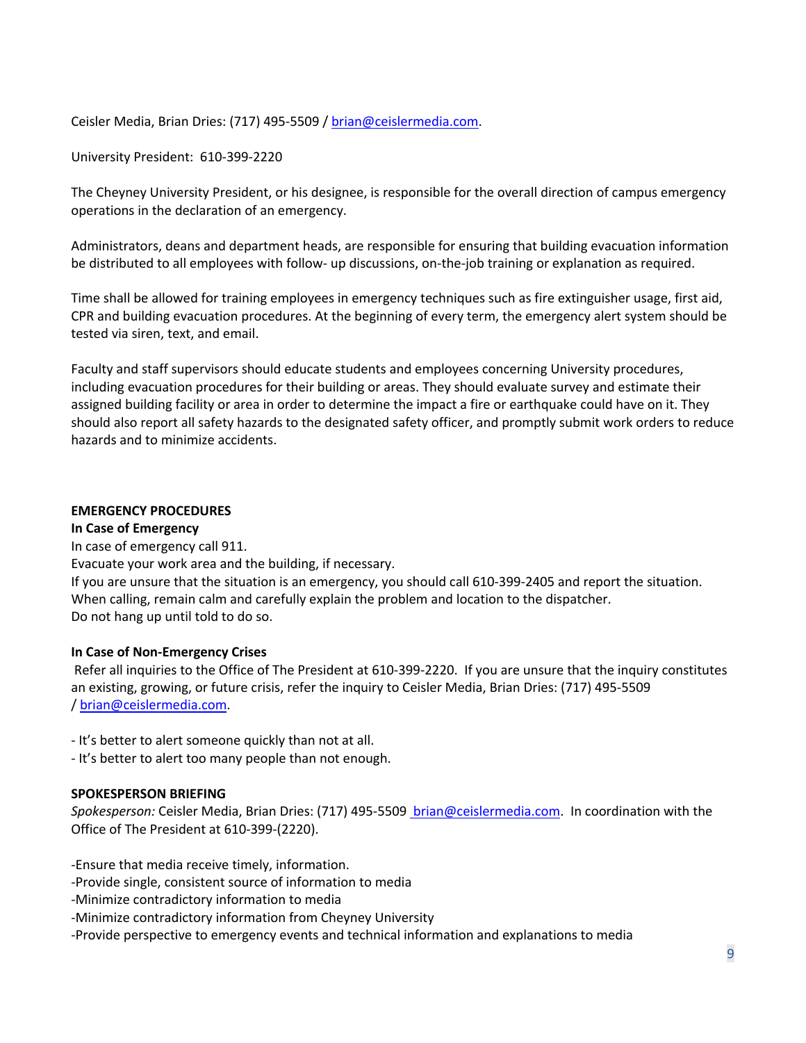Ceisler Media, Brian Dries: (717) 495-5509 / brian@ceislermedia.com.

University President: 610-399-2220

The Cheyney University President, or his designee, is responsible for the overall direction of campus emergency operations in the declaration of an emergency.

Administrators, deans and department heads, are responsible for ensuring that building evacuation information be distributed to all employees with follow- up discussions, on-the-job training or explanation as required.

Time shall be allowed for training employees in emergency techniques such as fire extinguisher usage, first aid, CPR and building evacuation procedures. At the beginning of every term, the emergency alert system should be tested via siren, text, and email.

Faculty and staff supervisors should educate students and employees concerning University procedures, including evacuation procedures for their building or areas. They should evaluate survey and estimate their assigned building facility or area in order to determine the impact a fire or earthquake could have on it. They should also report all safety hazards to the designated safety officer, and promptly submit work orders to reduce hazards and to minimize accidents.

**EMERGENCY PROCEDURES**

**In Case of Emergency**

In case of emergency call 911.
Evacuate your work area and the building, if necessary.
If you are unsure that the situation is an emergency, you should call 610-399-2405 and report the situation.
When calling, remain calm and carefully explain the problem and location to the dispatcher.
Do not hang up until told to do so.

**In Case of Non-Emergency Crises**

Refer all inquiries to the Office of The President at 610-399-2220. If you are unsure that the inquiry constitutes an existing, growing, or future crisis, refer the inquiry to Ceisler Media, Brian Dries: (717) 495-5509 / brian@ceislermedia.com.

- It's better to alert someone quickly than not at all.
- It's better to alert too many people than not enough.

**SPOKESPERSON BRIEFING**

*Spokesperson:* Ceisler Media, Brian Dries: (717) 495-5509 brian@ceislermedia.com. In coordination with the Office of The President at 610-399-(2220).

-Ensure that media receive timely, information.
-Provide single, consistent source of information to media
-Minimize contradictory information to media
-Minimize contradictory information from Cheyney University
-Provide perspective to emergency events and technical information and explanations to media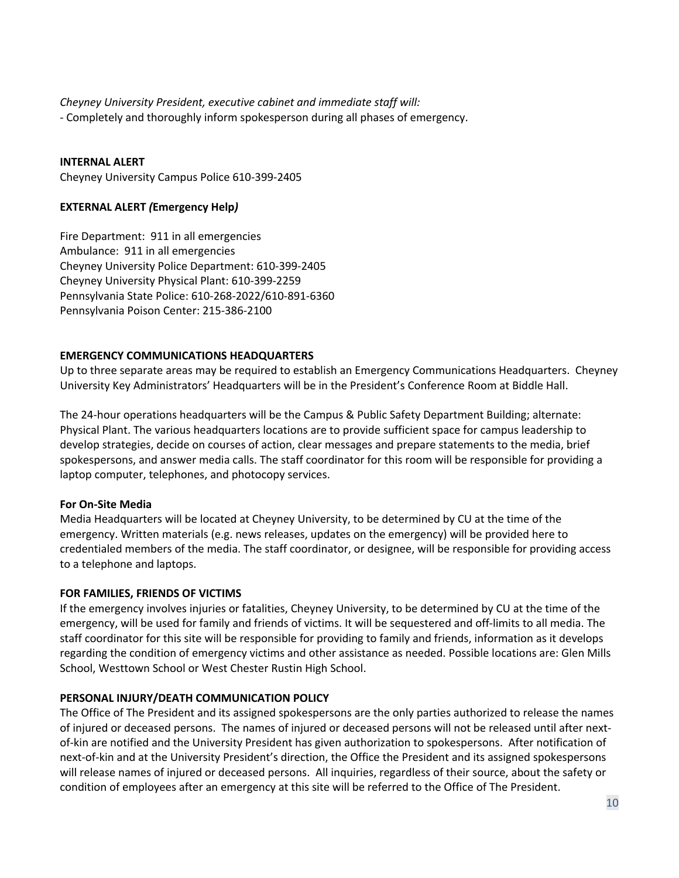*Cheyney University President, executive cabinet and immediate staff will:*
- Completely and thoroughly inform spokesperson during all phases of emergency.

**INTERNAL ALERT**

Cheyney University Campus Police 610-399-2405

**EXTERNAL ALERT *(*Emergency Help*)***

Fire Department: 911 in all emergencies
Ambulance: 911 in all emergencies
Cheyney University Police Department: 610-399-2405
Cheyney University Physical Plant: 610-399-2259
Pennsylvania State Police: 610-268-2022/610-891-6360
Pennsylvania Poison Center: 215-386-2100

**EMERGENCY COMMUNICATIONS HEADQUARTERS**

Up to three separate areas may be required to establish an Emergency Communications Headquarters. Cheyney University Key Administrators' Headquarters will be in the President's Conference Room at Biddle Hall.

The 24-hour operations headquarters will be the Campus & Public Safety Department Building; alternate: Physical Plant. The various headquarters locations are to provide sufficient space for campus leadership to develop strategies, decide on courses of action, clear messages and prepare statements to the media, brief spokespersons, and answer media calls. The staff coordinator for this room will be responsible for providing a laptop computer, telephones, and photocopy services.

**For On-Site Media**

Media Headquarters will be located at Cheyney University, to be determined by CU at the time of the emergency. Written materials (e.g. news releases, updates on the emergency) will be provided here to credentialed members of the media. The staff coordinator, or designee, will be responsible for providing access to a telephone and laptops.

**FOR FAMILIES, FRIENDS OF VICTIMS**

If the emergency involves injuries or fatalities, Cheyney University, to be determined by CU at the time of the emergency, will be used for family and friends of victims. It will be sequestered and off-limits to all media. The staff coordinator for this site will be responsible for providing to family and friends, information as it develops regarding the condition of emergency victims and other assistance as needed. Possible locations are: Glen Mills School, Westtown School or West Chester Rustin High School.

**PERSONAL INJURY/DEATH COMMUNICATION POLICY**

The Office of The President and its assigned spokespersons are the only parties authorized to release the names of injured or deceased persons. The names of injured or deceased persons will not be released until after next-of-kin are notified and the University President has given authorization to spokespersons. After notification of next-of-kin and at the University President's direction, the Office the President and its assigned spokespersons will release names of injured or deceased persons. All inquiries, regardless of their source, about the safety or condition of employees after an emergency at this site will be referred to the Office of The President.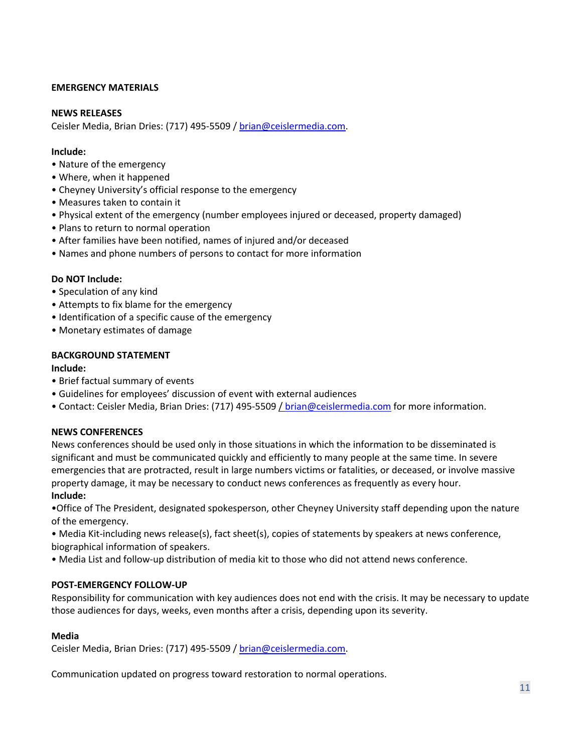**EMERGENCY MATERIALS**

**NEWS RELEASES**

Ceisler Media, Brian Dries: (717) 495-5509 / brian@ceislermedia.com.

**Include:**

- Nature of the emergency
- Where, when it happened
- Cheyney University's official response to the emergency
- Measures taken to contain it
- Physical extent of the emergency (number employees injured or deceased, property damaged)
- Plans to return to normal operation
- After families have been notified, names of injured and/or deceased
- Names and phone numbers of persons to contact for more information

**Do NOT Include:**

- Speculation of any kind
- Attempts to fix blame for the emergency
- Identification of a specific cause of the emergency
- Monetary estimates of damage

**BACKGROUND STATEMENT**

**Include:**

- Brief factual summary of events
- Guidelines for employees' discussion of event with external audiences
- Contact: Ceisler Media, Brian Dries: (717) 495-5509 / brian@ceislermedia.com for more information.

**NEWS CONFERENCES**

News conferences should be used only in those situations in which the information to be disseminated is significant and must be communicated quickly and efficiently to many people at the same time. In severe emergencies that are protracted, result in large numbers victims or fatalities, or deceased, or involve massive property damage, it may be necessary to conduct news conferences as frequently as every hour.

**Include:**

- Office of The President, designated spokesperson, other Cheyney University staff depending upon the nature of the emergency.
- Media Kit-including news release(s), fact sheet(s), copies of statements by speakers at news conference, biographical information of speakers.
- Media List and follow-up distribution of media kit to those who did not attend news conference.

**POST-EMERGENCY FOLLOW-UP**

Responsibility for communication with key audiences does not end with the crisis. It may be necessary to update those audiences for days, weeks, even months after a crisis, depending upon its severity.

**Media**

Ceisler Media, Brian Dries: (717) 495-5509 / brian@ceislermedia.com.

Communication updated on progress toward restoration to normal operations.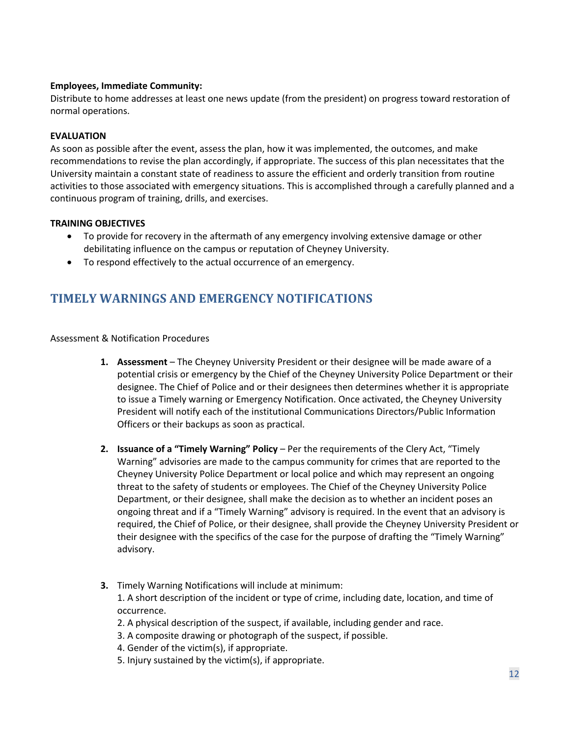**Employees, Immediate Community:**
Distribute to home addresses at least one news update (from the president) on progress toward restoration of normal operations.

**EVALUATION**
As soon as possible after the event, assess the plan, how it was implemented, the outcomes, and make recommendations to revise the plan accordingly, if appropriate. The success of this plan necessitates that the University maintain a constant state of readiness to assure the efficient and orderly transition from routine activities to those associated with emergency situations. This is accomplished through a carefully planned and a continuous program of training, drills, and exercises.

**TRAINING OBJECTIVES**

- To provide for recovery in the aftermath of any emergency involving extensive damage or other debilitating influence on the campus or reputation of Cheyney University.
- To respond effectively to the actual occurrence of an emergency.

## TIMELY WARNINGS AND EMERGENCY NOTIFICATIONS

Assessment & Notification Procedures

1. **Assessment** – The Cheyney University President or their designee will be made aware of a potential crisis or emergency by the Chief of the Cheyney University Police Department or their designee. The Chief of Police and or their designees then determines whether it is appropriate to issue a Timely warning or Emergency Notification. Once activated, the Cheyney University President will notify each of the institutional Communications Directors/Public Information Officers or their backups as soon as practical.

2. **Issuance of a "Timely Warning" Policy** – Per the requirements of the Clery Act, "Timely Warning" advisories are made to the campus community for crimes that are reported to the Cheyney University Police Department or local police and which may represent an ongoing threat to the safety of students or employees. The Chief of the Cheyney University Police Department, or their designee, shall make the decision as to whether an incident poses an ongoing threat and if a "Timely Warning" advisory is required. In the event that an advisory is required, the Chief of Police, or their designee, shall provide the Cheyney University President or their designee with the specifics of the case for the purpose of drafting the "Timely Warning" advisory.

3. Timely Warning Notifications will include at minimum:
   1. A short description of the incident or type of crime, including date, location, and time of occurrence.
   2. A physical description of the suspect, if available, including gender and race.
   3. A composite drawing or photograph of the suspect, if possible.
   4. Gender of the victim(s), if appropriate.
   5. Injury sustained by the victim(s), if appropriate.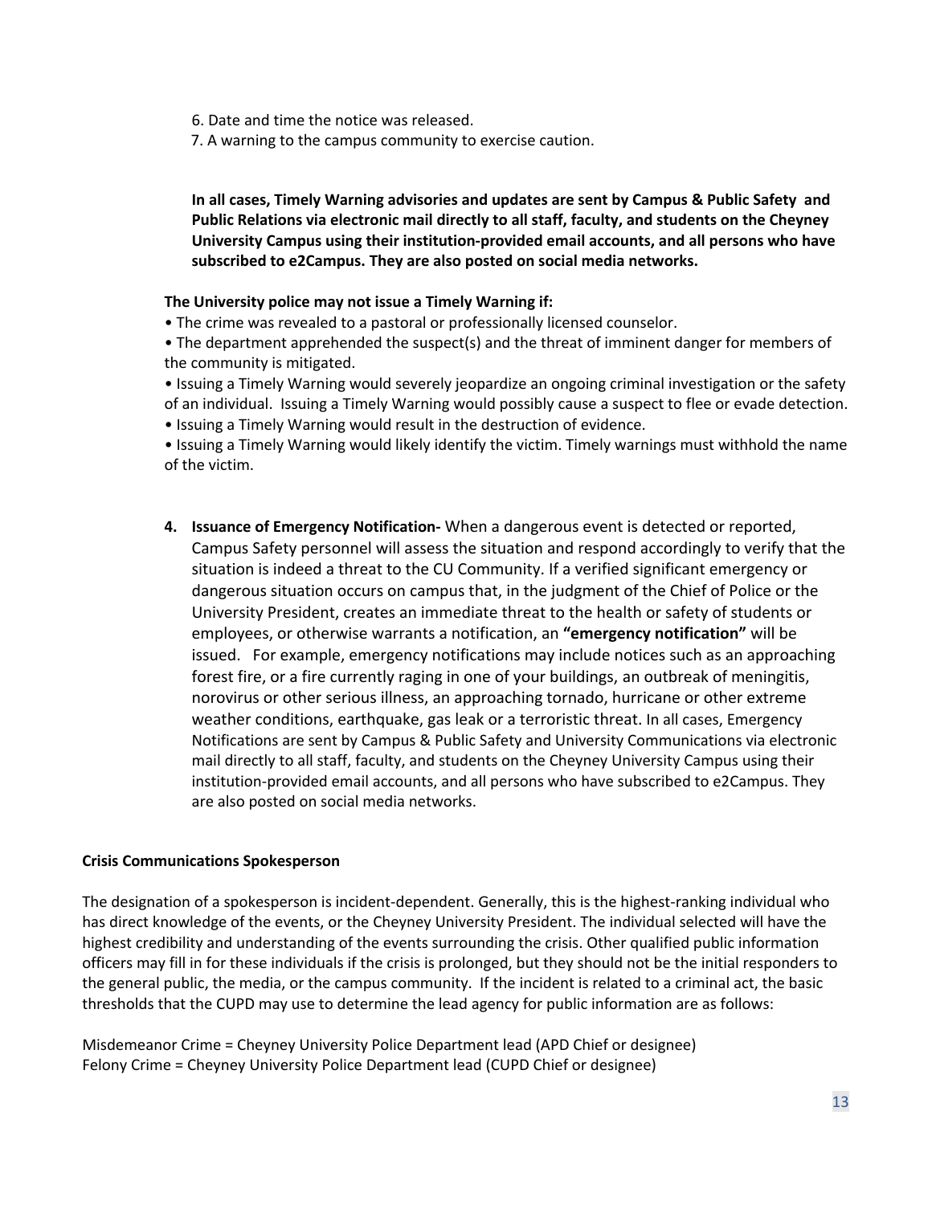6. Date and time the notice was released.
7. A warning to the campus community to exercise caution.

**In all cases, Timely Warning advisories and updates are sent by Campus & Public Safety and Public Relations via electronic mail directly to all staff, faculty, and students on the Cheyney University Campus using their institution-provided email accounts, and all persons who have subscribed to e2Campus. They are also posted on social media networks.**

**The University police may not issue a Timely Warning if:**

- The crime was revealed to a pastoral or professionally licensed counselor.
- The department apprehended the suspect(s) and the threat of imminent danger for members of the community is mitigated.
- Issuing a Timely Warning would severely jeopardize an ongoing criminal investigation or the safety of an individual. Issuing a Timely Warning would possibly cause a suspect to flee or evade detection.
- Issuing a Timely Warning would result in the destruction of evidence.
- Issuing a Timely Warning would likely identify the victim. Timely warnings must withhold the name of the victim.

4. **Issuance of Emergency Notification-** When a dangerous event is detected or reported, Campus Safety personnel will assess the situation and respond accordingly to verify that the situation is indeed a threat to the CU Community. If a verified significant emergency or dangerous situation occurs on campus that, in the judgment of the Chief of Police or the University President, creates an immediate threat to the health or safety of students or employees, or otherwise warrants a notification, an **"emergency notification"** will be issued. For example, emergency notifications may include notices such as an approaching forest fire, or a fire currently raging in one of your buildings, an outbreak of meningitis, norovirus or other serious illness, an approaching tornado, hurricane or other extreme weather conditions, earthquake, gas leak or a terroristic threat. In all cases, Emergency Notifications are sent by Campus & Public Safety and University Communications via electronic mail directly to all staff, faculty, and students on the Cheyney University Campus using their institution-provided email accounts, and all persons who have subscribed to e2Campus. They are also posted on social media networks.

**Crisis Communications Spokesperson**

The designation of a spokesperson is incident-dependent. Generally, this is the highest-ranking individual who has direct knowledge of the events, or the Cheyney University President. The individual selected will have the highest credibility and understanding of the events surrounding the crisis. Other qualified public information officers may fill in for these individuals if the crisis is prolonged, but they should not be the initial responders to the general public, the media, or the campus community. If the incident is related to a criminal act, the basic thresholds that the CUPD may use to determine the lead agency for public information are as follows:

Misdemeanor Crime = Cheyney University Police Department lead (APD Chief or designee)
Felony Crime = Cheyney University Police Department lead (CUPD Chief or designee)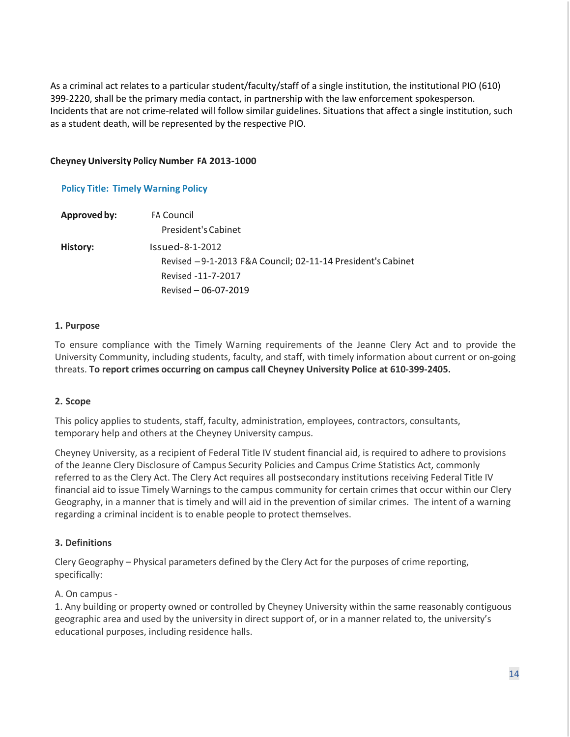As a criminal act relates to a particular student/faculty/staff of a single institution, the institutional PIO (610) 399-2220, shall be the primary media contact, in partnership with the law enforcement spokesperson. Incidents that are not crime-related will follow similar guidelines. Situations that affect a single institution, such as a student death, will be represented by the respective PIO.

**Cheyney University Policy Number FA 2013-1000**

## Policy Title: Timely Warning Policy

| | |
|---|---|
| **Approved by:** | FA Council<br>President's Cabinet |
| **History:** | Issued-8-1-2012<br>Revised –9-1-2013 F&A Council; 02-11-14 President's Cabinet<br>Revised -11-7-2017<br>Revised – 06-07-2019 |

### 1. Purpose

To ensure compliance with the Timely Warning requirements of the Jeanne Clery Act and to provide the University Community, including students, faculty, and staff, with timely information about current or on-going threats. **To report crimes occurring on campus call Cheyney University Police at 610-399-2405.**

### 2. Scope

This policy applies to students, staff, faculty, administration, employees, contractors, consultants, temporary help and others at the Cheyney University campus.

Cheyney University, as a recipient of Federal Title IV student financial aid, is required to adhere to provisions of the Jeanne Clery Disclosure of Campus Security Policies and Campus Crime Statistics Act, commonly referred to as the Clery Act. The Clery Act requires all postsecondary institutions receiving Federal Title IV financial aid to issue Timely Warnings to the campus community for certain crimes that occur within our Clery Geography, in a manner that is timely and will aid in the prevention of similar crimes. The intent of a warning regarding a criminal incident is to enable people to protect themselves.

### 3. Definitions

Clery Geography – Physical parameters defined by the Clery Act for the purposes of crime reporting, specifically:

A. On campus -

1. Any building or property owned or controlled by Cheyney University within the same reasonably contiguous geographic area and used by the university in direct support of, or in a manner related to, the university's educational purposes, including residence halls.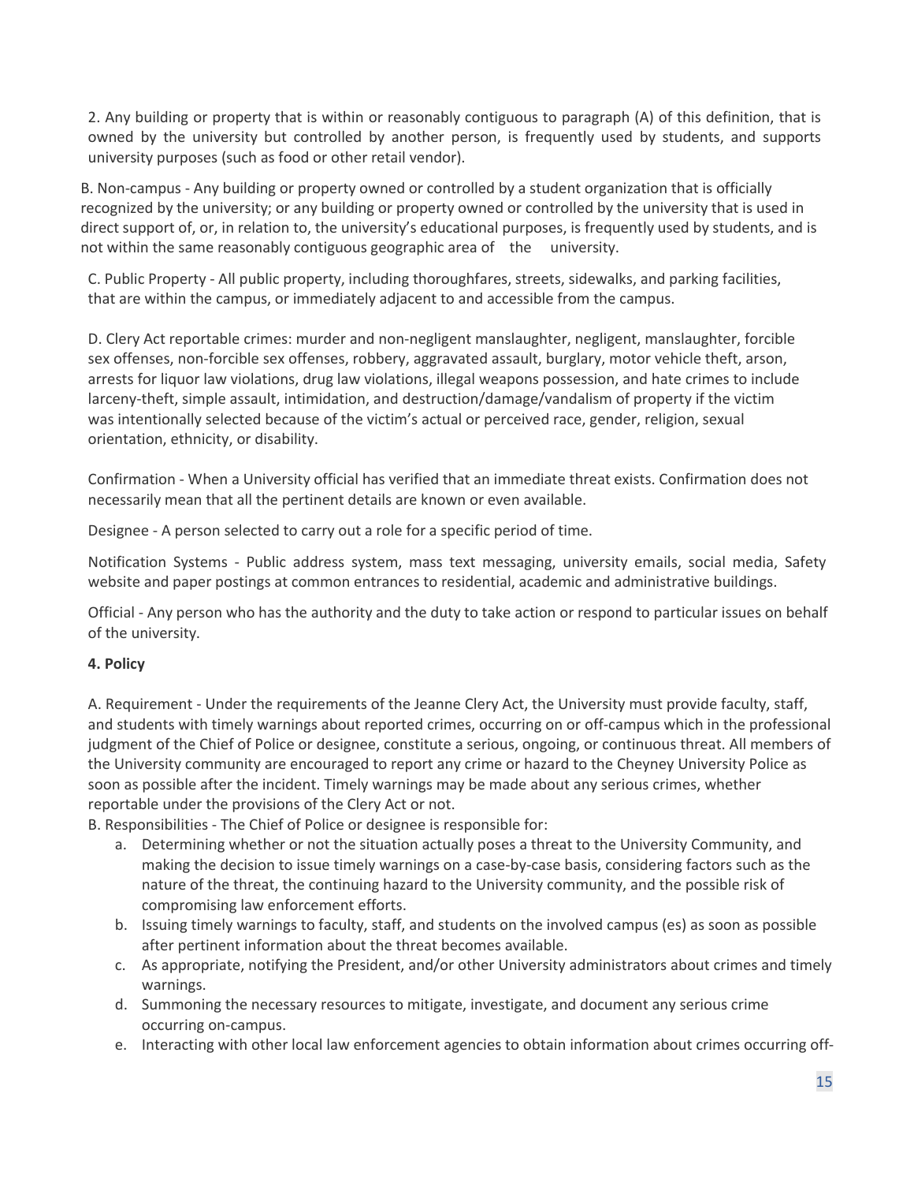2. Any building or property that is within or reasonably contiguous to paragraph (A) of this definition, that is owned by the university but controlled by another person, is frequently used by students, and supports university purposes (such as food or other retail vendor).

B. Non-campus - Any building or property owned or controlled by a student organization that is officially recognized by the university; or any building or property owned or controlled by the university that is used in direct support of, or, in relation to, the university's educational purposes, is frequently used by students, and is not within the same reasonably contiguous geographic area of the university.

C. Public Property - All public property, including thoroughfares, streets, sidewalks, and parking facilities, that are within the campus, or immediately adjacent to and accessible from the campus.

D. Clery Act reportable crimes: murder and non-negligent manslaughter, negligent, manslaughter, forcible sex offenses, non-forcible sex offenses, robbery, aggravated assault, burglary, motor vehicle theft, arson, arrests for liquor law violations, drug law violations, illegal weapons possession, and hate crimes to include larceny-theft, simple assault, intimidation, and destruction/damage/vandalism of property if the victim was intentionally selected because of the victim's actual or perceived race, gender, religion, sexual orientation, ethnicity, or disability.

Confirmation - When a University official has verified that an immediate threat exists. Confirmation does not necessarily mean that all the pertinent details are known or even available.

Designee - A person selected to carry out a role for a specific period of time.

Notification Systems - Public address system, mass text messaging, university emails, social media, Safety website and paper postings at common entrances to residential, academic and administrative buildings.

Official - Any person who has the authority and the duty to take action or respond to particular issues on behalf of the university.

**4. Policy**

A. Requirement - Under the requirements of the Jeanne Clery Act, the University must provide faculty, staff, and students with timely warnings about reported crimes, occurring on or off-campus which in the professional judgment of the Chief of Police or designee, constitute a serious, ongoing, or continuous threat. All members of the University community are encouraged to report any crime or hazard to the Cheyney University Police as soon as possible after the incident. Timely warnings may be made about any serious crimes, whether reportable under the provisions of the Clery Act or not.

B. Responsibilities - The Chief of Police or designee is responsible for:

a. Determining whether or not the situation actually poses a threat to the University Community, and making the decision to issue timely warnings on a case-by-case basis, considering factors such as the nature of the threat, the continuing hazard to the University community, and the possible risk of compromising law enforcement efforts.
b. Issuing timely warnings to faculty, staff, and students on the involved campus (es) as soon as possible after pertinent information about the threat becomes available.
c. As appropriate, notifying the President, and/or other University administrators about crimes and timely warnings.
d. Summoning the necessary resources to mitigate, investigate, and document any serious crime occurring on-campus.
e. Interacting with other local law enforcement agencies to obtain information about crimes occurring off-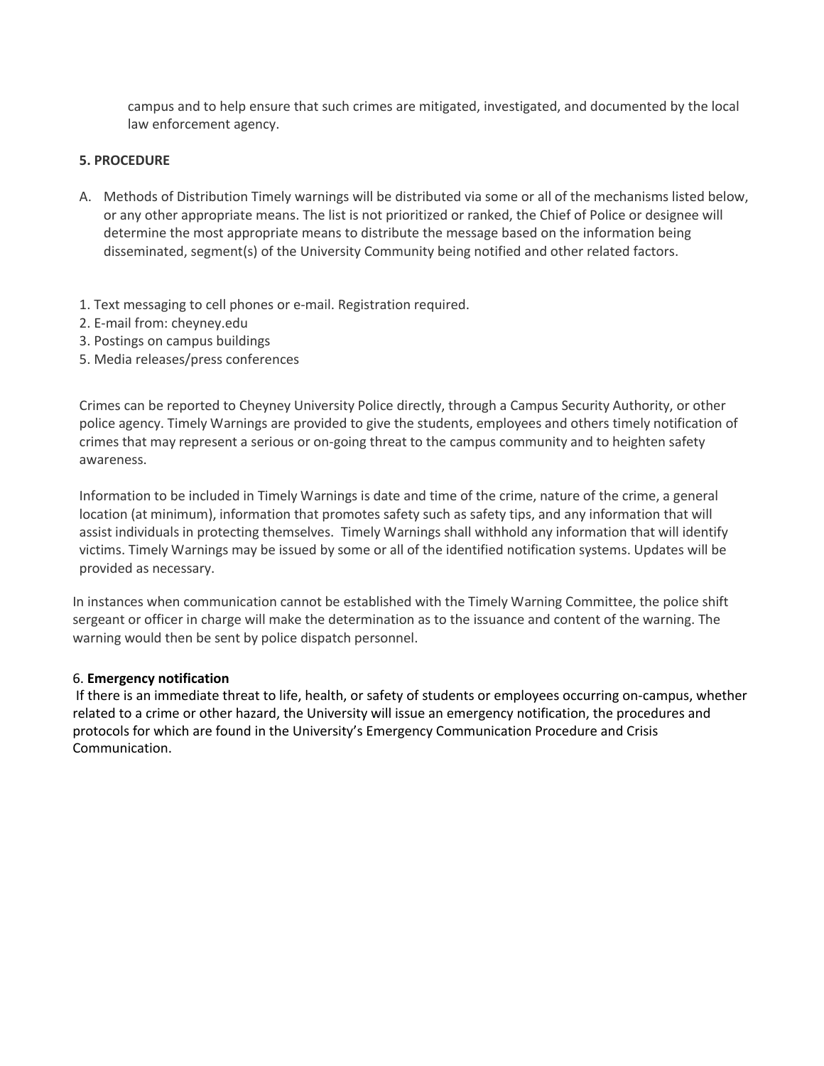campus and to help ensure that such crimes are mitigated, investigated, and documented by the local law enforcement agency.

**5. PROCEDURE**

A. Methods of Distribution Timely warnings will be distributed via some or all of the mechanisms listed below, or any other appropriate means. The list is not prioritized or ranked, the Chief of Police or designee will determine the most appropriate means to distribute the message based on the information being disseminated, segment(s) of the University Community being notified and other related factors.

1. Text messaging to cell phones or e-mail. Registration required.
2. E-mail from: cheyney.edu
3. Postings on campus buildings
5. Media releases/press conferences

Crimes can be reported to Cheyney University Police directly, through a Campus Security Authority, or other police agency. Timely Warnings are provided to give the students, employees and others timely notification of crimes that may represent a serious or on-going threat to the campus community and to heighten safety awareness.

Information to be included in Timely Warnings is date and time of the crime, nature of the crime, a general location (at minimum), information that promotes safety such as safety tips, and any information that will assist individuals in protecting themselves. Timely Warnings shall withhold any information that will identify victims. Timely Warnings may be issued by some or all of the identified notification systems. Updates will be provided as necessary.

In instances when communication cannot be established with the Timely Warning Committee, the police shift sergeant or officer in charge will make the determination as to the issuance and content of the warning. The warning would then be sent by police dispatch personnel.

6. **Emergency notification**

If there is an immediate threat to life, health, or safety of students or employees occurring on-campus, whether related to a crime or other hazard, the University will issue an emergency notification, the procedures and protocols for which are found in the University's Emergency Communication Procedure and Crisis Communication.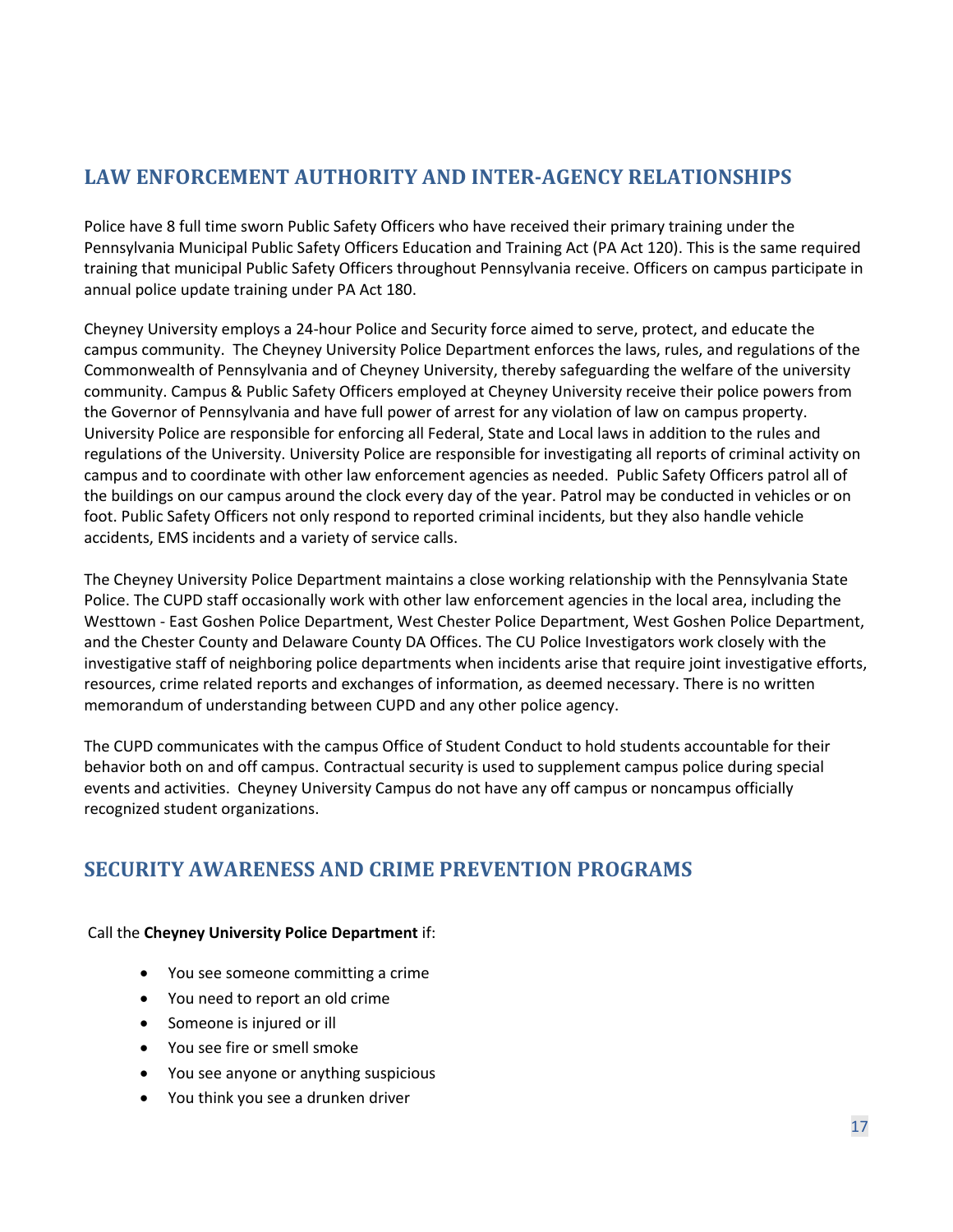## LAW ENFORCEMENT AUTHORITY AND INTER-AGENCY RELATIONSHIPS

Police have 8 full time sworn Public Safety Officers who have received their primary training under the Pennsylvania Municipal Public Safety Officers Education and Training Act (PA Act 120). This is the same required training that municipal Public Safety Officers throughout Pennsylvania receive. Officers on campus participate in annual police update training under PA Act 180.

Cheyney University employs a 24-hour Police and Security force aimed to serve, protect, and educate the campus community. The Cheyney University Police Department enforces the laws, rules, and regulations of the Commonwealth of Pennsylvania and of Cheyney University, thereby safeguarding the welfare of the university community. Campus & Public Safety Officers employed at Cheyney University receive their police powers from the Governor of Pennsylvania and have full power of arrest for any violation of law on campus property. University Police are responsible for enforcing all Federal, State and Local laws in addition to the rules and regulations of the University. University Police are responsible for investigating all reports of criminal activity on campus and to coordinate with other law enforcement agencies as needed. Public Safety Officers patrol all of the buildings on our campus around the clock every day of the year. Patrol may be conducted in vehicles or on foot. Public Safety Officers not only respond to reported criminal incidents, but they also handle vehicle accidents, EMS incidents and a variety of service calls.

The Cheyney University Police Department maintains a close working relationship with the Pennsylvania State Police. The CUPD staff occasionally work with other law enforcement agencies in the local area, including the Westtown - East Goshen Police Department, West Chester Police Department, West Goshen Police Department, and the Chester County and Delaware County DA Offices. The CU Police Investigators work closely with the investigative staff of neighboring police departments when incidents arise that require joint investigative efforts, resources, crime related reports and exchanges of information, as deemed necessary. There is no written memorandum of understanding between CUPD and any other police agency.

The CUPD communicates with the campus Office of Student Conduct to hold students accountable for their behavior both on and off campus. Contractual security is used to supplement campus police during special events and activities. Cheyney University Campus do not have any off campus or noncampus officially recognized student organizations.

## SECURITY AWARENESS AND CRIME PREVENTION PROGRAMS

Call the **Cheyney University Police Department** if:

- You see someone committing a crime
- You need to report an old crime
- Someone is injured or ill
- You see fire or smell smoke
- You see anyone or anything suspicious
- You think you see a drunken driver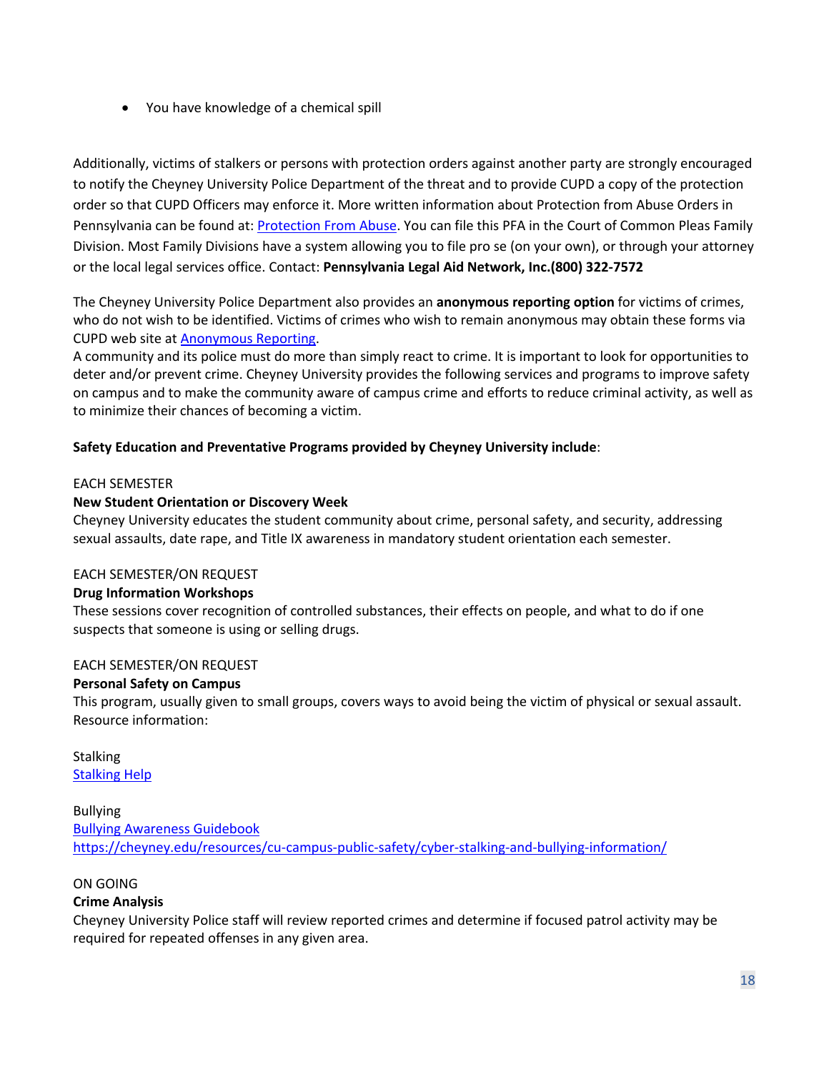- You have knowledge of a chemical spill

Additionally, victims of stalkers or persons with protection orders against another party are strongly encouraged to notify the Cheyney University Police Department of the threat and to provide CUPD a copy of the protection order so that CUPD Officers may enforce it. More written information about Protection from Abuse Orders in Pennsylvania can be found at: [Protection From Abuse](). You can file this PFA in the Court of Common Pleas Family Division. Most Family Divisions have a system allowing you to file pro se (on your own), or through your attorney or the local legal services office. Contact: **Pennsylvania Legal Aid Network, Inc.(800) 322-7572**

The Cheyney University Police Department also provides an **anonymous reporting option** for victims of crimes, who do not wish to be identified. Victims of crimes who wish to remain anonymous may obtain these forms via CUPD web site at [Anonymous Reporting]().

A community and its police must do more than simply react to crime. It is important to look for opportunities to deter and/or prevent crime. Cheyney University provides the following services and programs to improve safety on campus and to make the community aware of campus crime and efforts to reduce criminal activity, as well as to minimize their chances of becoming a victim.

**Safety Education and Preventative Programs provided by Cheyney University include**:

EACH SEMESTER

**New Student Orientation or Discovery Week**

Cheyney University educates the student community about crime, personal safety, and security, addressing sexual assaults, date rape, and Title IX awareness in mandatory student orientation each semester.

EACH SEMESTER/ON REQUEST

**Drug Information Workshops**

These sessions cover recognition of controlled substances, their effects on people, and what to do if one suspects that someone is using or selling drugs.

EACH SEMESTER/ON REQUEST

**Personal Safety on Campus**

This program, usually given to small groups, covers ways to avoid being the victim of physical or sexual assault. Resource information:

Stalking

[Stalking Help]()

Bullying

[Bullying Awareness Guidebook]()

https://cheyney.edu/resources/cu-campus-public-safety/cyber-stalking-and-bullying-information/

ON GOING

**Crime Analysis**

Cheyney University Police staff will review reported crimes and determine if focused patrol activity may be required for repeated offenses in any given area.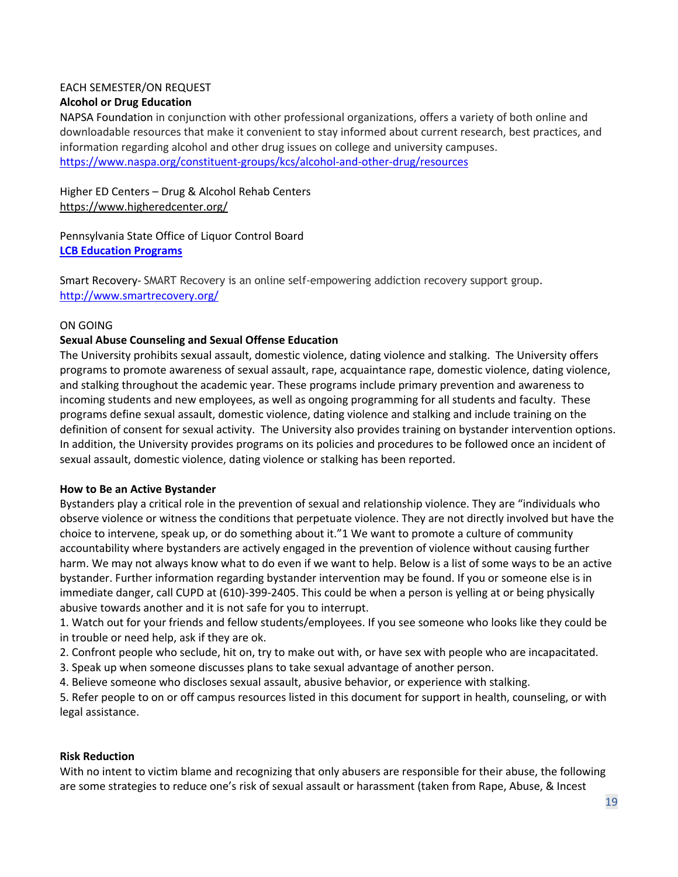EACH SEMESTER/ON REQUEST

**Alcohol or Drug Education**

NAPSA Foundation in conjunction with other professional organizations, offers a variety of both online and downloadable resources that make it convenient to stay informed about current research, best practices, and information regarding alcohol and other drug issues on college and university campuses.
https://www.naspa.org/constituent-groups/kcs/alcohol-and-other-drug/resources

Higher ED Centers – Drug & Alcohol Rehab Centers
https://www.higheredcenter.org/

Pennsylvania State Office of Liquor Control Board
**LCB Education Programs**

Smart Recovery- SMART Recovery is an online self-empowering addiction recovery support group.
http://www.smartrecovery.org/

ON GOING

**Sexual Abuse Counseling and Sexual Offense Education**

The University prohibits sexual assault, domestic violence, dating violence and stalking. The University offers programs to promote awareness of sexual assault, rape, acquaintance rape, domestic violence, dating violence, and stalking throughout the academic year. These programs include primary prevention and awareness to incoming students and new employees, as well as ongoing programming for all students and faculty. These programs define sexual assault, domestic violence, dating violence and stalking and include training on the definition of consent for sexual activity. The University also provides training on bystander intervention options. In addition, the University provides programs on its policies and procedures to be followed once an incident of sexual assault, domestic violence, dating violence or stalking has been reported.

**How to Be an Active Bystander**

Bystanders play a critical role in the prevention of sexual and relationship violence. They are "individuals who observe violence or witness the conditions that perpetuate violence. They are not directly involved but have the choice to intervene, speak up, or do something about it."1 We want to promote a culture of community accountability where bystanders are actively engaged in the prevention of violence without causing further harm. We may not always know what to do even if we want to help. Below is a list of some ways to be an active bystander. Further information regarding bystander intervention may be found. If you or someone else is in immediate danger, call CUPD at (610)-399-2405. This could be when a person is yelling at or being physically abusive towards another and it is not safe for you to interrupt.

1. Watch out for your friends and fellow students/employees. If you see someone who looks like they could be in trouble or need help, ask if they are ok.
2. Confront people who seclude, hit on, try to make out with, or have sex with people who are incapacitated.
3. Speak up when someone discusses plans to take sexual advantage of another person.
4. Believe someone who discloses sexual assault, abusive behavior, or experience with stalking.
5. Refer people to on or off campus resources listed in this document for support in health, counseling, or with legal assistance.

**Risk Reduction**

With no intent to victim blame and recognizing that only abusers are responsible for their abuse, the following are some strategies to reduce one's risk of sexual assault or harassment (taken from Rape, Abuse, & Incest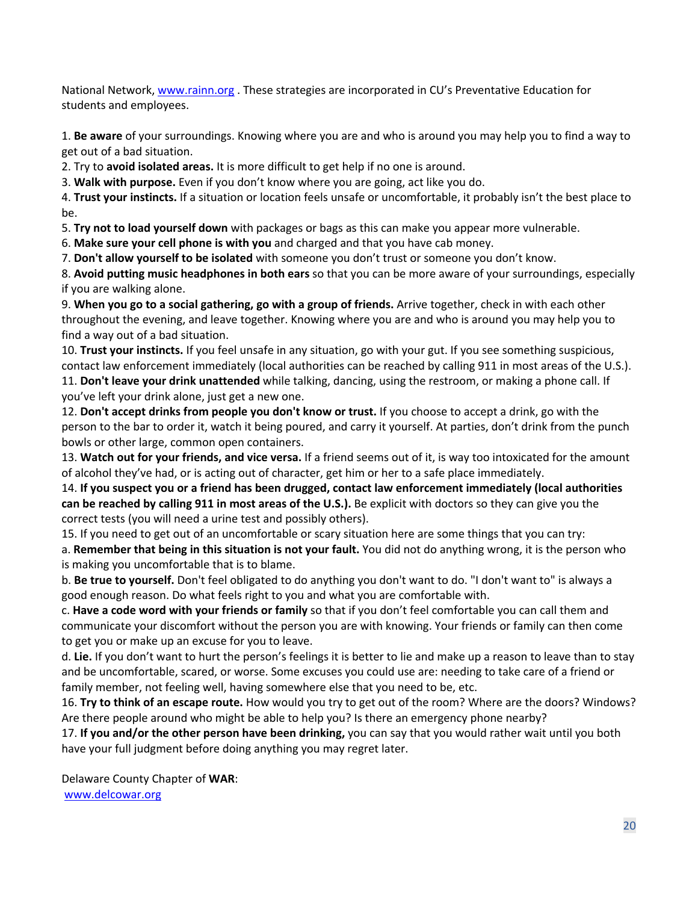National Network, [www.rainn.org](http://www.rainn.org) . These strategies are incorporated in CU's Preventative Education for students and employees.

1. **Be aware** of your surroundings. Knowing where you are and who is around you may help you to find a way to get out of a bad situation.
2. Try to **avoid isolated areas.** It is more difficult to get help if no one is around.
3. **Walk with purpose.** Even if you don't know where you are going, act like you do.
4. **Trust your instincts.** If a situation or location feels unsafe or uncomfortable, it probably isn't the best place to be.
5. **Try not to load yourself down** with packages or bags as this can make you appear more vulnerable.
6. **Make sure your cell phone is with you** and charged and that you have cab money.
7. **Don't allow yourself to be isolated** with someone you don't trust or someone you don't know.
8. **Avoid putting music headphones in both ears** so that you can be more aware of your surroundings, especially if you are walking alone.
9. **When you go to a social gathering, go with a group of friends.** Arrive together, check in with each other throughout the evening, and leave together. Knowing where you are and who is around you may help you to find a way out of a bad situation.
10. **Trust your instincts.** If you feel unsafe in any situation, go with your gut. If you see something suspicious, contact law enforcement immediately (local authorities can be reached by calling 911 in most areas of the U.S.).
11. **Don't leave your drink unattended** while talking, dancing, using the restroom, or making a phone call. If you've left your drink alone, just get a new one.
12. **Don't accept drinks from people you don't know or trust.** If you choose to accept a drink, go with the person to the bar to order it, watch it being poured, and carry it yourself. At parties, don't drink from the punch bowls or other large, common open containers.
13. **Watch out for your friends, and vice versa.** If a friend seems out of it, is way too intoxicated for the amount of alcohol they've had, or is acting out of character, get him or her to a safe place immediately.
14. **If you suspect you or a friend has been drugged, contact law enforcement immediately (local authorities can be reached by calling 911 in most areas of the U.S.).** Be explicit with doctors so they can give you the correct tests (you will need a urine test and possibly others).
15. If you need to get out of an uncomfortable or scary situation here are some things that you can try:

a. **Remember that being in this situation is not your fault.** You did not do anything wrong, it is the person who is making you uncomfortable that is to blame.

b. **Be true to yourself.** Don't feel obligated to do anything you don't want to do. "I don't want to" is always a good enough reason. Do what feels right to you and what you are comfortable with.

c. **Have a code word with your friends or family** so that if you don't feel comfortable you can call them and communicate your discomfort without the person you are with knowing. Your friends or family can then come to get you or make up an excuse for you to leave.

d. **Lie.** If you don't want to hurt the person's feelings it is better to lie and make up a reason to leave than to stay and be uncomfortable, scared, or worse. Some excuses you could use are: needing to take care of a friend or family member, not feeling well, having somewhere else that you need to be, etc.

16. **Try to think of an escape route.** How would you try to get out of the room? Where are the doors? Windows? Are there people around who might be able to help you? Is there an emergency phone nearby?
17. **If you and/or the other person have been drinking,** you can say that you would rather wait until you both have your full judgment before doing anything you may regret later.

Delaware County Chapter of **WAR**:
[www.delcowar.org](http://www.delcowar.org)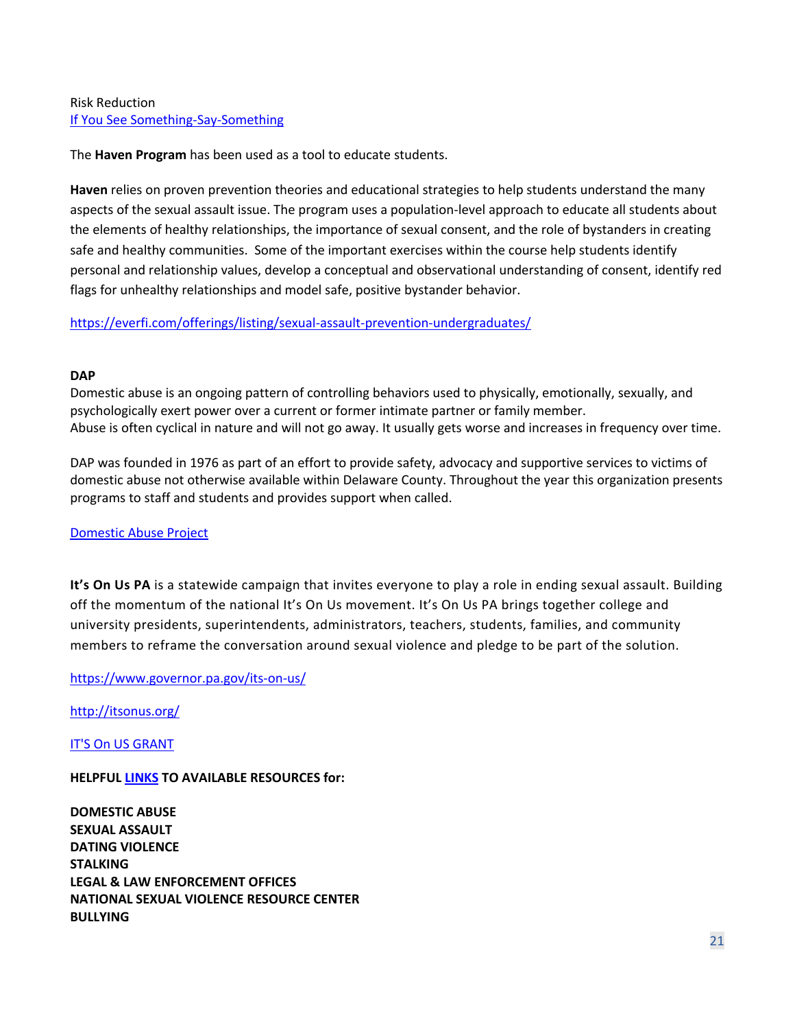Risk Reduction
[If You See Something-Say-Something]

The **Haven Program** has been used as a tool to educate students.

**Haven** relies on proven prevention theories and educational strategies to help students understand the many aspects of the sexual assault issue. The program uses a population-level approach to educate all students about the elements of healthy relationships, the importance of sexual consent, and the role of bystanders in creating safe and healthy communities. Some of the important exercises within the course help students identify personal and relationship values, develop a conceptual and observational understanding of consent, identify red flags for unhealthy relationships and model safe, positive bystander behavior.

https://everfi.com/offerings/listing/sexual-assault-prevention-undergraduates/

**DAP**

Domestic abuse is an ongoing pattern of controlling behaviors used to physically, emotionally, sexually, and psychologically exert power over a current or former intimate partner or family member.
Abuse is often cyclical in nature and will not go away. It usually gets worse and increases in frequency over time.

DAP was founded in 1976 as part of an effort to provide safety, advocacy and supportive services to victims of domestic abuse not otherwise available within Delaware County. Throughout the year this organization presents programs to staff and students and provides support when called.

[Domestic Abuse Project]

**It's On Us PA** is a statewide campaign that invites everyone to play a role in ending sexual assault. Building off the momentum of the national It's On Us movement. It's On Us PA brings together college and university presidents, superintendents, administrators, teachers, students, families, and community members to reframe the conversation around sexual violence and pledge to be part of the solution.

https://www.governor.pa.gov/its-on-us/

http://itsonus.org/

[IT'S On US GRANT]

**HELPFUL [LINKS] TO AVAILABLE RESOURCES for:**

**DOMESTIC ABUSE**
**SEXUAL ASSAULT**
**DATING VIOLENCE**
**STALKING**
**LEGAL & LAW ENFORCEMENT OFFICES**
**NATIONAL SEXUAL VIOLENCE RESOURCE CENTER**
**BULLYING**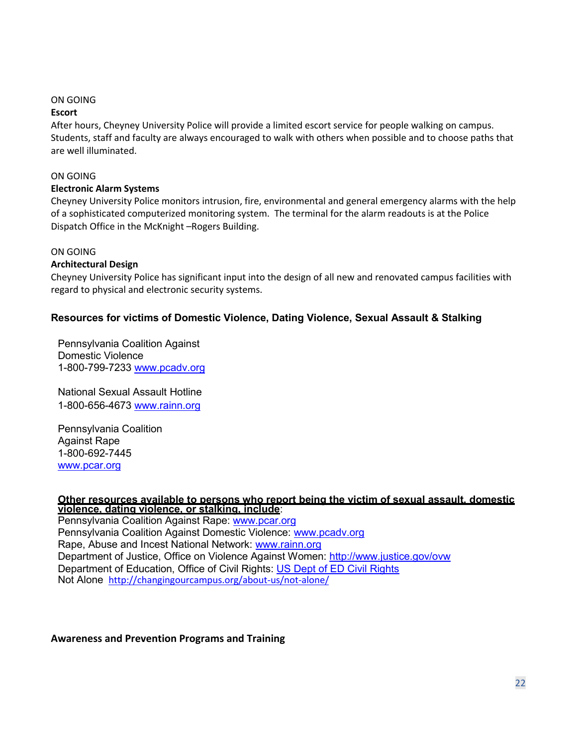ON GOING

**Escort**

After hours, Cheyney University Police will provide a limited escort service for people walking on campus. Students, staff and faculty are always encouraged to walk with others when possible and to choose paths that are well illuminated.

ON GOING

**Electronic Alarm Systems**

Cheyney University Police monitors intrusion, fire, environmental and general emergency alarms with the help of a sophisticated computerized monitoring system. The terminal for the alarm readouts is at the Police Dispatch Office in the McKnight –Rogers Building.

ON GOING

**Architectural Design**

Cheyney University Police has significant input into the design of all new and renovated campus facilities with regard to physical and electronic security systems.

### Resources for victims of Domestic Violence, Dating Violence, Sexual Assault & Stalking

Pennsylvania Coalition Against Domestic Violence
1-800-799-7233 www.pcadv.org

National Sexual Assault Hotline
1-800-656-4673 www.rainn.org

Pennsylvania Coalition Against Rape
1-800-692-7445
www.pcar.org

**Other resources available to persons who report being the victim of sexual assault, domestic violence, dating violence, or stalking, include**:
Pennsylvania Coalition Against Rape: www.pcar.org
Pennsylvania Coalition Against Domestic Violence: www.pcadv.org
Rape, Abuse and Incest National Network: www.rainn.org
Department of Justice, Office on Violence Against Women: http://www.justice.gov/ovw
Department of Education, Office of Civil Rights: US Dept of ED Civil Rights
Not Alone http://changingourcampus.org/about-us/not-alone/

**Awareness and Prevention Programs and Training**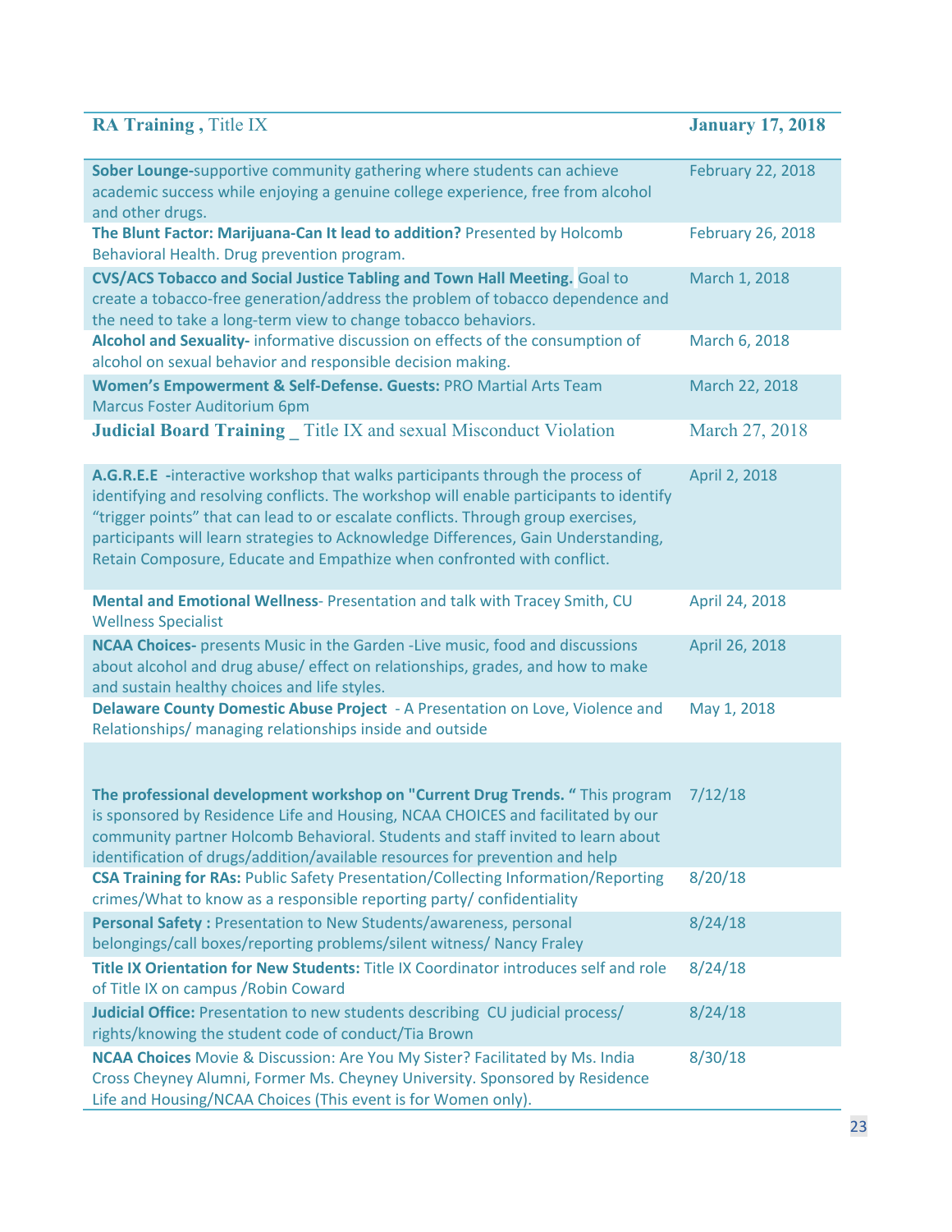| **RA Training** , Title IX | **January 17, 2018** |
| --- | --- |
| **Sober Lounge-**supportive community gathering where students can achieve academic success while enjoying a genuine college experience, free from alcohol and other drugs. | February 22, 2018 |
| **The Blunt Factor: Marijuana-Can It lead to addition?** Presented by Holcomb Behavioral Health. Drug prevention program. | February 26, 2018 |
| **CVS/ACS Tobacco and Social Justice Tabling and Town Hall Meeting.** Goal to create a tobacco-free generation/address the problem of tobacco dependence and the need to take a long-term view to change tobacco behaviors. | March 1, 2018 |
| **Alcohol and Sexuality-** informative discussion on effects of the consumption of alcohol on sexual behavior and responsible decision making. | March 6, 2018 |
| **Women's Empowerment & Self-Defense. Guests:** PRO Martial Arts Team Marcus Foster Auditorium 6pm | March 22, 2018 |
| **Judicial Board Training** _ Title IX and sexual Misconduct Violation | March 27, 2018 |
| **A.G.R.E.E -**interactive workshop that walks participants through the process of identifying and resolving conflicts. The workshop will enable participants to identify "trigger points" that can lead to or escalate conflicts. Through group exercises, participants will learn strategies to Acknowledge Differences, Gain Understanding, Retain Composure, Educate and Empathize when confronted with conflict. | April 2, 2018 |
| **Mental and Emotional Wellness**- Presentation and talk with Tracey Smith, CU Wellness Specialist | April 24, 2018 |
| **NCAA Choices-** presents Music in the Garden -Live music, food and discussions about alcohol and drug abuse/ effect on relationships, grades, and how to make and sustain healthy choices and life styles. | April 26, 2018 |
| **Delaware County Domestic Abuse Project** - A Presentation on Love, Violence and Relationships/ managing relationships inside and outside | May 1, 2018 |
| **The professional development workshop on "Current Drug Trends. "** This program is sponsored by Residence Life and Housing, NCAA CHOICES and facilitated by our community partner Holcomb Behavioral. Students and staff invited to learn about identification of drugs/addition/available resources for prevention and help | 7/12/18 |
| **CSA Training for RAs:** Public Safety Presentation/Collecting Information/Reporting crimes/What to know as a responsible reporting party/ confidentiality | 8/20/18 |
| **Personal Safety :** Presentation to New Students/awareness, personal belongings/call boxes/reporting problems/silent witness/ Nancy Fraley | 8/24/18 |
| **Title IX Orientation for New Students:** Title IX Coordinator introduces self and role of Title IX on campus /Robin Coward | 8/24/18 |
| **Judicial Office:** Presentation to new students describing CU judicial process/ rights/knowing the student code of conduct/Tia Brown | 8/24/18 |
| **NCAA Choices** Movie & Discussion: Are You My Sister? Facilitated by Ms. India Cross Cheyney Alumni, Former Ms. Cheyney University. Sponsored by Residence Life and Housing/NCAA Choices (This event is for Women only). | 8/30/18 |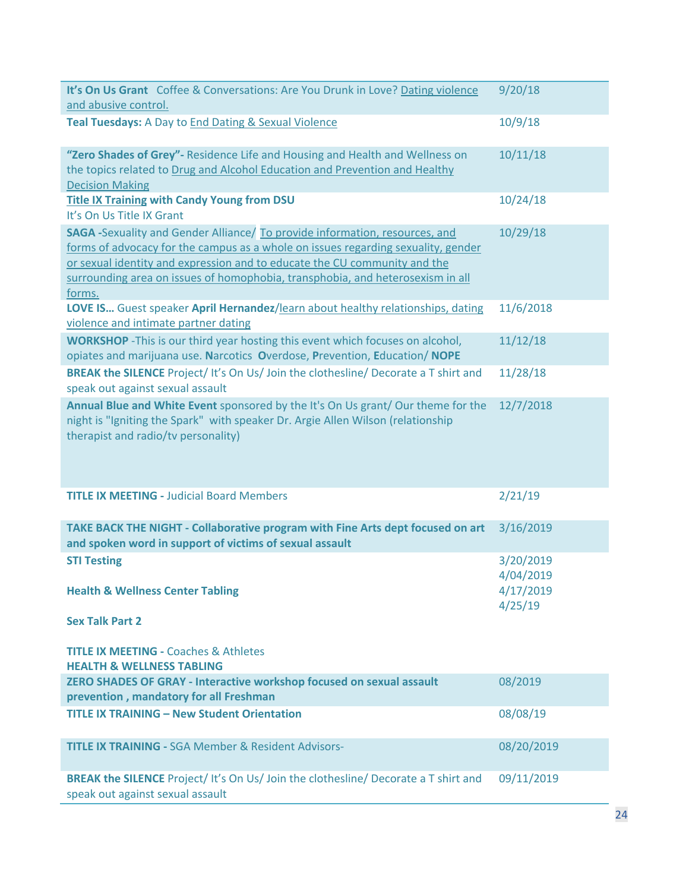| | |
|---|---|
| **It's On Us Grant** Coffee & Conversations: Are You Drunk in Love? Dating violence and abusive control. | 9/20/18 |
| **Teal Tuesdays:** A Day to End Dating & Sexual Violence | 10/9/18 |
| **"Zero Shades of Grey"-** Residence Life and Housing and Health and Wellness on the topics related to Drug and Alcohol Education and Prevention and Healthy Decision Making | 10/11/18 |
| **Title IX Training with Candy Young from DSU**<br>It's On Us Title IX Grant | 10/24/18 |
| **SAGA -**Sexuality and Gender Alliance/ To provide information, resources, and forms of advocacy for the campus as a whole on issues regarding sexuality, gender or sexual identity and expression and to educate the CU community and the surrounding area on issues of homophobia, transphobia, and heterosexism in all forms. | 10/29/18 |
| **LOVE IS…** Guest speaker **April Hernandez**/learn about healthy relationships, dating violence and intimate partner dating | 11/6/2018 |
| **WORKSHOP** -This is our third year hosting this event which focuses on alcohol, opiates and marijuana use. **N**arcotics **O**verdose, **P**revention, **E**ducation/ **NOPE** | 11/12/18 |
| **BREAK the SILENCE** Project/ It's On Us/ Join the clothesline/ Decorate a T shirt and speak out against sexual assault | 11/28/18 |
| **Annual Blue and White Event** sponsored by the It's On Us grant/ Our theme for the night is "Igniting the Spark" with speaker Dr. Argie Allen Wilson (relationship therapist and radio/tv personality) | 12/7/2018 |
| **TITLE IX MEETING -** Judicial Board Members | 2/21/19 |
| **TAKE BACK THE NIGHT - Collaborative program with Fine Arts dept focused on art and spoken word in support of victims of sexual assault** | 3/16/2019 |
| **STI Testing**<br><br>**Health & Wellness Center Tabling**<br><br>**Sex Talk Part 2**<br><br>**TITLE IX MEETING -** Coaches & Athletes<br>**HEALTH & WELLNESS TABLING** | 3/20/2019<br>4/04/2019<br>4/17/2019<br>4/25/19 |
| **ZERO SHADES OF GRAY - Interactive workshop focused on sexual assault prevention , mandatory for all Freshman** | 08/2019 |
| **TITLE IX TRAINING – New Student Orientation** | 08/08/19 |
| **TITLE IX TRAINING -** SGA Member & Resident Advisors- | 08/20/2019 |
| **BREAK the SILENCE** Project/ It's On Us/ Join the clothesline/ Decorate a T shirt and speak out against sexual assault | 09/11/2019 |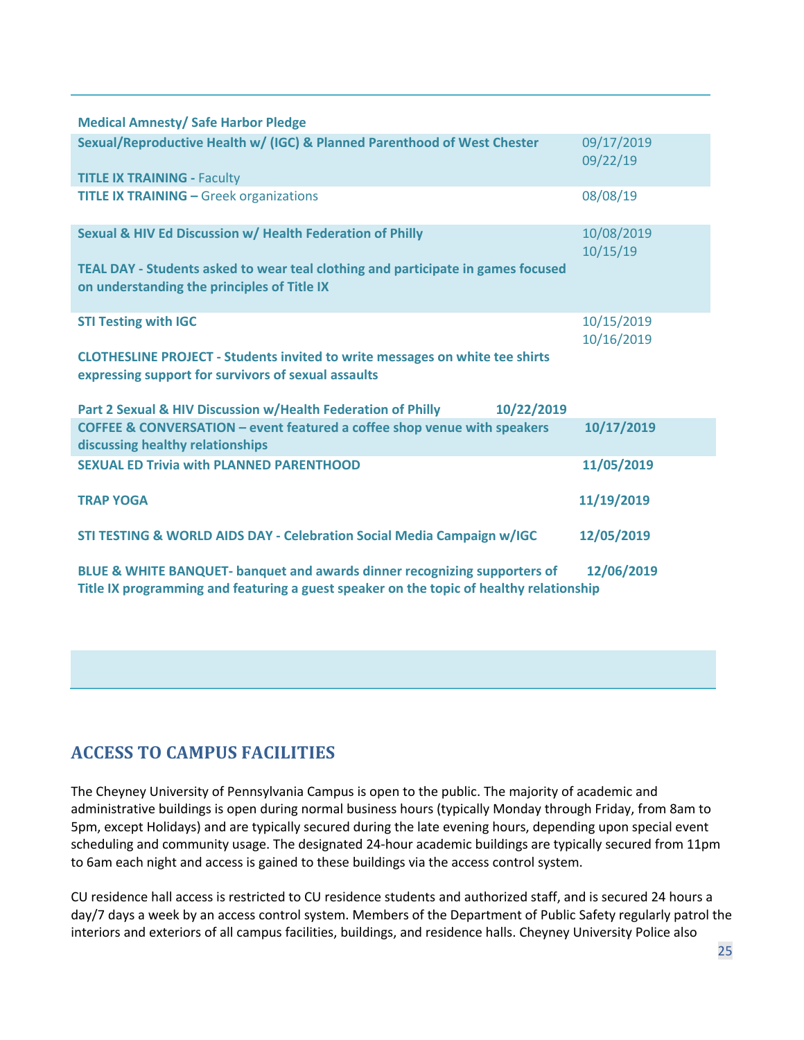| Event | Date |
|---|---|
| **Medical Amnesty/ Safe Harbor Pledge** | |
| **Sexual/Reproductive Health w/ (IGC) & Planned Parenthood of West Chester** | 09/17/2019 |
| **TITLE IX TRAINING -** Faculty | 09/22/19 |
| **TITLE IX TRAINING –** Greek organizations | 08/08/19 |
| **Sexual & HIV Ed Discussion w/ Health Federation of Philly** | 10/08/2019 |
| **TEAL DAY - Students asked to wear teal clothing and participate in games focused on understanding the principles of Title IX** | 10/15/19 |
| **STI Testing with IGC** | 10/15/2019 |
| **CLOTHESLINE PROJECT - Students invited to write messages on white tee shirts expressing support for survivors of sexual assaults** | 10/16/2019 |
| **Part 2 Sexual & HIV Discussion w/Health Federation of Philly** | **10/22/2019** |
| **COFFEE & CONVERSATION – event featured a coffee shop venue with speakers discussing healthy relationships** | **10/17/2019** |
| **SEXUAL ED Trivia with PLANNED PARENTHOOD** | **11/05/2019** |
| **TRAP YOGA** | **11/19/2019** |
| **STI TESTING & WORLD AIDS DAY - Celebration Social Media Campaign w/IGC** | **12/05/2019** |
| **BLUE & WHITE BANQUET- banquet and awards dinner recognizing supporters of Title IX programming and featuring a guest speaker on the topic of healthy relationship** | **12/06/2019** |

## ACCESS TO CAMPUS FACILITIES

The Cheyney University of Pennsylvania Campus is open to the public. The majority of academic and administrative buildings is open during normal business hours (typically Monday through Friday, from 8am to 5pm, except Holidays) and are typically secured during the late evening hours, depending upon special event scheduling and community usage. The designated 24-hour academic buildings are typically secured from 11pm to 6am each night and access is gained to these buildings via the access control system.

CU residence hall access is restricted to CU residence students and authorized staff, and is secured 24 hours a day/7 days a week by an access control system. Members of the Department of Public Safety regularly patrol the interiors and exteriors of all campus facilities, buildings, and residence halls. Cheyney University Police also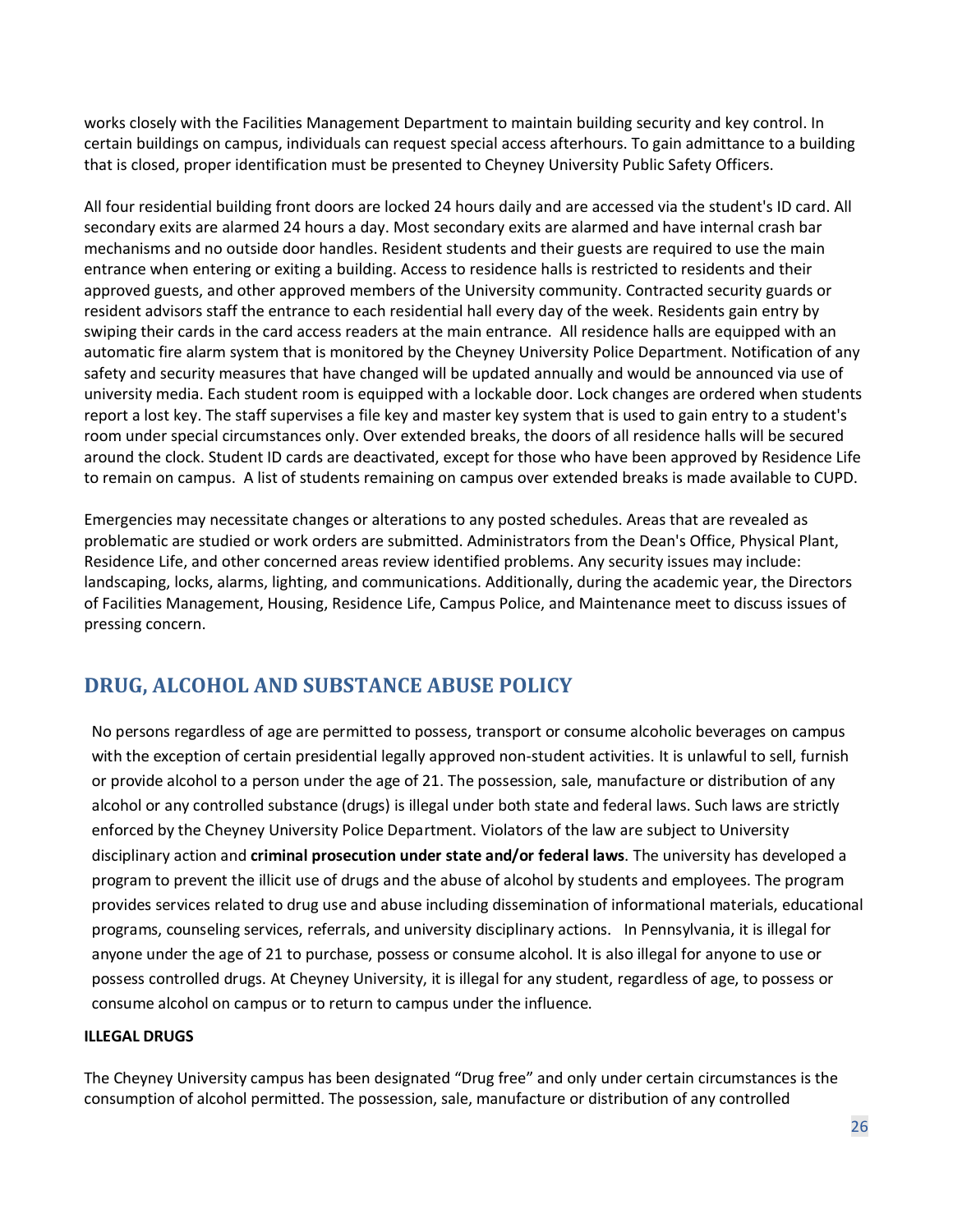works closely with the Facilities Management Department to maintain building security and key control. In certain buildings on campus, individuals can request special access afterhours. To gain admittance to a building that is closed, proper identification must be presented to Cheyney University Public Safety Officers.

All four residential building front doors are locked 24 hours daily and are accessed via the student's ID card. All secondary exits are alarmed 24 hours a day. Most secondary exits are alarmed and have internal crash bar mechanisms and no outside door handles. Resident students and their guests are required to use the main entrance when entering or exiting a building. Access to residence halls is restricted to residents and their approved guests, and other approved members of the University community. Contracted security guards or resident advisors staff the entrance to each residential hall every day of the week. Residents gain entry by swiping their cards in the card access readers at the main entrance. All residence halls are equipped with an automatic fire alarm system that is monitored by the Cheyney University Police Department. Notification of any safety and security measures that have changed will be updated annually and would be announced via use of university media. Each student room is equipped with a lockable door. Lock changes are ordered when students report a lost key. The staff supervises a file key and master key system that is used to gain entry to a student's room under special circumstances only. Over extended breaks, the doors of all residence halls will be secured around the clock. Student ID cards are deactivated, except for those who have been approved by Residence Life to remain on campus. A list of students remaining on campus over extended breaks is made available to CUPD.

Emergencies may necessitate changes or alterations to any posted schedules. Areas that are revealed as problematic are studied or work orders are submitted. Administrators from the Dean's Office, Physical Plant, Residence Life, and other concerned areas review identified problems. Any security issues may include: landscaping, locks, alarms, lighting, and communications. Additionally, during the academic year, the Directors of Facilities Management, Housing, Residence Life, Campus Police, and Maintenance meet to discuss issues of pressing concern.

## DRUG, ALCOHOL AND SUBSTANCE ABUSE POLICY

No persons regardless of age are permitted to possess, transport or consume alcoholic beverages on campus with the exception of certain presidential legally approved non-student activities. It is unlawful to sell, furnish or provide alcohol to a person under the age of 21. The possession, sale, manufacture or distribution of any alcohol or any controlled substance (drugs) is illegal under both state and federal laws. Such laws are strictly enforced by the Cheyney University Police Department. Violators of the law are subject to University disciplinary action and **criminal prosecution under state and/or federal laws**. The university has developed a program to prevent the illicit use of drugs and the abuse of alcohol by students and employees. The program provides services related to drug use and abuse including dissemination of informational materials, educational programs, counseling services, referrals, and university disciplinary actions. In Pennsylvania, it is illegal for anyone under the age of 21 to purchase, possess or consume alcohol. It is also illegal for anyone to use or possess controlled drugs. At Cheyney University, it is illegal for any student, regardless of age, to possess or consume alcohol on campus or to return to campus under the influence.

**ILLEGAL DRUGS**

The Cheyney University campus has been designated "Drug free" and only under certain circumstances is the consumption of alcohol permitted. The possession, sale, manufacture or distribution of any controlled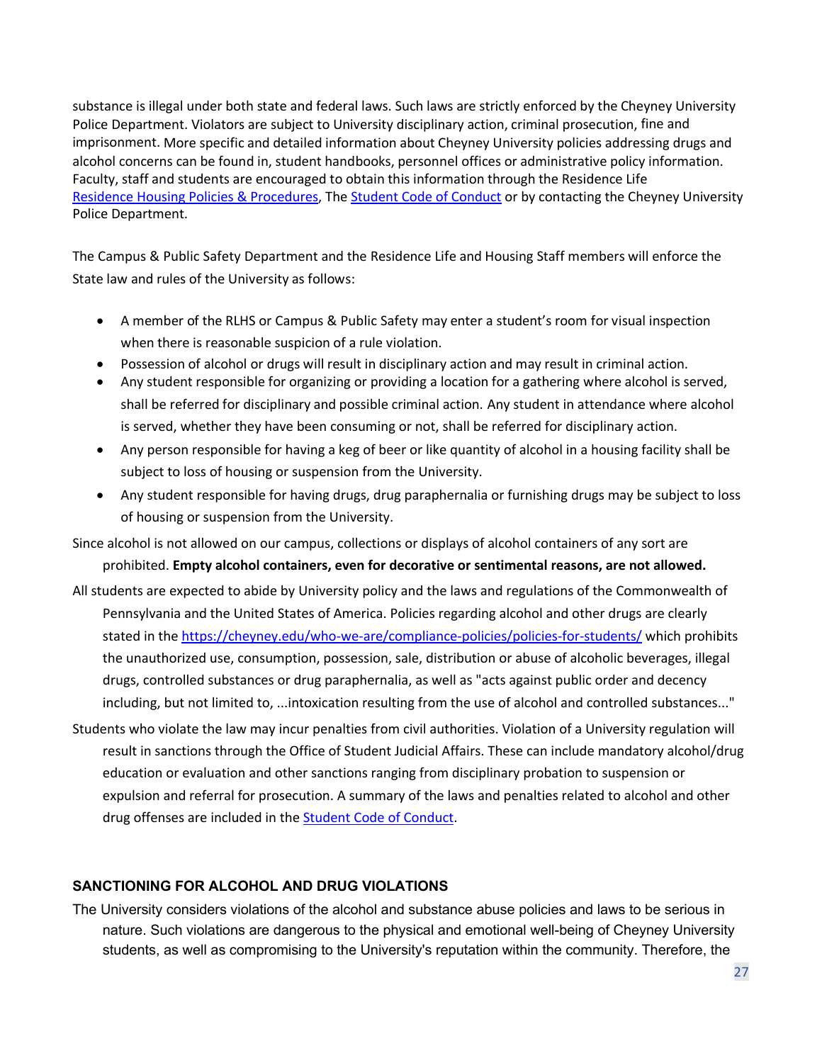substance is illegal under both state and federal laws. Such laws are strictly enforced by the Cheyney University Police Department. Violators are subject to University disciplinary action, criminal prosecution, fine and imprisonment. More specific and detailed information about Cheyney University policies addressing drugs and alcohol concerns can be found in, student handbooks, personnel offices or administrative policy information. Faculty, staff and students are encouraged to obtain this information through the Residence Life [Residence Housing Policies & Procedures](), The [Student Code of Conduct]() or by contacting the Cheyney University Police Department.

The Campus & Public Safety Department and the Residence Life and Housing Staff members will enforce the State law and rules of the University as follows:

- A member of the RLHS or Campus & Public Safety may enter a student's room for visual inspection when there is reasonable suspicion of a rule violation.
- Possession of alcohol or drugs will result in disciplinary action and may result in criminal action.
- Any student responsible for organizing or providing a location for a gathering where alcohol is served, shall be referred for disciplinary and possible criminal action. Any student in attendance where alcohol is served, whether they have been consuming or not, shall be referred for disciplinary action.
- Any person responsible for having a keg of beer or like quantity of alcohol in a housing facility shall be subject to loss of housing or suspension from the University.
- Any student responsible for having drugs, drug paraphernalia or furnishing drugs may be subject to loss of housing or suspension from the University.

Since alcohol is not allowed on our campus, collections or displays of alcohol containers of any sort are prohibited. **Empty alcohol containers, even for decorative or sentimental reasons, are not allowed.**

All students are expected to abide by University policy and the laws and regulations of the Commonwealth of Pennsylvania and the United States of America. Policies regarding alcohol and other drugs are clearly stated in the [https://cheyney.edu/who-we-are/compliance-policies/policies-for-students/](https://cheyney.edu/who-we-are/compliance-policies/policies-for-students/) which prohibits the unauthorized use, consumption, possession, sale, distribution or abuse of alcoholic beverages, illegal drugs, controlled substances or drug paraphernalia, as well as "acts against public order and decency including, but not limited to, ...intoxication resulting from the use of alcohol and controlled substances..."

Students who violate the law may incur penalties from civil authorities. Violation of a University regulation will result in sanctions through the Office of Student Judicial Affairs. These can include mandatory alcohol/drug education or evaluation and other sanctions ranging from disciplinary probation to suspension or expulsion and referral for prosecution. A summary of the laws and penalties related to alcohol and other drug offenses are included in the [Student Code of Conduct]().

## SANCTIONING FOR ALCOHOL AND DRUG VIOLATIONS

The University considers violations of the alcohol and substance abuse policies and laws to be serious in nature. Such violations are dangerous to the physical and emotional well-being of Cheyney University students, as well as compromising to the University's reputation within the community. Therefore, the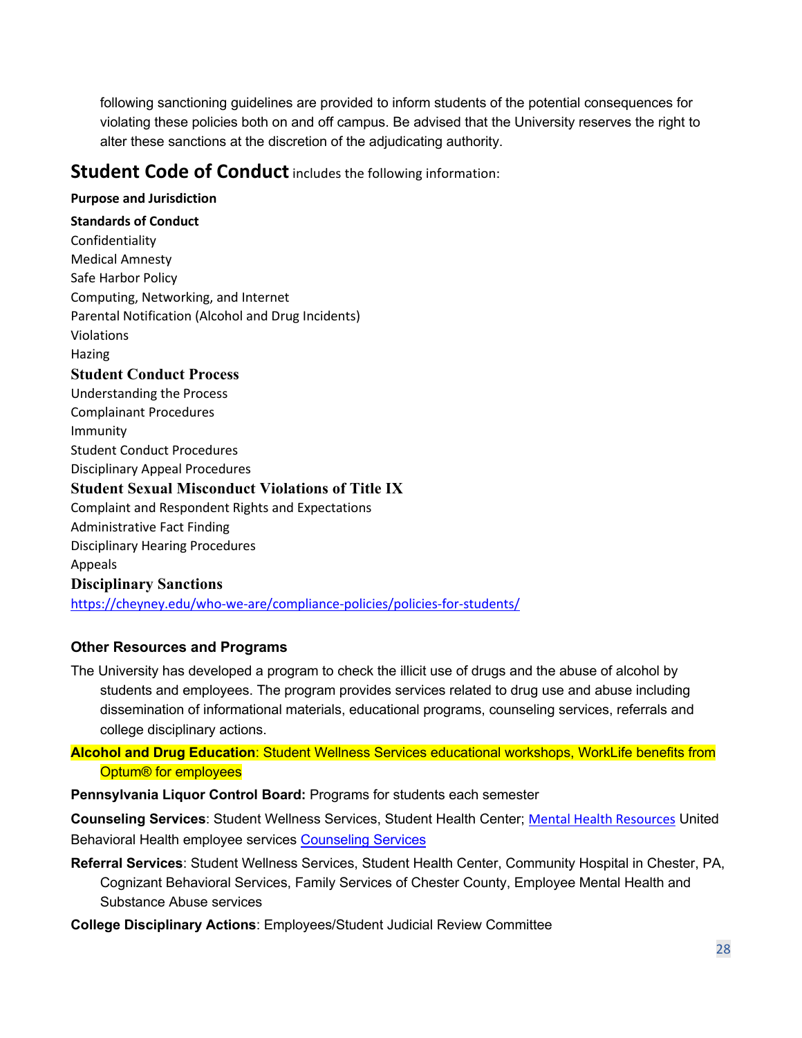following sanctioning guidelines are provided to inform students of the potential consequences for violating these policies both on and off campus. Be advised that the University reserves the right to alter these sanctions at the discretion of the adjudicating authority.

## Student Code of Conduct includes the following information:

**Purpose and Jurisdiction**

**Standards of Conduct**

Confidentiality

Medical Amnesty

Safe Harbor Policy

Computing, Networking, and Internet

Parental Notification (Alcohol and Drug Incidents)

Violations

Hazing

**Student Conduct Process**

Understanding the Process

Complainant Procedures

Immunity

Student Conduct Procedures

Disciplinary Appeal Procedures

**Student Sexual Misconduct Violations of Title IX**

Complaint and Respondent Rights and Expectations

Administrative Fact Finding

Disciplinary Hearing Procedures

Appeals

**Disciplinary Sanctions**

https://cheyney.edu/who-we-are/compliance-policies/policies-for-students/

### Other Resources and Programs

The University has developed a program to check the illicit use of drugs and the abuse of alcohol by students and employees. The program provides services related to drug use and abuse including dissemination of informational materials, educational programs, counseling services, referrals and college disciplinary actions.

**Alcohol and Drug Education**: Student Wellness Services educational workshops, WorkLife benefits from Optum® for employees

**Pennsylvania Liquor Control Board:** Programs for students each semester

**Counseling Services**: Student Wellness Services, Student Health Center; Mental Health Resources United Behavioral Health employee services Counseling Services

**Referral Services**: Student Wellness Services, Student Health Center, Community Hospital in Chester, PA, Cognizant Behavioral Services, Family Services of Chester County, Employee Mental Health and Substance Abuse services

**College Disciplinary Actions**: Employees/Student Judicial Review Committee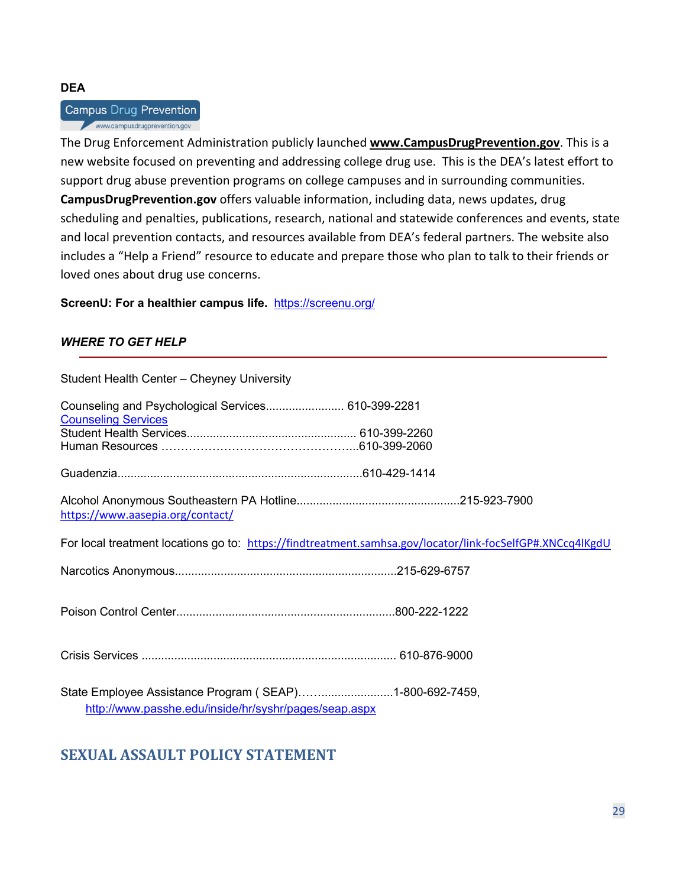**DEA**

Campus Drug Prevention
www.campusdrugprevention.gov

The Drug Enforcement Administration publicly launched **www.CampusDrugPrevention.gov**. This is a new website focused on preventing and addressing college drug use. This is the DEA's latest effort to support drug abuse prevention programs on college campuses and in surrounding communities. **CampusDrugPrevention.gov** offers valuable information, including data, news updates, drug scheduling and penalties, publications, research, national and statewide conferences and events, state and local prevention contacts, and resources available from DEA's federal partners. The website also includes a "Help a Friend" resource to educate and prepare those who plan to talk to their friends or loved ones about drug use concerns.

**ScreenU: For a healthier campus life.** https://screenu.org/

***WHERE TO GET HELP***

---

Student Health Center – Cheyney University

Counseling and Psychological Services........................ 610-399-2281
Counseling Services
Student Health Services.................................................... 610-399-2260
Human Resources …………………………………………...610-399-2060

Guadenzia.........................................................................610-429-1414

Alcohol Anonymous Southeastern PA Hotline.................................................215-923-7900
https://www.aasepia.org/contact/

For local treatment locations go to: https://findtreatment.samhsa.gov/locator/link-focSelfGP#.XNCcq4lKgdU

Narcotics Anonymous....................................................................215-629-6757

Poison Control Center...................................................................800-222-1222

Crisis Services .............................................................................. 610-876-9000

State Employee Assistance Program ( SEAP)……......................1-800-692-7459,
http://www.passhe.edu/inside/hr/syshr/pages/seap.aspx

## SEXUAL ASSAULT POLICY STATEMENT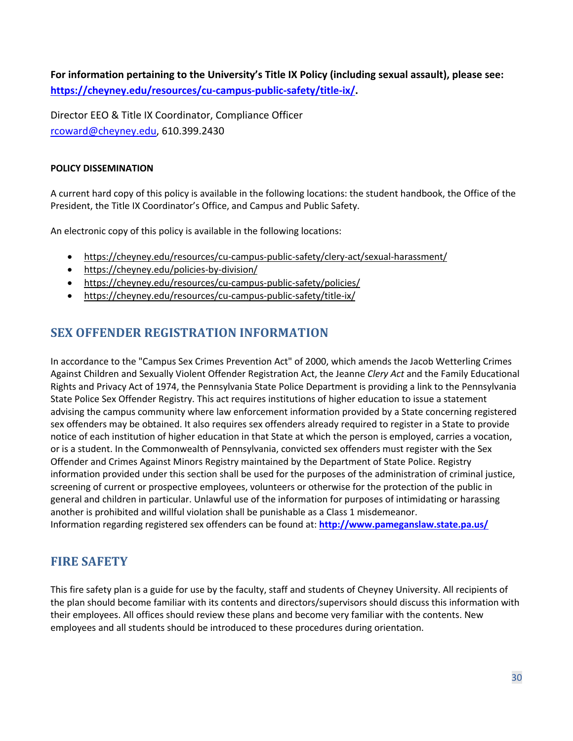**For information pertaining to the University's Title IX Policy (including sexual assault), please see: [https://cheyney.edu/resources/cu-campus-public-safety/title-ix/](https://cheyney.edu/resources/cu-campus-public-safety/title-ix/).**

Director EEO & Title IX Coordinator, Compliance Officer
rcoward@cheyney.edu, 610.399.2430

#### POLICY DISSEMINATION

A current hard copy of this policy is available in the following locations: the student handbook, the Office of the President, the Title IX Coordinator's Office, and Campus and Public Safety.

An electronic copy of this policy is available in the following locations:

- https://cheyney.edu/resources/cu-campus-public-safety/clery-act/sexual-harassment/
- https://cheyney.edu/policies-by-division/
- https://cheyney.edu/resources/cu-campus-public-safety/policies/
- https://cheyney.edu/resources/cu-campus-public-safety/title-ix/

## SEX OFFENDER REGISTRATION INFORMATION

In accordance to the "Campus Sex Crimes Prevention Act" of 2000, which amends the Jacob Wetterling Crimes Against Children and Sexually Violent Offender Registration Act, the Jeanne *Clery Act* and the Family Educational Rights and Privacy Act of 1974, the Pennsylvania State Police Department is providing a link to the Pennsylvania State Police Sex Offender Registry. This act requires institutions of higher education to issue a statement advising the campus community where law enforcement information provided by a State concerning registered sex offenders may be obtained. It also requires sex offenders already required to register in a State to provide notice of each institution of higher education in that State at which the person is employed, carries a vocation, or is a student. In the Commonwealth of Pennsylvania, convicted sex offenders must register with the Sex Offender and Crimes Against Minors Registry maintained by the Department of State Police. Registry information provided under this section shall be used for the purposes of the administration of criminal justice, screening of current or prospective employees, volunteers or otherwise for the protection of the public in general and children in particular. Unlawful use of the information for purposes of intimidating or harassing another is prohibited and willful violation shall be punishable as a Class 1 misdemeanor.
Information regarding registered sex offenders can be found at: **[http://www.pameganslaw.state.pa.us/](http://www.pameganslaw.state.pa.us/)**

## FIRE SAFETY

This fire safety plan is a guide for use by the faculty, staff and students of Cheyney University. All recipients of the plan should become familiar with its contents and directors/supervisors should discuss this information with their employees. All offices should review these plans and become very familiar with the contents. New employees and all students should be introduced to these procedures during orientation.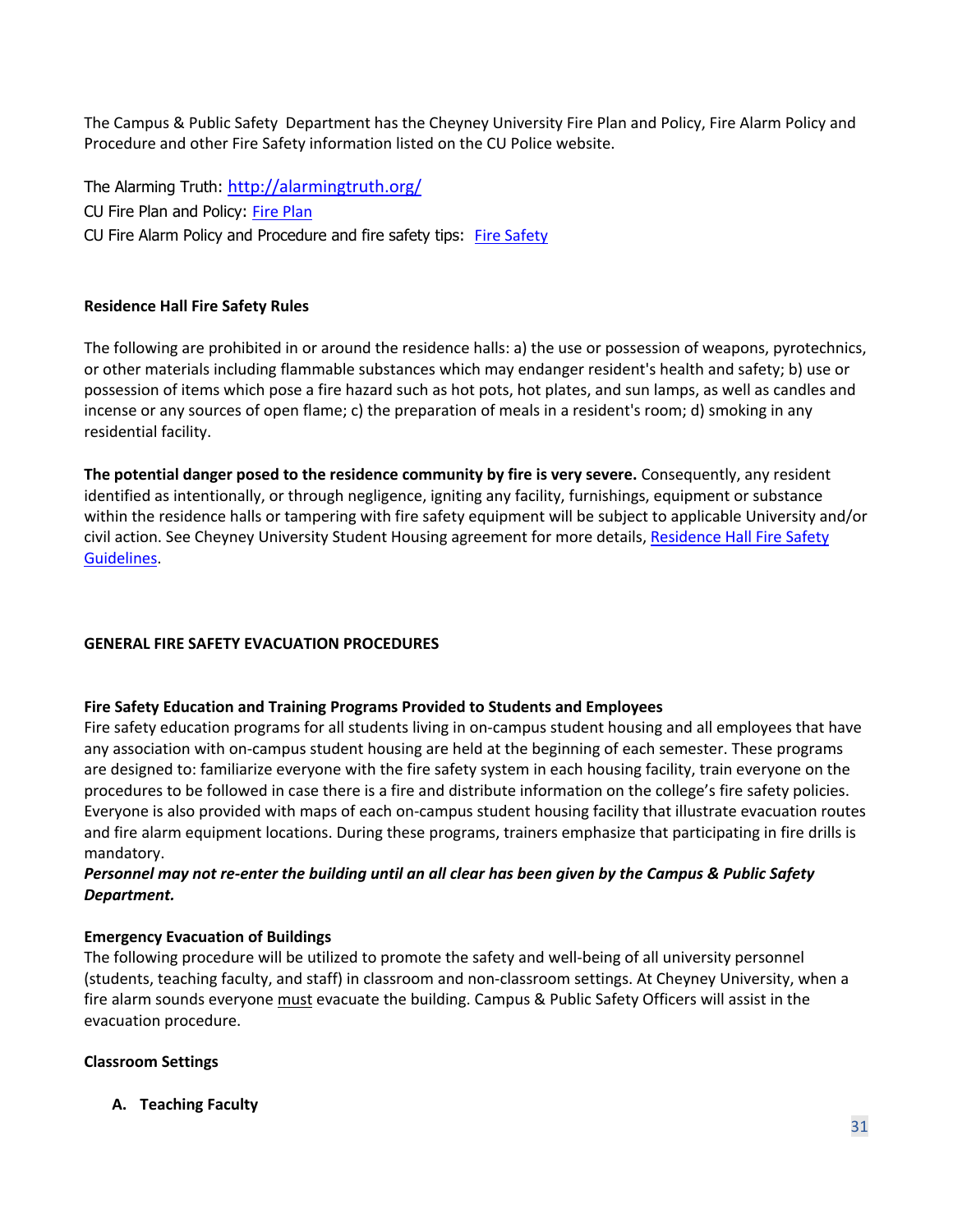The Campus & Public Safety Department has the Cheyney University Fire Plan and Policy, Fire Alarm Policy and Procedure and other Fire Safety information listed on the CU Police website.

The Alarming Truth: [http://alarmingtruth.org/](http://alarmingtruth.org/)
CU Fire Plan and Policy: Fire Plan
CU Fire Alarm Policy and Procedure and fire safety tips: Fire Safety

**Residence Hall Fire Safety Rules**

The following are prohibited in or around the residence halls: a) the use or possession of weapons, pyrotechnics, or other materials including flammable substances which may endanger resident's health and safety; b) use or possession of items which pose a fire hazard such as hot pots, hot plates, and sun lamps, as well as candles and incense or any sources of open flame; c) the preparation of meals in a resident's room; d) smoking in any residential facility.

**The potential danger posed to the residence community by fire is very severe.** Consequently, any resident identified as intentionally, or through negligence, igniting any facility, furnishings, equipment or substance within the residence halls or tampering with fire safety equipment will be subject to applicable University and/or civil action. See Cheyney University Student Housing agreement for more details, Residence Hall Fire Safety Guidelines.

## GENERAL FIRE SAFETY EVACUATION PROCEDURES

**Fire Safety Education and Training Programs Provided to Students and Employees**
Fire safety education programs for all students living in on-campus student housing and all employees that have any association with on-campus student housing are held at the beginning of each semester. These programs are designed to: familiarize everyone with the fire safety system in each housing facility, train everyone on the procedures to be followed in case there is a fire and distribute information on the college's fire safety policies. Everyone is also provided with maps of each on-campus student housing facility that illustrate evacuation routes and fire alarm equipment locations. During these programs, trainers emphasize that participating in fire drills is mandatory.
***Personnel may not re-enter the building until an all clear has been given by the Campus & Public Safety Department.***

**Emergency Evacuation of Buildings**
The following procedure will be utilized to promote the safety and well-being of all university personnel (students, teaching faculty, and staff) in classroom and non-classroom settings. At Cheyney University, when a fire alarm sounds everyone must evacuate the building. Campus & Public Safety Officers will assist in the evacuation procedure.

**Classroom Settings**

**A. Teaching Faculty**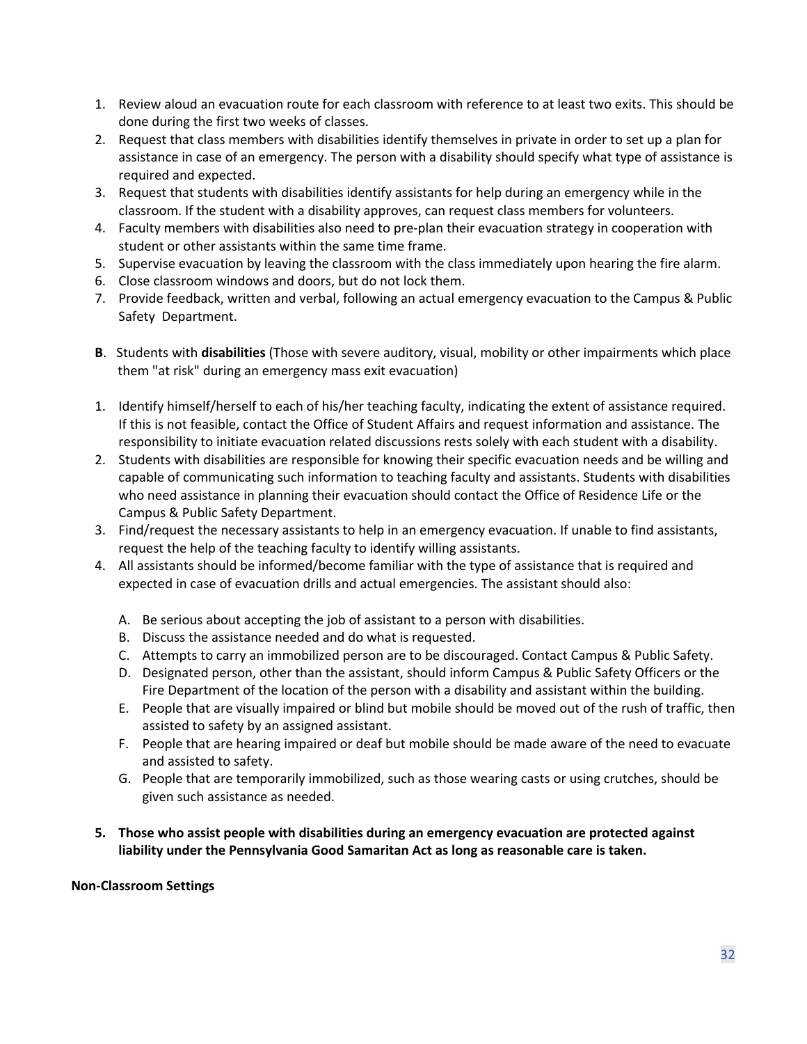1. Review aloud an evacuation route for each classroom with reference to at least two exits. This should be done during the first two weeks of classes.
2. Request that class members with disabilities identify themselves in private in order to set up a plan for assistance in case of an emergency. The person with a disability should specify what type of assistance is required and expected.
3. Request that students with disabilities identify assistants for help during an emergency while in the classroom. If the student with a disability approves, can request class members for volunteers.
4. Faculty members with disabilities also need to pre-plan their evacuation strategy in cooperation with student or other assistants within the same time frame.
5. Supervise evacuation by leaving the classroom with the class immediately upon hearing the fire alarm.
6. Close classroom windows and doors, but do not lock them.
7. Provide feedback, written and verbal, following an actual emergency evacuation to the Campus & Public Safety Department.

**B**. Students with **disabilities** (Those with severe auditory, visual, mobility or other impairments which place them "at risk" during an emergency mass exit evacuation)

1. Identify himself/herself to each of his/her teaching faculty, indicating the extent of assistance required. If this is not feasible, contact the Office of Student Affairs and request information and assistance. The responsibility to initiate evacuation related discussions rests solely with each student with a disability.
2. Students with disabilities are responsible for knowing their specific evacuation needs and be willing and capable of communicating such information to teaching faculty and assistants. Students with disabilities who need assistance in planning their evacuation should contact the Office of Residence Life or the Campus & Public Safety Department.
3. Find/request the necessary assistants to help in an emergency evacuation. If unable to find assistants, request the help of the teaching faculty to identify willing assistants.
4. All assistants should be informed/become familiar with the type of assistance that is required and expected in case of evacuation drills and actual emergencies. The assistant should also:

   A. Be serious about accepting the job of assistant to a person with disabilities.
   B. Discuss the assistance needed and do what is requested.
   C. Attempts to carry an immobilized person are to be discouraged. Contact Campus & Public Safety.
   D. Designated person, other than the assistant, should inform Campus & Public Safety Officers or the Fire Department of the location of the person with a disability and assistant within the building.
   E. People that are visually impaired or blind but mobile should be moved out of the rush of traffic, then assisted to safety by an assigned assistant.
   F. People that are hearing impaired or deaf but mobile should be made aware of the need to evacuate and assisted to safety.
   G. People that are temporarily immobilized, such as those wearing casts or using crutches, should be given such assistance as needed.

5. **Those who assist people with disabilities during an emergency evacuation are protected against liability under the Pennsylvania Good Samaritan Act as long as reasonable care is taken.**

**Non-Classroom Settings**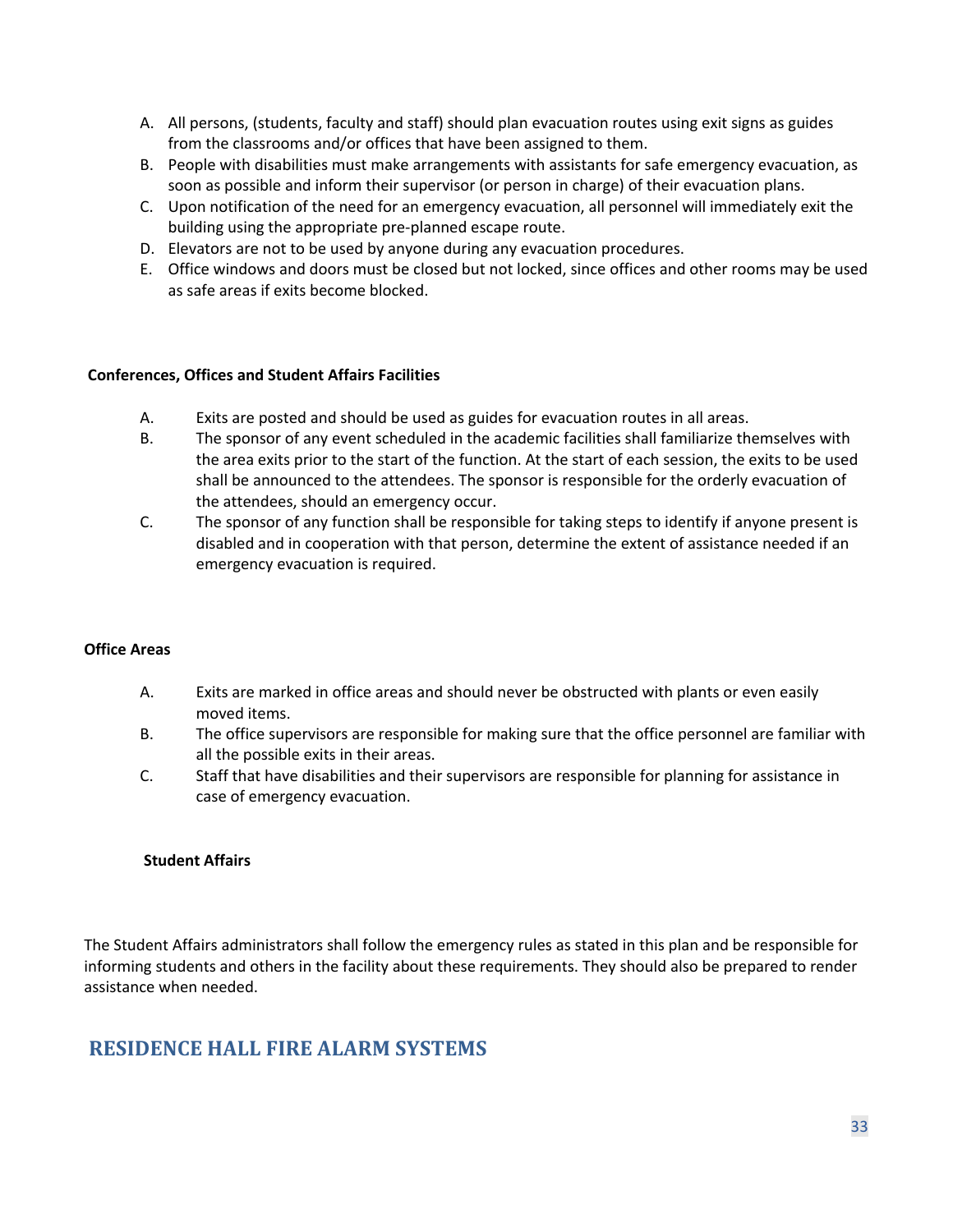A. All persons, (students, faculty and staff) should plan evacuation routes using exit signs as guides from the classrooms and/or offices that have been assigned to them.
B. People with disabilities must make arrangements with assistants for safe emergency evacuation, as soon as possible and inform their supervisor (or person in charge) of their evacuation plans.
C. Upon notification of the need for an emergency evacuation, all personnel will immediately exit the building using the appropriate pre-planned escape route.
D. Elevators are not to be used by anyone during any evacuation procedures.
E. Office windows and doors must be closed but not locked, since offices and other rooms may be used as safe areas if exits become blocked.

**Conferences, Offices and Student Affairs Facilities**

A. Exits are posted and should be used as guides for evacuation routes in all areas.
B. The sponsor of any event scheduled in the academic facilities shall familiarize themselves with the area exits prior to the start of the function. At the start of each session, the exits to be used shall be announced to the attendees. The sponsor is responsible for the orderly evacuation of the attendees, should an emergency occur.
C. The sponsor of any function shall be responsible for taking steps to identify if anyone present is disabled and in cooperation with that person, determine the extent of assistance needed if an emergency evacuation is required.

**Office Areas**

A. Exits are marked in office areas and should never be obstructed with plants or even easily moved items.
B. The office supervisors are responsible for making sure that the office personnel are familiar with all the possible exits in their areas.
C. Staff that have disabilities and their supervisors are responsible for planning for assistance in case of emergency evacuation.

**Student Affairs**

The Student Affairs administrators shall follow the emergency rules as stated in this plan and be responsible for informing students and others in the facility about these requirements. They should also be prepared to render assistance when needed.

## RESIDENCE HALL FIRE ALARM SYSTEMS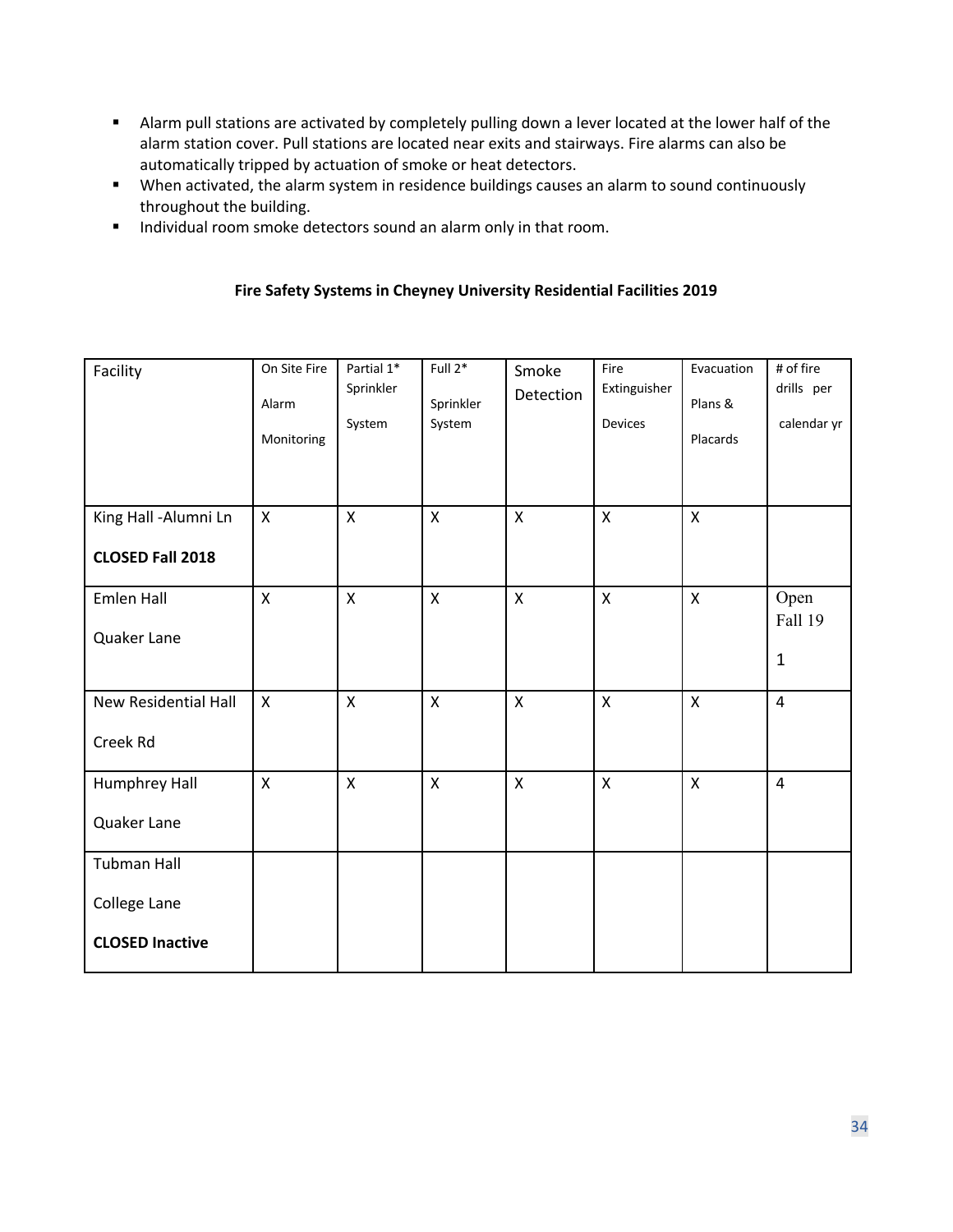- Alarm pull stations are activated by completely pulling down a lever located at the lower half of the alarm station cover. Pull stations are located near exits and stairways. Fire alarms can also be automatically tripped by actuation of smoke or heat detectors.
- When activated, the alarm system in residence buildings causes an alarm to sound continuously throughout the building.
- Individual room smoke detectors sound an alarm only in that room.

**Fire Safety Systems in Cheyney University Residential Facilities 2019**

| Facility | On Site Fire Alarm Monitoring | Partial 1* Sprinkler System | Full 2* Sprinkler System | Smoke Detection | Fire Extinguisher Devices | Evacuation Plans & Placards | # of fire drills per calendar yr |
|---|---|---|---|---|---|---|---|
| King Hall -Alumni Ln **CLOSED Fall 2018** | X | X | X | X | X | X | |
| Emlen Hall Quaker Lane | X | X | X | X | X | X | Open Fall 19 1 |
| New Residential Hall Creek Rd | X | X | X | X | X | X | 4 |
| Humphrey Hall Quaker Lane | X | X | X | X | X | X | 4 |
| Tubman Hall College Lane **CLOSED Inactive** | | | | | | | |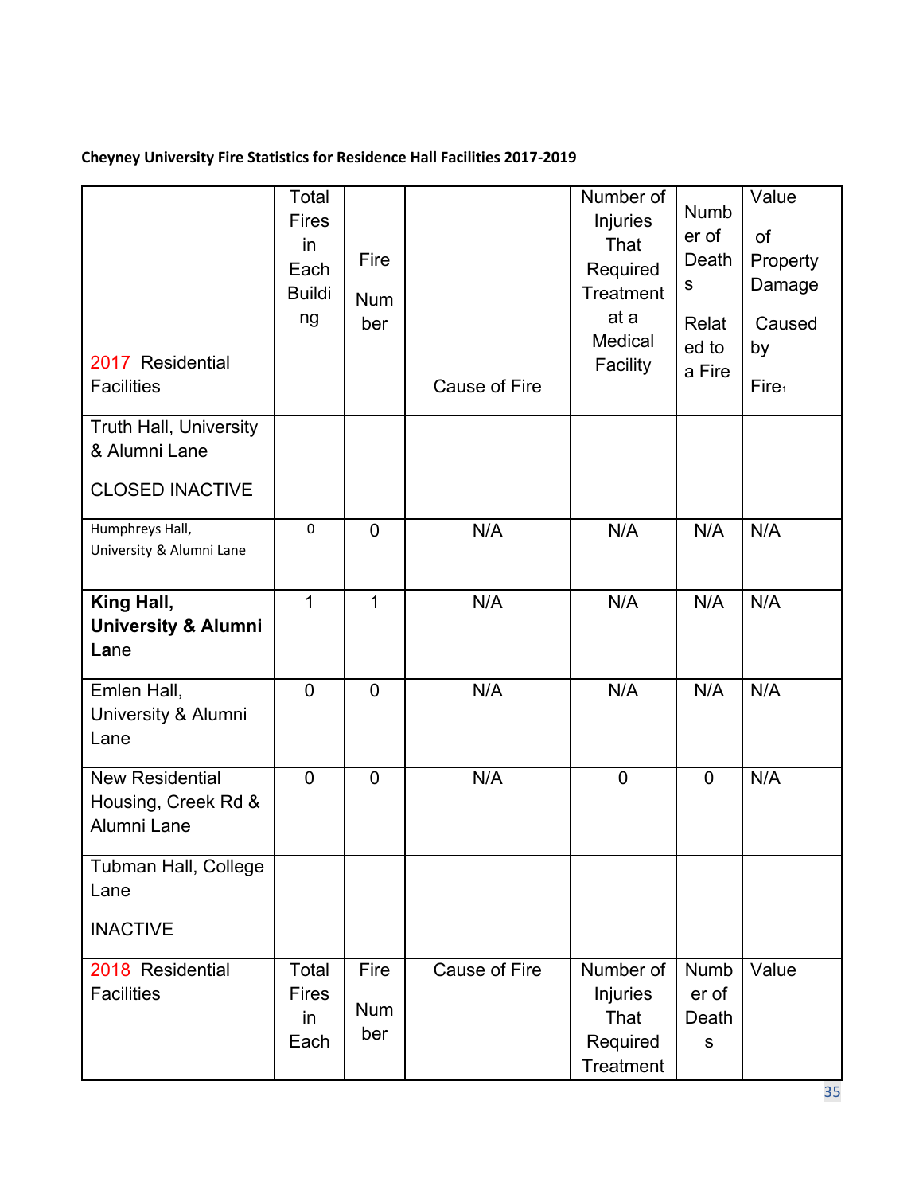**Cheyney University Fire Statistics for Residence Hall Facilities 2017-2019**

| 2017 Residential Facilities | Total Fires in Each Building | Fire Number | Cause of Fire | Number of Injuries That Required Treatment at a Medical Facility | Number of Deaths Related to a Fire | Value of Property Damage Caused by Fire[1] |
|---|---|---|---|---|---|---|
| Truth Hall, University & Alumni Lane<br><br>CLOSED INACTIVE | | | | | | |
| Humphreys Hall, University & Alumni Lane | 0 | 0 | N/A | N/A | N/A | N/A |
| **King Hall, University & Alumni Lane** | 1 | 1 | N/A | N/A | N/A | N/A |
| Emlen Hall, University & Alumni Lane | 0 | 0 | N/A | N/A | N/A | N/A |
| New Residential Housing, Creek Rd & Alumni Lane | 0 | 0 | N/A | 0 | 0 | N/A |
| Tubman Hall, College Lane<br><br>INACTIVE | | | | | | |
| 2018 Residential Facilities | Total Fires in Each | Fire Number | Cause of Fire | Number of Injuries That Required Treatment | Number of Deaths | Value |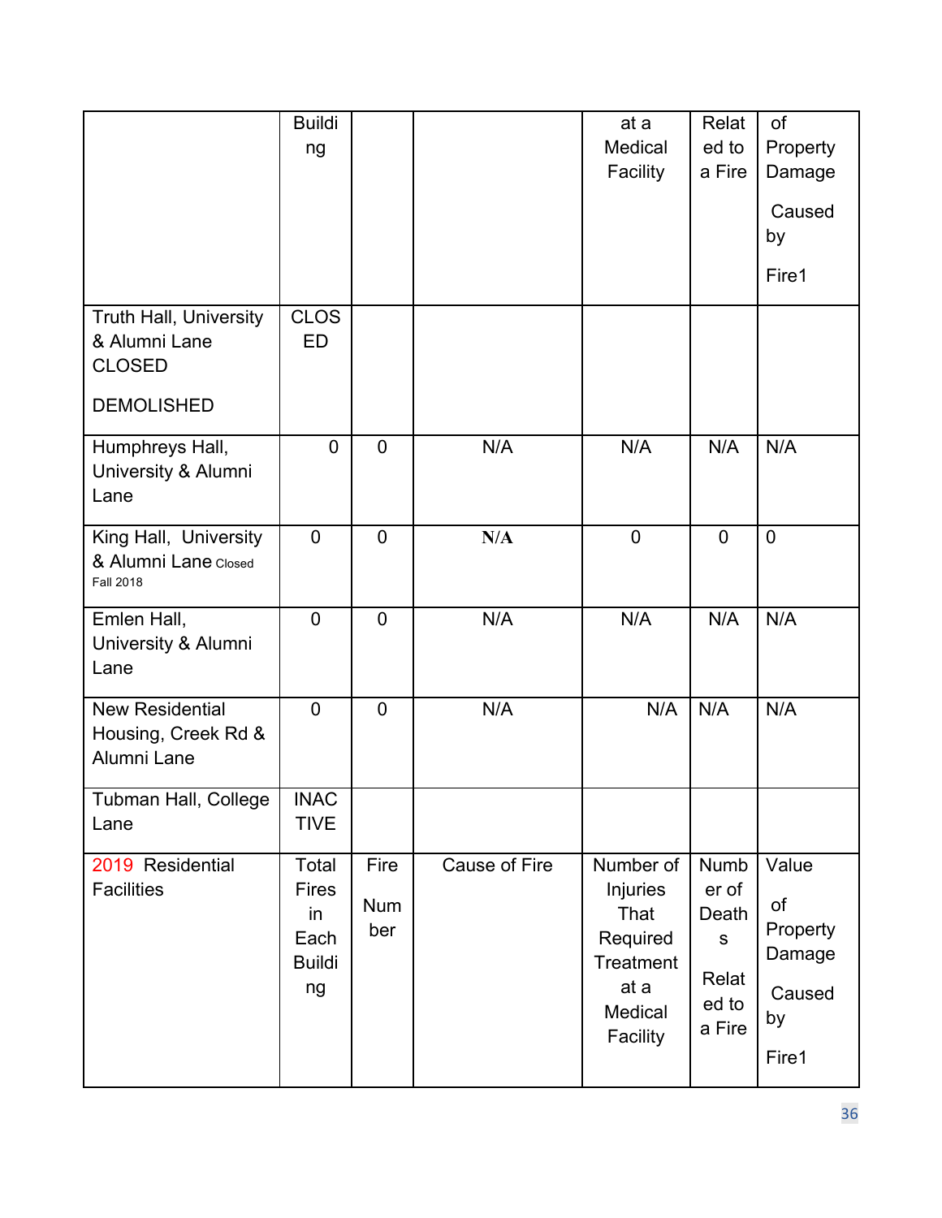| | Building | | | at a Medical Facility | Related to a Fire | of Property Damage Caused by Fire1 |
|---|---|---|---|---|---|---|
| Truth Hall, University & Alumni Lane CLOSED DEMOLISHED | CLOSED | | | | | |
| Humphreys Hall, University & Alumni Lane | 0 | 0 | N/A | N/A | N/A | N/A |
| King Hall, University & Alumni Lane Closed Fall 2018 | 0 | 0 | N/A | 0 | 0 | 0 |
| Emlen Hall, University & Alumni Lane | 0 | 0 | N/A | N/A | N/A | N/A |
| New Residential Housing, Creek Rd & Alumni Lane | 0 | 0 | N/A | N/A | N/A | N/A |
| Tubman Hall, College Lane | INACTIVE | | | | | |
| 2019 Residential Facilities | Total Fires in Each Building | Fire Number | Cause of Fire | Number of Injuries That Required Treatment at a Medical Facility | Number of Deaths Related to a Fire | Value of Property Damage Caused by Fire1 |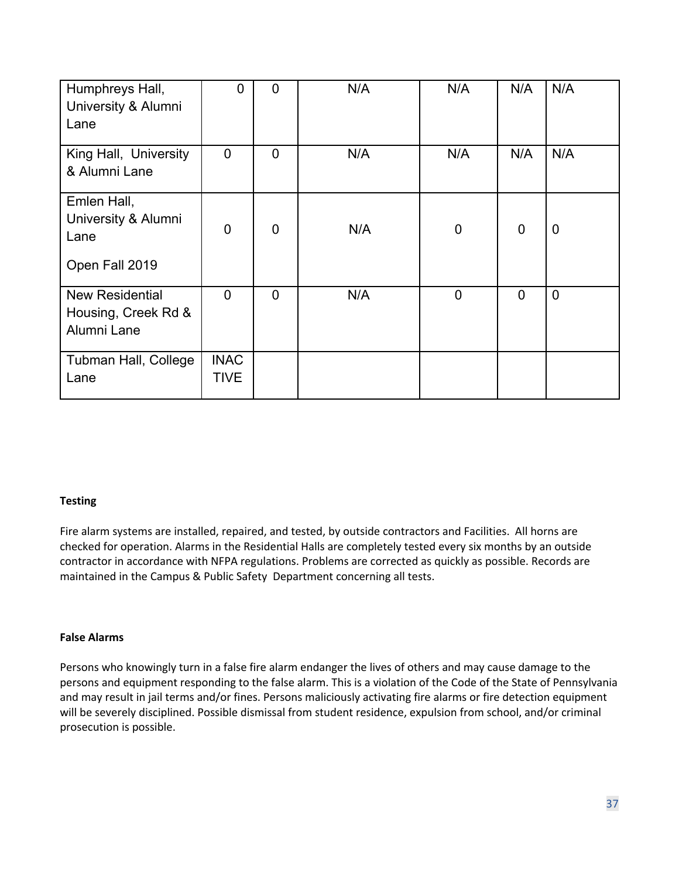| | | | | | | |
|---|---|---|---|---|---|---|
| Humphreys Hall, University & Alumni Lane | 0 | 0 | N/A | N/A | N/A | N/A |
| King Hall, University & Alumni Lane | 0 | 0 | N/A | N/A | N/A | N/A |
| Emlen Hall, University & Alumni Lane<br><br>Open Fall 2019 | 0 | 0 | N/A | 0 | 0 | 0 |
| New Residential Housing, Creek Rd & Alumni Lane | 0 | 0 | N/A | 0 | 0 | 0 |
| Tubman Hall, College Lane | INACTIVE | | | | | |

**Testing**

Fire alarm systems are installed, repaired, and tested, by outside contractors and Facilities. All horns are checked for operation. Alarms in the Residential Halls are completely tested every six months by an outside contractor in accordance with NFPA regulations. Problems are corrected as quickly as possible. Records are maintained in the Campus & Public Safety Department concerning all tests.

**False Alarms**

Persons who knowingly turn in a false fire alarm endanger the lives of others and may cause damage to the persons and equipment responding to the false alarm. This is a violation of the Code of the State of Pennsylvania and may result in jail terms and/or fines. Persons maliciously activating fire alarms or fire detection equipment will be severely disciplined. Possible dismissal from student residence, expulsion from school, and/or criminal prosecution is possible.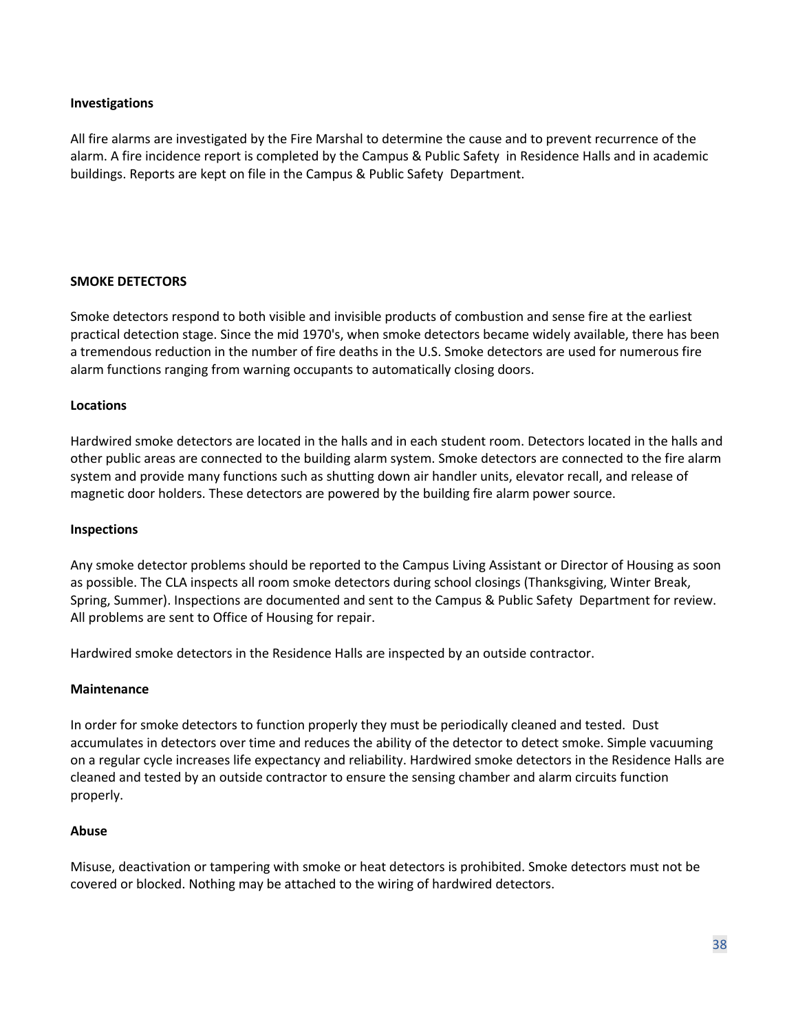**Investigations**

All fire alarms are investigated by the Fire Marshal to determine the cause and to prevent recurrence of the alarm. A fire incidence report is completed by the Campus & Public Safety in Residence Halls and in academic buildings. Reports are kept on file in the Campus & Public Safety Department.

**SMOKE DETECTORS**

Smoke detectors respond to both visible and invisible products of combustion and sense fire at the earliest practical detection stage. Since the mid 1970's, when smoke detectors became widely available, there has been a tremendous reduction in the number of fire deaths in the U.S. Smoke detectors are used for numerous fire alarm functions ranging from warning occupants to automatically closing doors.

**Locations**

Hardwired smoke detectors are located in the halls and in each student room. Detectors located in the halls and other public areas are connected to the building alarm system. Smoke detectors are connected to the fire alarm system and provide many functions such as shutting down air handler units, elevator recall, and release of magnetic door holders. These detectors are powered by the building fire alarm power source.

**Inspections**

Any smoke detector problems should be reported to the Campus Living Assistant or Director of Housing as soon as possible. The CLA inspects all room smoke detectors during school closings (Thanksgiving, Winter Break, Spring, Summer). Inspections are documented and sent to the Campus & Public Safety Department for review. All problems are sent to Office of Housing for repair.

Hardwired smoke detectors in the Residence Halls are inspected by an outside contractor.

**Maintenance**

In order for smoke detectors to function properly they must be periodically cleaned and tested. Dust accumulates in detectors over time and reduces the ability of the detector to detect smoke. Simple vacuuming on a regular cycle increases life expectancy and reliability. Hardwired smoke detectors in the Residence Halls are cleaned and tested by an outside contractor to ensure the sensing chamber and alarm circuits function properly.

**Abuse**

Misuse, deactivation or tampering with smoke or heat detectors is prohibited. Smoke detectors must not be covered or blocked. Nothing may be attached to the wiring of hardwired detectors.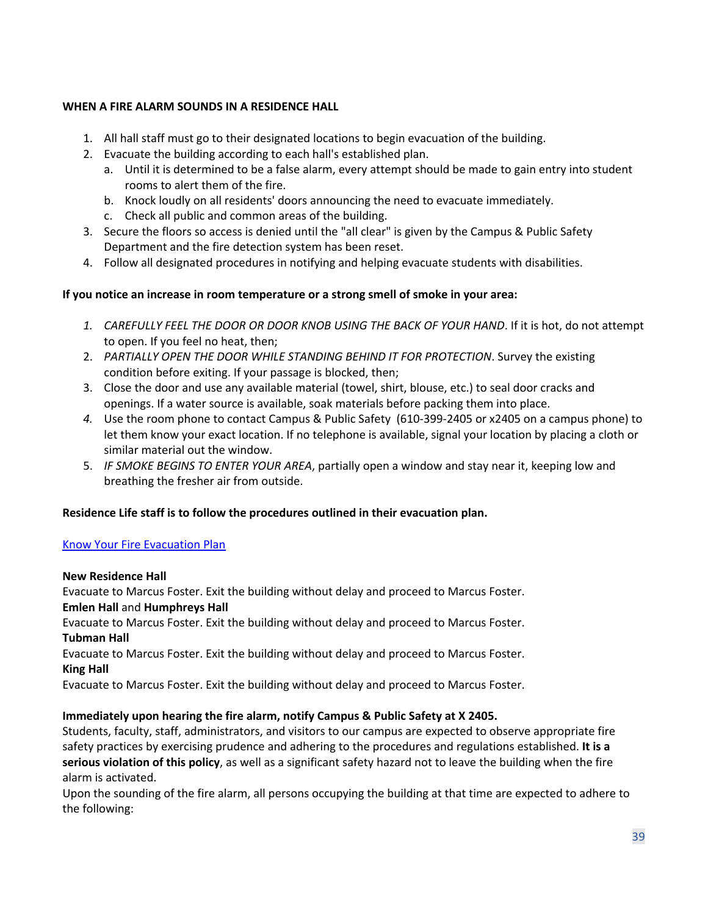**WHEN A FIRE ALARM SOUNDS IN A RESIDENCE HALL**

1. All hall staff must go to their designated locations to begin evacuation of the building.
2. Evacuate the building according to each hall's established plan.
   a. Until it is determined to be a false alarm, every attempt should be made to gain entry into student rooms to alert them of the fire.
   b. Knock loudly on all residents' doors announcing the need to evacuate immediately.
   c. Check all public and common areas of the building.
3. Secure the floors so access is denied until the "all clear" is given by the Campus & Public Safety Department and the fire detection system has been reset.
4. Follow all designated procedures in notifying and helping evacuate students with disabilities.

**If you notice an increase in room temperature or a strong smell of smoke in your area:**

1. *CAREFULLY FEEL THE DOOR OR DOOR KNOB USING THE BACK OF YOUR HAND*. If it is hot, do not attempt to open. If you feel no heat, then;
2. *PARTIALLY OPEN THE DOOR WHILE STANDING BEHIND IT FOR PROTECTION*. Survey the existing condition before exiting. If your passage is blocked, then;
3. Close the door and use any available material (towel, shirt, blouse, etc.) to seal door cracks and openings. If a water source is available, soak materials before packing them into place.
4. Use the room phone to contact Campus & Public Safety (610-399-2405 or x2405 on a campus phone) to let them know your exact location. If no telephone is available, signal your location by placing a cloth or similar material out the window.
5. *IF SMOKE BEGINS TO ENTER YOUR AREA*, partially open a window and stay near it, keeping low and breathing the fresher air from outside.

**Residence Life staff is to follow the procedures outlined in their evacuation plan.**

[Know Your Fire Evacuation Plan]

**New Residence Hall**
Evacuate to Marcus Foster. Exit the building without delay and proceed to Marcus Foster.
**Emlen Hall** and **Humphreys Hall**
Evacuate to Marcus Foster. Exit the building without delay and proceed to Marcus Foster.
**Tubman Hall**
Evacuate to Marcus Foster. Exit the building without delay and proceed to Marcus Foster.
**King Hall**
Evacuate to Marcus Foster. Exit the building without delay and proceed to Marcus Foster.

**Immediately upon hearing the fire alarm, notify Campus & Public Safety at X 2405.**
Students, faculty, staff, administrators, and visitors to our campus are expected to observe appropriate fire safety practices by exercising prudence and adhering to the procedures and regulations established. **It is a serious violation of this policy**, as well as a significant safety hazard not to leave the building when the fire alarm is activated.
Upon the sounding of the fire alarm, all persons occupying the building at that time are expected to adhere to the following: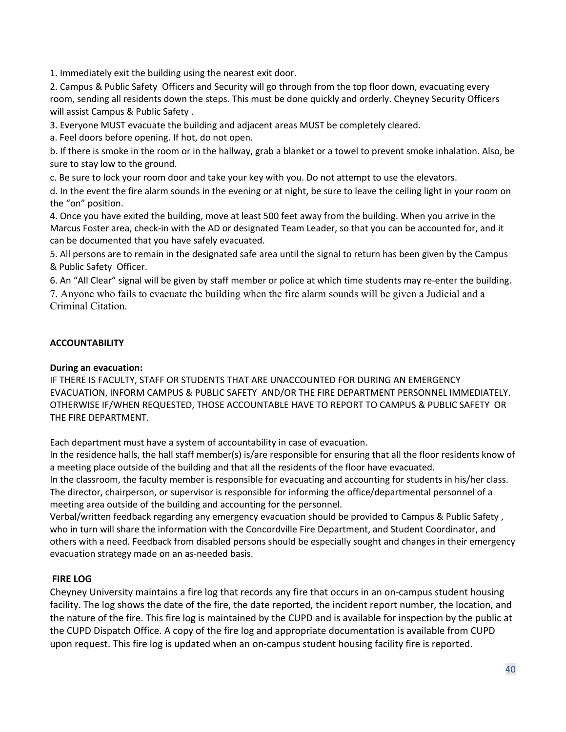1. Immediately exit the building using the nearest exit door.

2. Campus & Public Safety Officers and Security will go through from the top floor down, evacuating every room, sending all residents down the steps. This must be done quickly and orderly. Cheyney Security Officers will assist Campus & Public Safety .

3. Everyone MUST evacuate the building and adjacent areas MUST be completely cleared.

a. Feel doors before opening. If hot, do not open.

b. If there is smoke in the room or in the hallway, grab a blanket or a towel to prevent smoke inhalation. Also, be sure to stay low to the ground.

c. Be sure to lock your room door and take your key with you. Do not attempt to use the elevators.

d. In the event the fire alarm sounds in the evening or at night, be sure to leave the ceiling light in your room on the "on" position.

4. Once you have exited the building, move at least 500 feet away from the building. When you arrive in the Marcus Foster area, check-in with the AD or designated Team Leader, so that you can be accounted for, and it can be documented that you have safely evacuated.

5. All persons are to remain in the designated safe area until the signal to return has been given by the Campus & Public Safety Officer.

6. An "All Clear" signal will be given by staff member or police at which time students may re-enter the building.

7. Anyone who fails to evacuate the building when the fire alarm sounds will be given a Judicial and a Criminal Citation.

**ACCOUNTABILITY**

**During an evacuation:**

IF THERE IS FACULTY, STAFF OR STUDENTS THAT ARE UNACCOUNTED FOR DURING AN EMERGENCY EVACUATION, INFORM CAMPUS & PUBLIC SAFETY AND/OR THE FIRE DEPARTMENT PERSONNEL IMMEDIATELY. OTHERWISE IF/WHEN REQUESTED, THOSE ACCOUNTABLE HAVE TO REPORT TO CAMPUS & PUBLIC SAFETY OR THE FIRE DEPARTMENT.

Each department must have a system of accountability in case of evacuation.

In the residence halls, the hall staff member(s) is/are responsible for ensuring that all the floor residents know of a meeting place outside of the building and that all the residents of the floor have evacuated.

In the classroom, the faculty member is responsible for evacuating and accounting for students in his/her class.

The director, chairperson, or supervisor is responsible for informing the office/departmental personnel of a meeting area outside of the building and accounting for the personnel.

Verbal/written feedback regarding any emergency evacuation should be provided to Campus & Public Safety , who in turn will share the information with the Concordville Fire Department, and Student Coordinator, and others with a need. Feedback from disabled persons should be especially sought and changes in their emergency evacuation strategy made on an as-needed basis.

**FIRE LOG**

Cheyney University maintains a fire log that records any fire that occurs in an on-campus student housing facility. The log shows the date of the fire, the date reported, the incident report number, the location, and the nature of the fire. This fire log is maintained by the CUPD and is available for inspection by the public at the CUPD Dispatch Office. A copy of the fire log and appropriate documentation is available from CUPD upon request. This fire log is updated when an on-campus student housing facility fire is reported.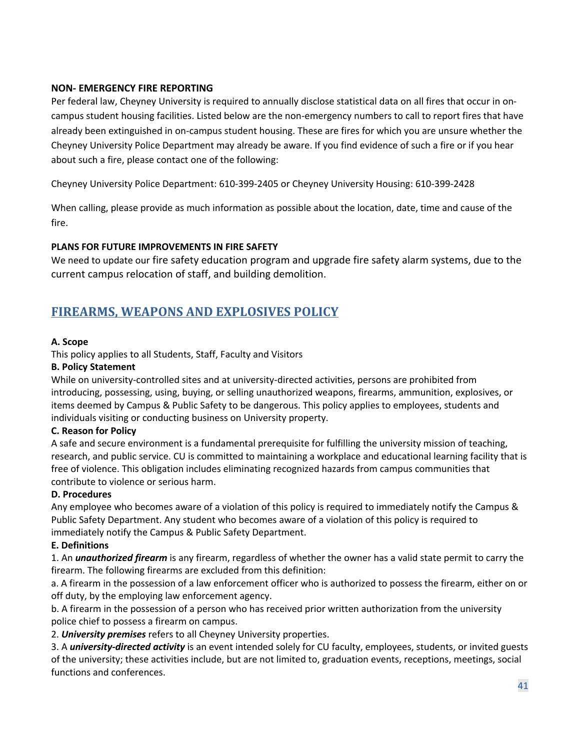**NON- EMERGENCY FIRE REPORTING**

Per federal law, Cheyney University is required to annually disclose statistical data on all fires that occur in on-campus student housing facilities. Listed below are the non-emergency numbers to call to report fires that have already been extinguished in on-campus student housing. These are fires for which you are unsure whether the Cheyney University Police Department may already be aware. If you find evidence of such a fire or if you hear about such a fire, please contact one of the following:

Cheyney University Police Department: 610-399-2405 or Cheyney University Housing: 610-399-2428

When calling, please provide as much information as possible about the location, date, time and cause of the fire.

**PLANS FOR FUTURE IMPROVEMENTS IN FIRE SAFETY**

We need to update our fire safety education program and upgrade fire safety alarm systems, due to the current campus relocation of staff, and building demolition.

## FIREARMS, WEAPONS AND EXPLOSIVES POLICY

**A. Scope**

This policy applies to all Students, Staff, Faculty and Visitors

**B. Policy Statement**

While on university-controlled sites and at university-directed activities, persons are prohibited from introducing, possessing, using, buying, or selling unauthorized weapons, firearms, ammunition, explosives, or items deemed by Campus & Public Safety to be dangerous. This policy applies to employees, students and individuals visiting or conducting business on University property.

**C. Reason for Policy**

A safe and secure environment is a fundamental prerequisite for fulfilling the university mission of teaching, research, and public service. CU is committed to maintaining a workplace and educational learning facility that is free of violence. This obligation includes eliminating recognized hazards from campus communities that contribute to violence or serious harm.

**D. Procedures**

Any employee who becomes aware of a violation of this policy is required to immediately notify the Campus & Public Safety Department. Any student who becomes aware of a violation of this policy is required to immediately notify the Campus & Public Safety Department.

**E. Definitions**

1. An ***unauthorized firearm*** is any firearm, regardless of whether the owner has a valid state permit to carry the firearm. The following firearms are excluded from this definition:

a. A firearm in the possession of a law enforcement officer who is authorized to possess the firearm, either on or off duty, by the employing law enforcement agency.

b. A firearm in the possession of a person who has received prior written authorization from the university police chief to possess a firearm on campus.

2. ***University premises*** refers to all Cheyney University properties.

3. A ***university-directed activity*** is an event intended solely for CU faculty, employees, students, or invited guests of the university; these activities include, but are not limited to, graduation events, receptions, meetings, social functions and conferences.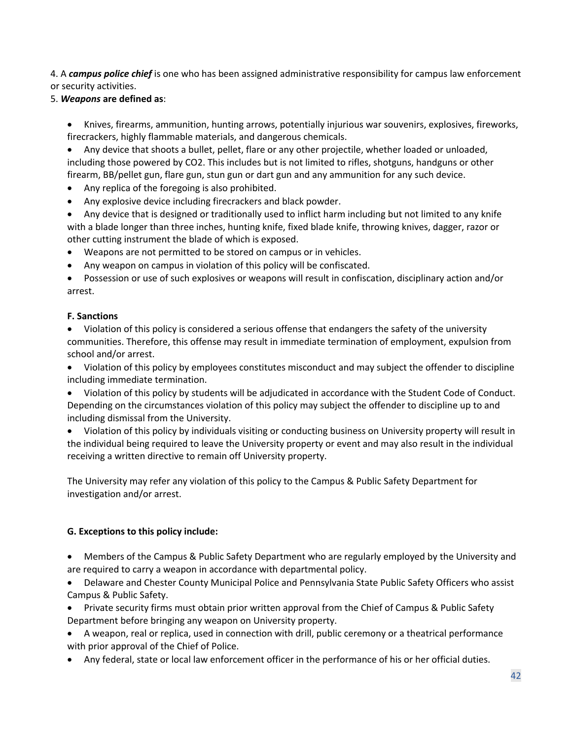4. A ***campus police chief*** is one who has been assigned administrative responsibility for campus law enforcement or security activities.

5. ***Weapons* are defined as**:

- Knives, firearms, ammunition, hunting arrows, potentially injurious war souvenirs, explosives, fireworks, firecrackers, highly flammable materials, and dangerous chemicals.
- Any device that shoots a bullet, pellet, flare or any other projectile, whether loaded or unloaded, including those powered by CO2. This includes but is not limited to rifles, shotguns, handguns or other firearm, BB/pellet gun, flare gun, stun gun or dart gun and any ammunition for any such device.
- Any replica of the foregoing is also prohibited.
- Any explosive device including firecrackers and black powder.
- Any device that is designed or traditionally used to inflict harm including but not limited to any knife with a blade longer than three inches, hunting knife, fixed blade knife, throwing knives, dagger, razor or other cutting instrument the blade of which is exposed.
- Weapons are not permitted to be stored on campus or in vehicles.
- Any weapon on campus in violation of this policy will be confiscated.
- Possession or use of such explosives or weapons will result in confiscation, disciplinary action and/or arrest.

**F. Sanctions**

- Violation of this policy is considered a serious offense that endangers the safety of the university communities. Therefore, this offense may result in immediate termination of employment, expulsion from school and/or arrest.
- Violation of this policy by employees constitutes misconduct and may subject the offender to discipline including immediate termination.
- Violation of this policy by students will be adjudicated in accordance with the Student Code of Conduct. Depending on the circumstances violation of this policy may subject the offender to discipline up to and including dismissal from the University.
- Violation of this policy by individuals visiting or conducting business on University property will result in the individual being required to leave the University property or event and may also result in the individual receiving a written directive to remain off University property.

The University may refer any violation of this policy to the Campus & Public Safety Department for investigation and/or arrest.

**G. Exceptions to this policy include:**

- Members of the Campus & Public Safety Department who are regularly employed by the University and are required to carry a weapon in accordance with departmental policy.
- Delaware and Chester County Municipal Police and Pennsylvania State Public Safety Officers who assist Campus & Public Safety.
- Private security firms must obtain prior written approval from the Chief of Campus & Public Safety Department before bringing any weapon on University property.
- A weapon, real or replica, used in connection with drill, public ceremony or a theatrical performance with prior approval of the Chief of Police.
- Any federal, state or local law enforcement officer in the performance of his or her official duties.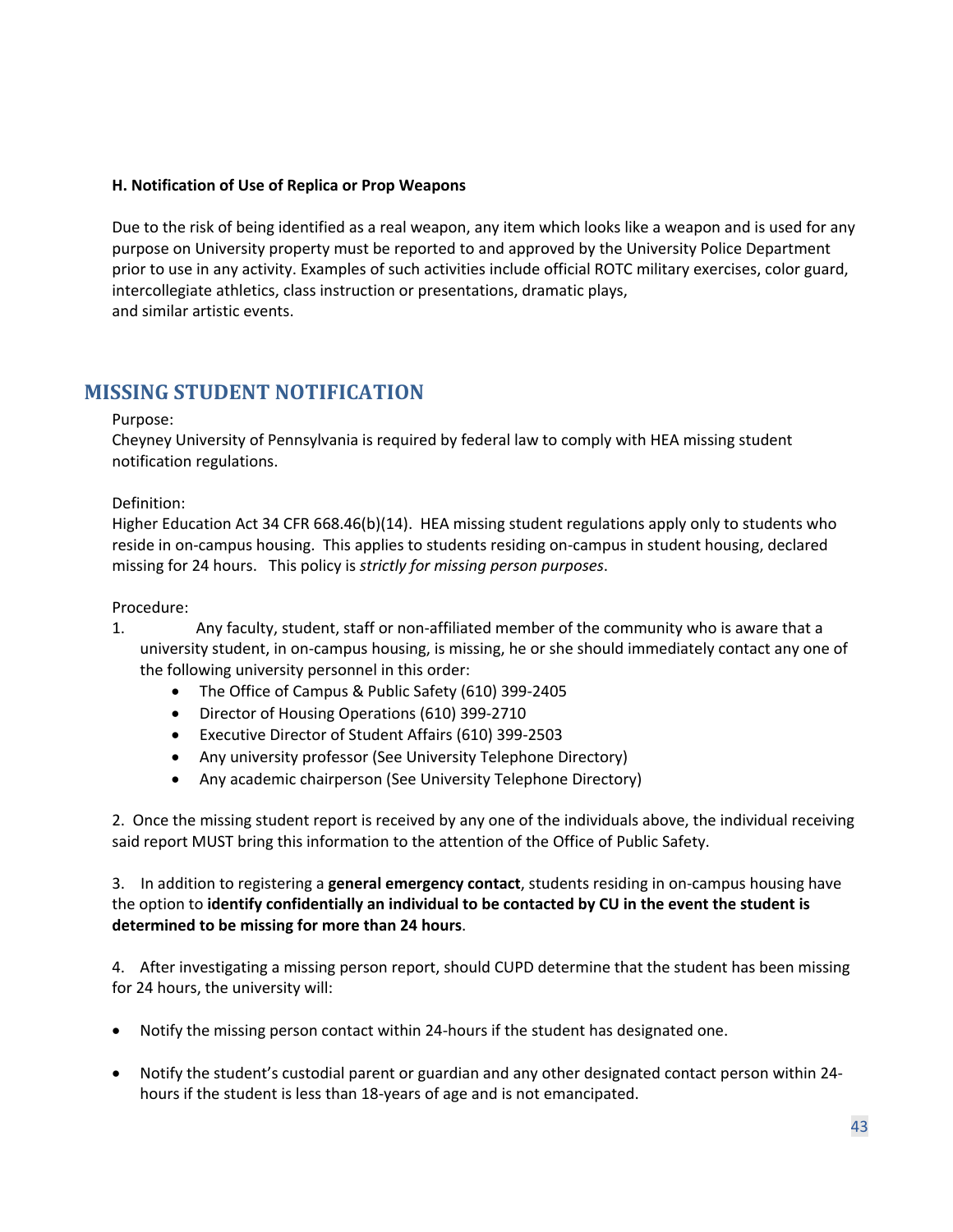**H. Notification of Use of Replica or Prop Weapons**

Due to the risk of being identified as a real weapon, any item which looks like a weapon and is used for any purpose on University property must be reported to and approved by the University Police Department prior to use in any activity. Examples of such activities include official ROTC military exercises, color guard, intercollegiate athletics, class instruction or presentations, dramatic plays, and similar artistic events.

## MISSING STUDENT NOTIFICATION

Purpose:
Cheyney University of Pennsylvania is required by federal law to comply with HEA missing student notification regulations.

Definition:
Higher Education Act 34 CFR 668.46(b)(14). HEA missing student regulations apply only to students who reside in on-campus housing. This applies to students residing on-campus in student housing, declared missing for 24 hours. This policy is *strictly for missing person purposes*.

Procedure:

1. Any faculty, student, staff or non-affiliated member of the community who is aware that a university student, in on-campus housing, is missing, he or she should immediately contact any one of the following university personnel in this order:
   - The Office of Campus & Public Safety (610) 399-2405
   - Director of Housing Operations (610) 399-2710
   - Executive Director of Student Affairs (610) 399-2503
   - Any university professor (See University Telephone Directory)
   - Any academic chairperson (See University Telephone Directory)

2. Once the missing student report is received by any one of the individuals above, the individual receiving said report MUST bring this information to the attention of the Office of Public Safety.

3. In addition to registering a **general emergency contact**, students residing in on-campus housing have the option to **identify confidentially an individual to be contacted by CU in the event the student is determined to be missing for more than 24 hours**.

4. After investigating a missing person report, should CUPD determine that the student has been missing for 24 hours, the university will:

- Notify the missing person contact within 24-hours if the student has designated one.
- Notify the student's custodial parent or guardian and any other designated contact person within 24-hours if the student is less than 18-years of age and is not emancipated.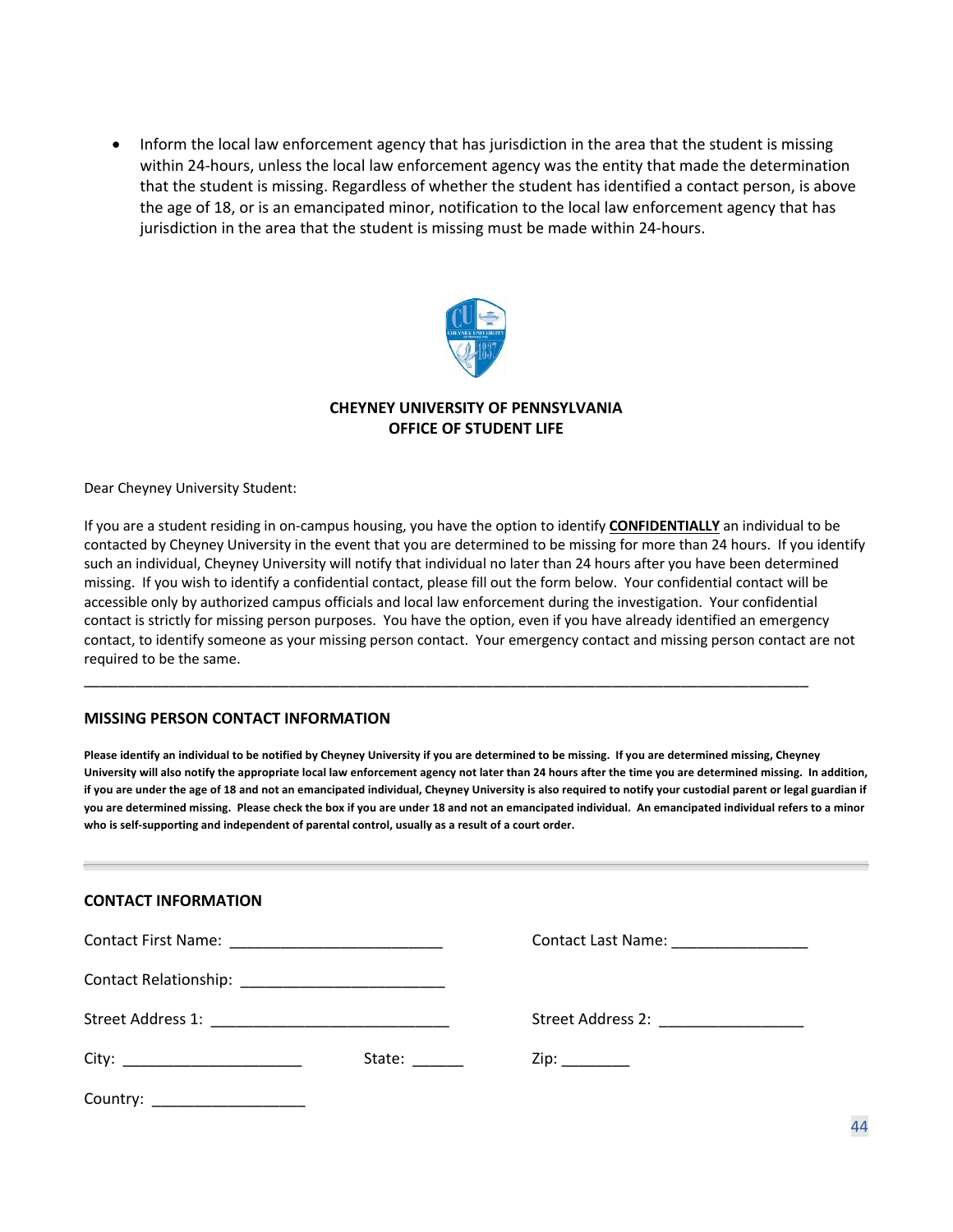- Inform the local law enforcement agency that has jurisdiction in the area that the student is missing within 24-hours, unless the local law enforcement agency was the entity that made the determination that the student is missing. Regardless of whether the student has identified a contact person, is above the age of 18, or is an emancipated minor, notification to the local law enforcement agency that has jurisdiction in the area that the student is missing must be made within 24-hours.

**CHEYNEY UNIVERSITY OF PENNSYLVANIA**
**OFFICE OF STUDENT LIFE**

Dear Cheyney University Student:

If you are a student residing in on-campus housing, you have the option to identify **CONFIDENTIALLY** an individual to be contacted by Cheyney University in the event that you are determined to be missing for more than 24 hours. If you identify such an individual, Cheyney University will notify that individual no later than 24 hours after you have been determined missing. If you wish to identify a confidential contact, please fill out the form below. Your confidential contact will be accessible only by authorized campus officials and local law enforcement during the investigation. Your confidential contact is strictly for missing person purposes. You have the option, even if you have already identified an emergency contact, to identify someone as your missing person contact. Your emergency contact and missing person contact are not required to be the same.

---

### MISSING PERSON CONTACT INFORMATION

**Please identify an individual to be notified by Cheyney University if you are determined to be missing. If you are determined missing, Cheyney University will also notify the appropriate local law enforcement agency not later than 24 hours after the time you are determined missing. In addition, if you are under the age of 18 and not an emancipated individual, Cheyney University is also required to notify your custodial parent or legal guardian if you are determined missing. Please check the box if you are under 18 and not an emancipated individual. An emancipated individual refers to a minor who is self-supporting and independent of parental control, usually as a result of a court order.**

---

### CONTACT INFORMATION

Contact First Name: ________________________ Contact Last Name: _______________

Contact Relationship: ______________________

Street Address 1: ___________________________ Street Address 2: ________________

City: ____________________ State: ______ Zip: ________

Country: _________________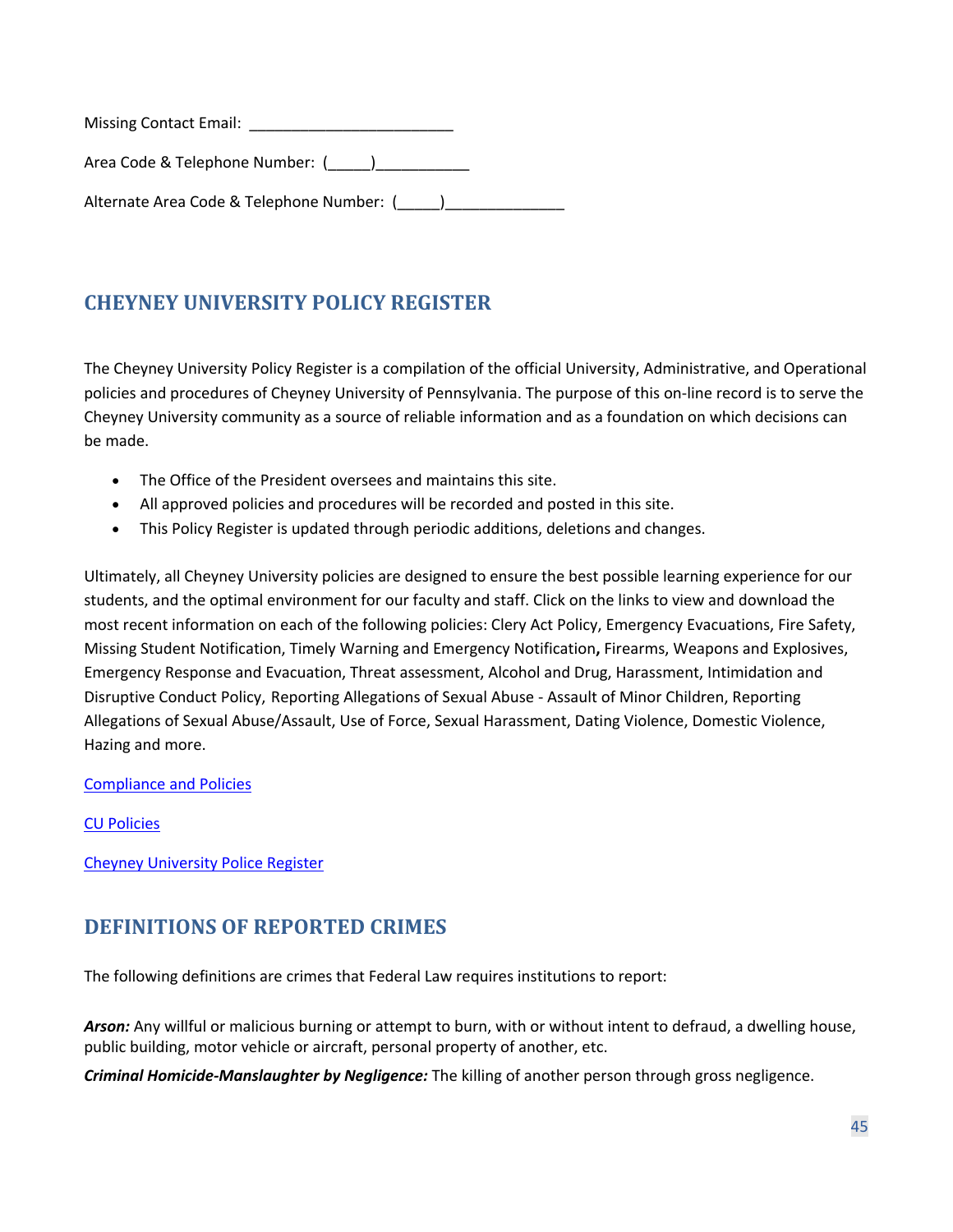Missing Contact Email: ________________________

Area Code & Telephone Number: (_____)___________

Alternate Area Code & Telephone Number: (_____)______________

## CHEYNEY UNIVERSITY POLICY REGISTER

The Cheyney University Policy Register is a compilation of the official University, Administrative, and Operational policies and procedures of Cheyney University of Pennsylvania. The purpose of this on-line record is to serve the Cheyney University community as a source of reliable information and as a foundation on which decisions can be made.

- The Office of the President oversees and maintains this site.
- All approved policies and procedures will be recorded and posted in this site.
- This Policy Register is updated through periodic additions, deletions and changes.

Ultimately, all Cheyney University policies are designed to ensure the best possible learning experience for our students, and the optimal environment for our faculty and staff. Click on the links to view and download the most recent information on each of the following policies: Clery Act Policy, Emergency Evacuations, Fire Safety, Missing Student Notification, Timely Warning and Emergency Notification**,** Firearms, Weapons and Explosives, Emergency Response and Evacuation, Threat assessment, Alcohol and Drug, Harassment, Intimidation and Disruptive Conduct Policy, Reporting Allegations of Sexual Abuse - Assault of Minor Children, Reporting Allegations of Sexual Abuse/Assault, Use of Force, Sexual Harassment, Dating Violence, Domestic Violence, Hazing and more.

Compliance and Policies

CU Policies

Cheyney University Police Register

## DEFINITIONS OF REPORTED CRIMES

The following definitions are crimes that Federal Law requires institutions to report:

***Arson:*** Any willful or malicious burning or attempt to burn, with or without intent to defraud, a dwelling house, public building, motor vehicle or aircraft, personal property of another, etc.

***Criminal Homicide-Manslaughter by Negligence:*** The killing of another person through gross negligence.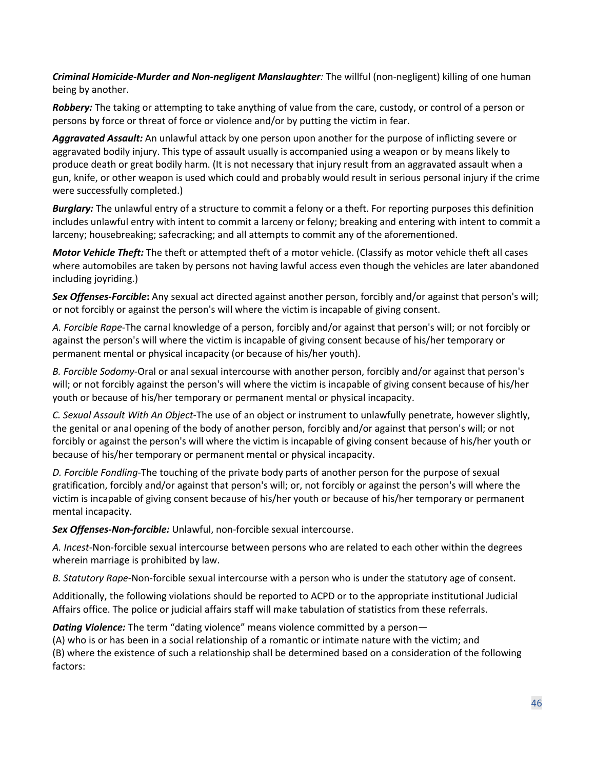***Criminal Homicide-Murder and Non-negligent Manslaughter****:* The willful (non-negligent) killing of one human being by another.

***Robbery:*** The taking or attempting to take anything of value from the care, custody, or control of a person or persons by force or threat of force or violence and/or by putting the victim in fear.

***Aggravated Assault:*** An unlawful attack by one person upon another for the purpose of inflicting severe or aggravated bodily injury. This type of assault usually is accompanied using a weapon or by means likely to produce death or great bodily harm. (It is not necessary that injury result from an aggravated assault when a gun, knife, or other weapon is used which could and probably would result in serious personal injury if the crime were successfully completed.)

***Burglary:*** The unlawful entry of a structure to commit a felony or a theft. For reporting purposes this definition includes unlawful entry with intent to commit a larceny or felony; breaking and entering with intent to commit a larceny; housebreaking; safecracking; and all attempts to commit any of the aforementioned.

***Motor Vehicle Theft:*** The theft or attempted theft of a motor vehicle. (Classify as motor vehicle theft all cases where automobiles are taken by persons not having lawful access even though the vehicles are later abandoned including joyriding.)

***Sex Offenses-Forcible*****:** Any sexual act directed against another person, forcibly and/or against that person's will; or not forcibly or against the person's will where the victim is incapable of giving consent.

*A. Forcible Rape*-The carnal knowledge of a person, forcibly and/or against that person's will; or not forcibly or against the person's will where the victim is incapable of giving consent because of his/her temporary or permanent mental or physical incapacity (or because of his/her youth).

*B. Forcible Sodomy*-Oral or anal sexual intercourse with another person, forcibly and/or against that person's will; or not forcibly against the person's will where the victim is incapable of giving consent because of his/her youth or because of his/her temporary or permanent mental or physical incapacity.

*C. Sexual Assault With An Object*-The use of an object or instrument to unlawfully penetrate, however slightly, the genital or anal opening of the body of another person, forcibly and/or against that person's will; or not forcibly or against the person's will where the victim is incapable of giving consent because of his/her youth or because of his/her temporary or permanent mental or physical incapacity.

*D. Forcible Fondling*-The touching of the private body parts of another person for the purpose of sexual gratification, forcibly and/or against that person's will; or, not forcibly or against the person's will where the victim is incapable of giving consent because of his/her youth or because of his/her temporary or permanent mental incapacity.

***Sex Offenses-Non-forcible:*** Unlawful, non-forcible sexual intercourse.

*A. Incest*-Non-forcible sexual intercourse between persons who are related to each other within the degrees wherein marriage is prohibited by law.

*B. Statutory Rape*-Non-forcible sexual intercourse with a person who is under the statutory age of consent.

Additionally, the following violations should be reported to ACPD or to the appropriate institutional Judicial Affairs office. The police or judicial affairs staff will make tabulation of statistics from these referrals.

***Dating Violence:*** The term "dating violence" means violence committed by a person—
(A) who is or has been in a social relationship of a romantic or intimate nature with the victim; and
(B) where the existence of such a relationship shall be determined based on a consideration of the following factors: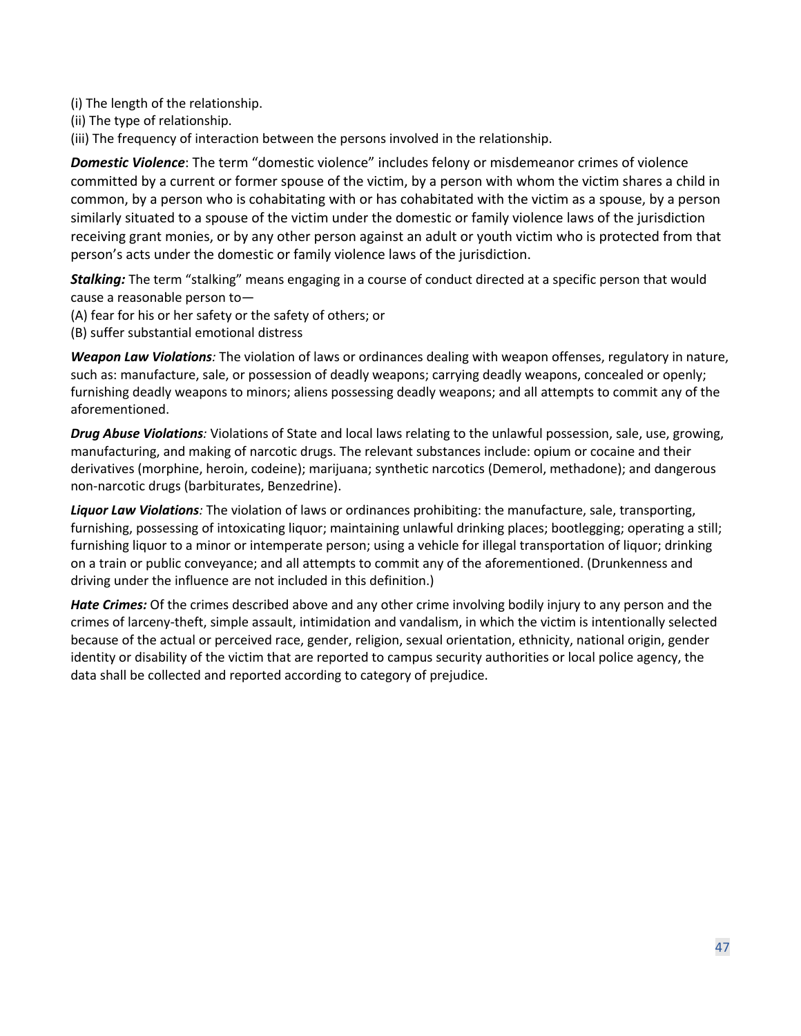(i) The length of the relationship.  
(ii) The type of relationship.  
(iii) The frequency of interaction between the persons involved in the relationship.

***Domestic Violence***: The term "domestic violence" includes felony or misdemeanor crimes of violence committed by a current or former spouse of the victim, by a person with whom the victim shares a child in common, by a person who is cohabitating with or has cohabitated with the victim as a spouse, by a person similarly situated to a spouse of the victim under the domestic or family violence laws of the jurisdiction receiving grant monies, or by any other person against an adult or youth victim who is protected from that person's acts under the domestic or family violence laws of the jurisdiction.

***Stalking:*** The term "stalking" means engaging in a course of conduct directed at a specific person that would cause a reasonable person to—  
(A) fear for his or her safety or the safety of others; or  
(B) suffer substantial emotional distress

***Weapon Law Violations****:* The violation of laws or ordinances dealing with weapon offenses, regulatory in nature, such as: manufacture, sale, or possession of deadly weapons; carrying deadly weapons, concealed or openly; furnishing deadly weapons to minors; aliens possessing deadly weapons; and all attempts to commit any of the aforementioned.

***Drug Abuse Violations****:* Violations of State and local laws relating to the unlawful possession, sale, use, growing, manufacturing, and making of narcotic drugs. The relevant substances include: opium or cocaine and their derivatives (morphine, heroin, codeine); marijuana; synthetic narcotics (Demerol, methadone); and dangerous non-narcotic drugs (barbiturates, Benzedrine).

***Liquor Law Violations****:* The violation of laws or ordinances prohibiting: the manufacture, sale, transporting, furnishing, possessing of intoxicating liquor; maintaining unlawful drinking places; bootlegging; operating a still; furnishing liquor to a minor or intemperate person; using a vehicle for illegal transportation of liquor; drinking on a train or public conveyance; and all attempts to commit any of the aforementioned. (Drunkenness and driving under the influence are not included in this definition.)

***Hate Crimes:*** Of the crimes described above and any other crime involving bodily injury to any person and the crimes of larceny-theft, simple assault, intimidation and vandalism, in which the victim is intentionally selected because of the actual or perceived race, gender, religion, sexual orientation, ethnicity, national origin, gender identity or disability of the victim that are reported to campus security authorities or local police agency, the data shall be collected and reported according to category of prejudice.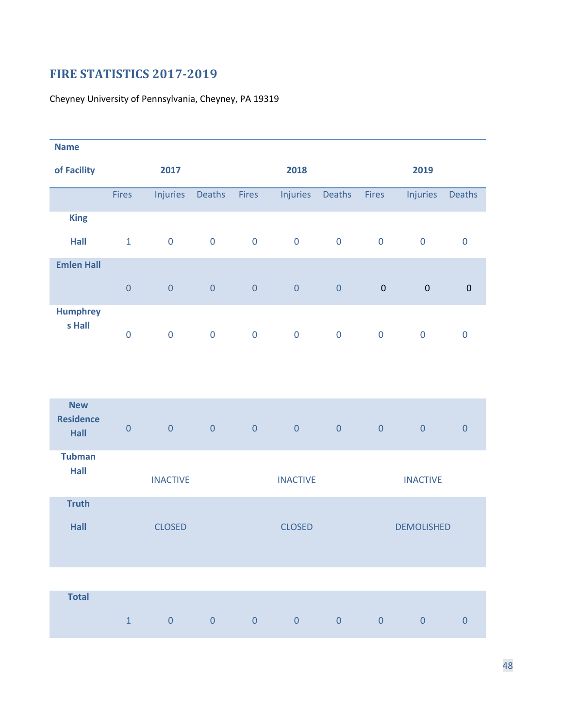## FIRE STATISTICS 2017-2019

Cheyney University of Pennsylvania, Cheyney, PA 19319

| Name of Facility | 2017 | | | 2018 | | | 2019 | | |
|---|---|---|---|---|---|---|---|---|---|
| | Fires | Injuries | Deaths | Fires | Injuries | Deaths | Fires | Injuries | Deaths |
| King Hall | 1 | 0 | 0 | 0 | 0 | 0 | 0 | 0 | 0 |
| Emlen Hall | 0 | 0 | 0 | 0 | 0 | 0 | 0 | 0 | 0 |
| Humphreys Hall | 0 | 0 | 0 | 0 | 0 | 0 | 0 | 0 | 0 |
| New Residence Hall | 0 | 0 | 0 | 0 | 0 | 0 | 0 | 0 | 0 |
| Tubman Hall | | INACTIVE | | | INACTIVE | | | INACTIVE | |
| Truth Hall | | CLOSED | | | CLOSED | | | DEMOLISHED | |
| Total | 1 | 0 | 0 | 0 | 0 | 0 | 0 | 0 | 0 |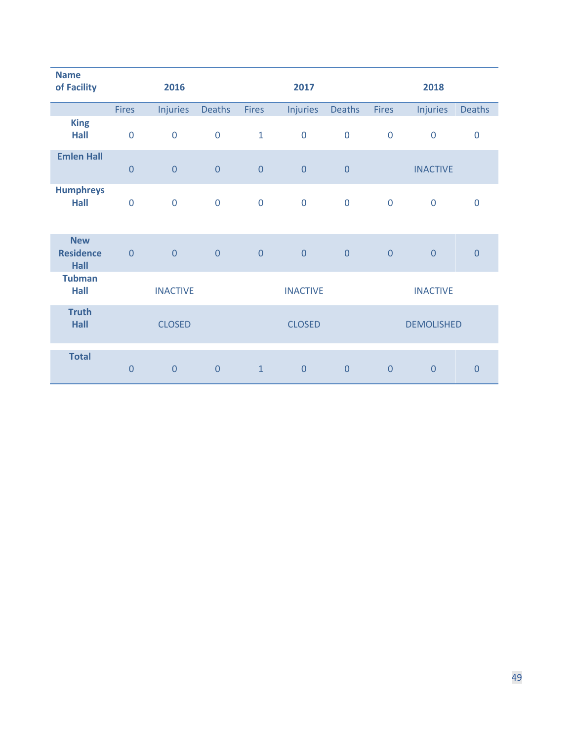| Name of Facility | 2016 | | | 2017 | | | 2018 | | |
|---|---|---|---|---|---|---|---|---|---|
| | Fires | Injuries | Deaths | Fires | Injuries | Deaths | Fires | Injuries | Deaths |
| King Hall | 0 | 0 | 0 | 1 | 0 | 0 | 0 | 0 | 0 |
| Emlen Hall | 0 | 0 | 0 | 0 | 0 | 0 | | INACTIVE | |
| Humphreys Hall | 0 | 0 | 0 | 0 | 0 | 0 | 0 | 0 | 0 |
| New Residence Hall | 0 | 0 | 0 | 0 | 0 | 0 | 0 | 0 | 0 |
| Tubman Hall | | INACTIVE | | | INACTIVE | | | INACTIVE | |
| Truth Hall | | CLOSED | | | CLOSED | | | DEMOLISHED | |
| Total | 0 | 0 | 0 | 1 | 0 | 0 | 0 | 0 | 0 |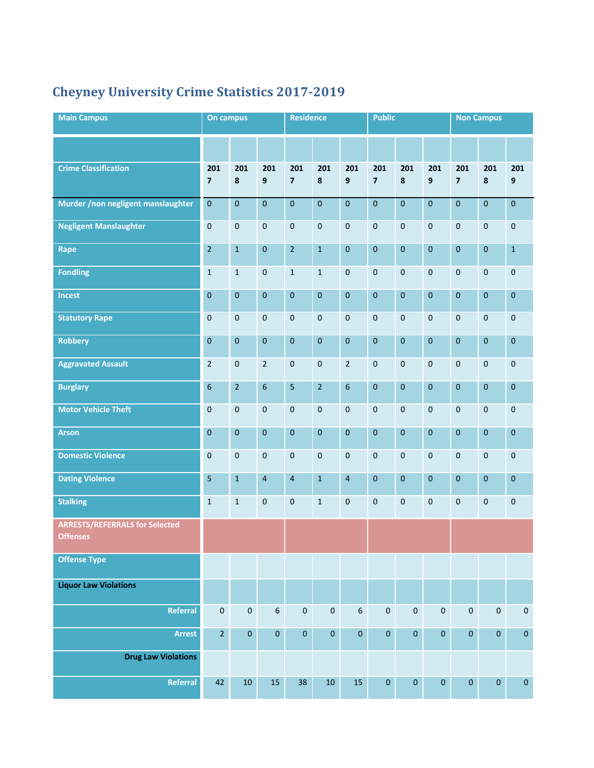# Cheyney University Crime Statistics 2017-2019

| Main Campus | On campus | | | Residence | | | Public | | | Non Campus | | |
|---|---|---|---|---|---|---|---|---|---|---|---|---|
| | | | | | | | | | | | | |
| Crime Classification | 2017 | 2018 | 2019 | 2017 | 2018 | 2019 | 2017 | 2018 | 2019 | 2017 | 2018 | 2019 |
| Murder /non negligent manslaughter | 0 | 0 | 0 | 0 | 0 | 0 | 0 | 0 | 0 | 0 | 0 | 0 |
| Negligent Manslaughter | 0 | 0 | 0 | 0 | 0 | 0 | 0 | 0 | 0 | 0 | 0 | 0 |
| Rape | 2 | 1 | 0 | 2 | 1 | 0 | 0 | 0 | 0 | 0 | 0 | 1 |
| Fondling | 1 | 1 | 0 | 1 | 1 | 0 | 0 | 0 | 0 | 0 | 0 | 0 |
| Incest | 0 | 0 | 0 | 0 | 0 | 0 | 0 | 0 | 0 | 0 | 0 | 0 |
| Statutory Rape | 0 | 0 | 0 | 0 | 0 | 0 | 0 | 0 | 0 | 0 | 0 | 0 |
| Robbery | 0 | 0 | 0 | 0 | 0 | 0 | 0 | 0 | 0 | 0 | 0 | 0 |
| Aggravated Assault | 2 | 0 | 2 | 0 | 0 | 2 | 0 | 0 | 0 | 0 | 0 | 0 |
| Burglary | 6 | 2 | 6 | 5 | 2 | 6 | 0 | 0 | 0 | 0 | 0 | 0 |
| Motor Vehicle Theft | 0 | 0 | 0 | 0 | 0 | 0 | 0 | 0 | 0 | 0 | 0 | 0 |
| Arson | 0 | 0 | 0 | 0 | 0 | 0 | 0 | 0 | 0 | 0 | 0 | 0 |
| Domestic Violence | 0 | 0 | 0 | 0 | 0 | 0 | 0 | 0 | 0 | 0 | 0 | 0 |
| Dating Violence | 5 | 1 | 4 | 4 | 1 | 4 | 0 | 0 | 0 | 0 | 0 | 0 |
| Stalking | 1 | 1 | 0 | 0 | 1 | 0 | 0 | 0 | 0 | 0 | 0 | 0 |
| ARRESTS/REFERRALS for Selected Offenses | | | | | | | | | | | | |
| Offense Type | | | | | | | | | | | | |
| **Liquor Law Violations** | | | | | | | | | | | | |
| Referral | 0 | 0 | 6 | 0 | 0 | 6 | 0 | 0 | 0 | 0 | 0 | 0 |
| Arrest | 2 | 0 | 0 | 0 | 0 | 0 | 0 | 0 | 0 | 0 | 0 | 0 |
| **Drug Law Violations** | | | | | | | | | | | | |
| Referral | 42 | 10 | 15 | 38 | 10 | 15 | 0 | 0 | 0 | 0 | 0 | 0 |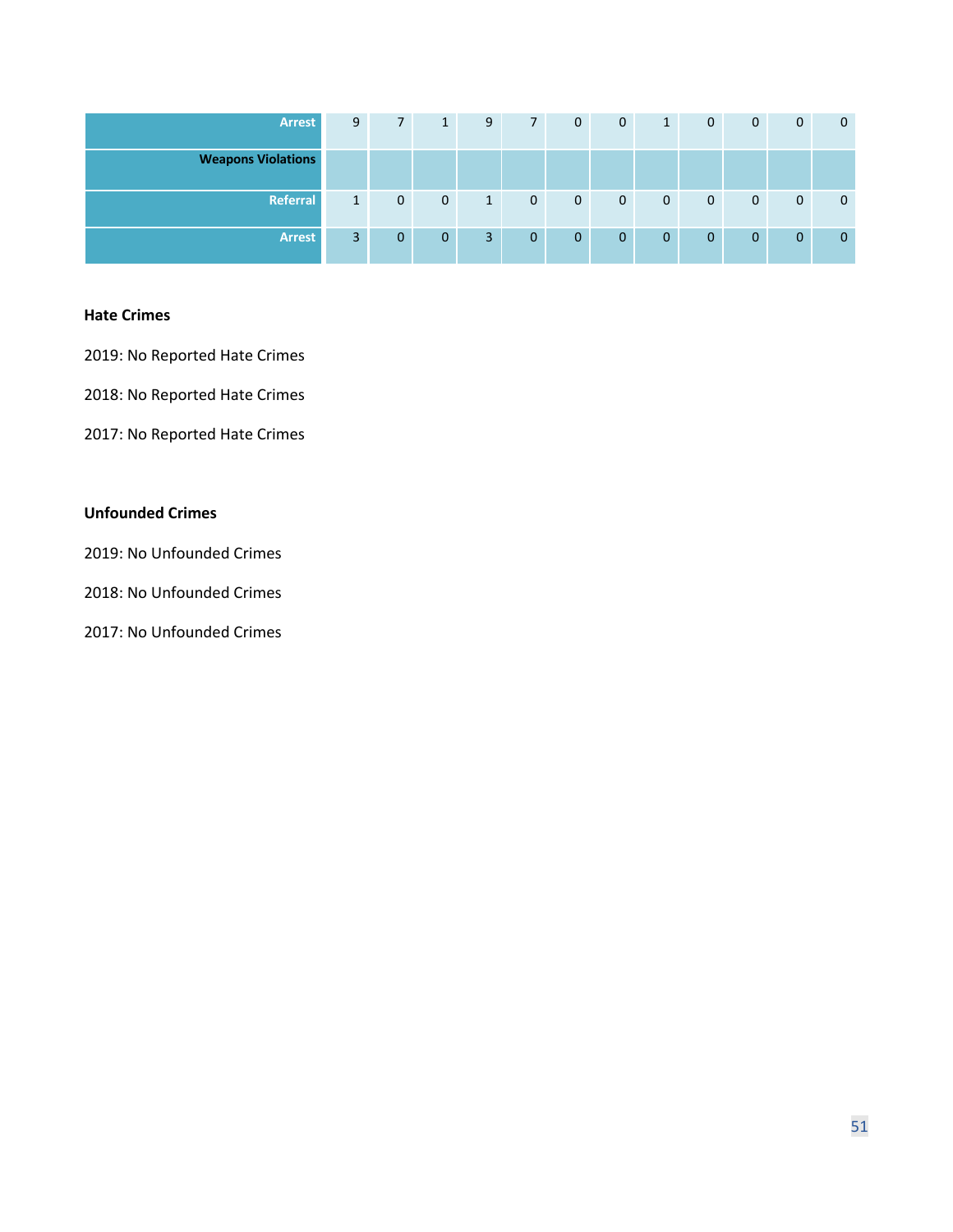| | | | | | | | | | | | | |
|---|---|---|---|---|---|---|---|---|---|---|---|---|
| **Arrest** | 9 | 7 | 1 | 9 | 7 | 0 | 0 | 1 | 0 | 0 | 0 | 0 |
| **Weapons Violations** | | | | | | | | | | | | |
| **Referral** | 1 | 0 | 0 | 1 | 0 | 0 | 0 | 0 | 0 | 0 | 0 | 0 |
| **Arrest** | 3 | 0 | 0 | 3 | 0 | 0 | 0 | 0 | 0 | 0 | 0 | 0 |

**Hate Crimes**

2019: No Reported Hate Crimes

2018: No Reported Hate Crimes

2017: No Reported Hate Crimes

**Unfounded Crimes**

2019: No Unfounded Crimes

2018: No Unfounded Crimes

2017: No Unfounded Crimes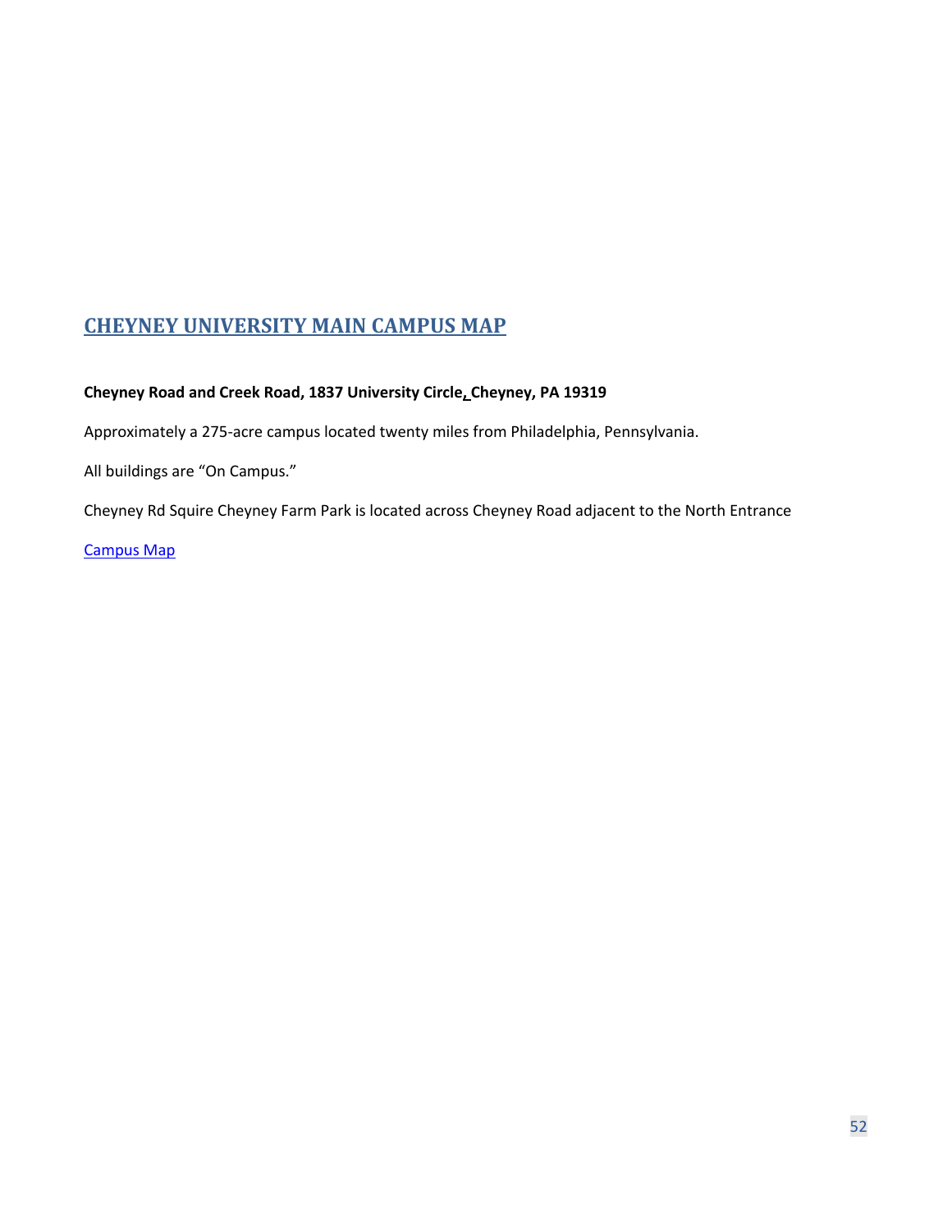## CHEYNEY UNIVERSITY MAIN CAMPUS MAP

**Cheyney Road and Creek Road, 1837 University Circle, Cheyney, PA 19319**

Approximately a 275-acre campus located twenty miles from Philadelphia, Pennsylvania.

All buildings are "On Campus."

Cheyney Rd Squire Cheyney Farm Park is located across Cheyney Road adjacent to the North Entrance

Campus Map